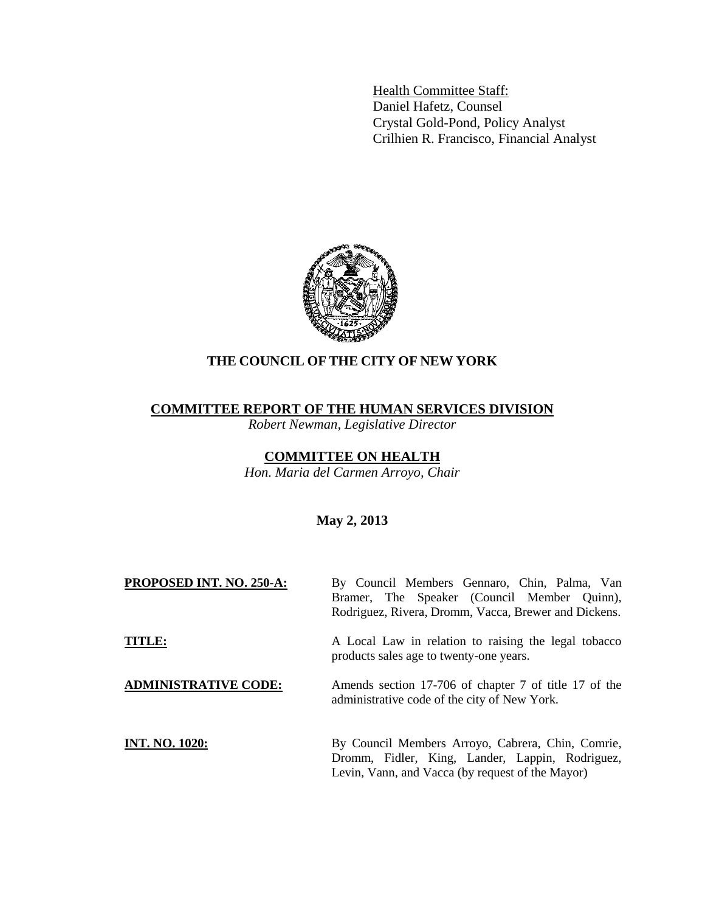Health Committee Staff:
Daniel Hafetz, Counsel
Crystal Gold-Pond, Policy Analyst
Crilhien R. Francisco, Financial Analyst

# THE COUNCIL OF THE CITY OF NEW YORK

## COMMITTEE REPORT OF THE HUMAN SERVICES DIVISION

*Robert Newman, Legislative Director*

## COMMITTEE ON HEALTH

*Hon. Maria del Carmen Arroyo, Chair*

**May 2, 2013**

**PROPOSED INT. NO. 250-A:** By Council Members Gennaro, Chin, Palma, Van Bramer, The Speaker (Council Member Quinn), Rodriguez, Rivera, Dromm, Vacca, Brewer and Dickens.

**TITLE:** A Local Law in relation to raising the legal tobacco products sales age to twenty-one years.

**ADMINISTRATIVE CODE:** Amends section 17-706 of chapter 7 of title 17 of the administrative code of the city of New York.

**INT. NO. 1020:** By Council Members Arroyo, Cabrera, Chin, Comrie, Dromm, Fidler, King, Lander, Lappin, Rodriguez, Levin, Vann, and Vacca (by request of the Mayor)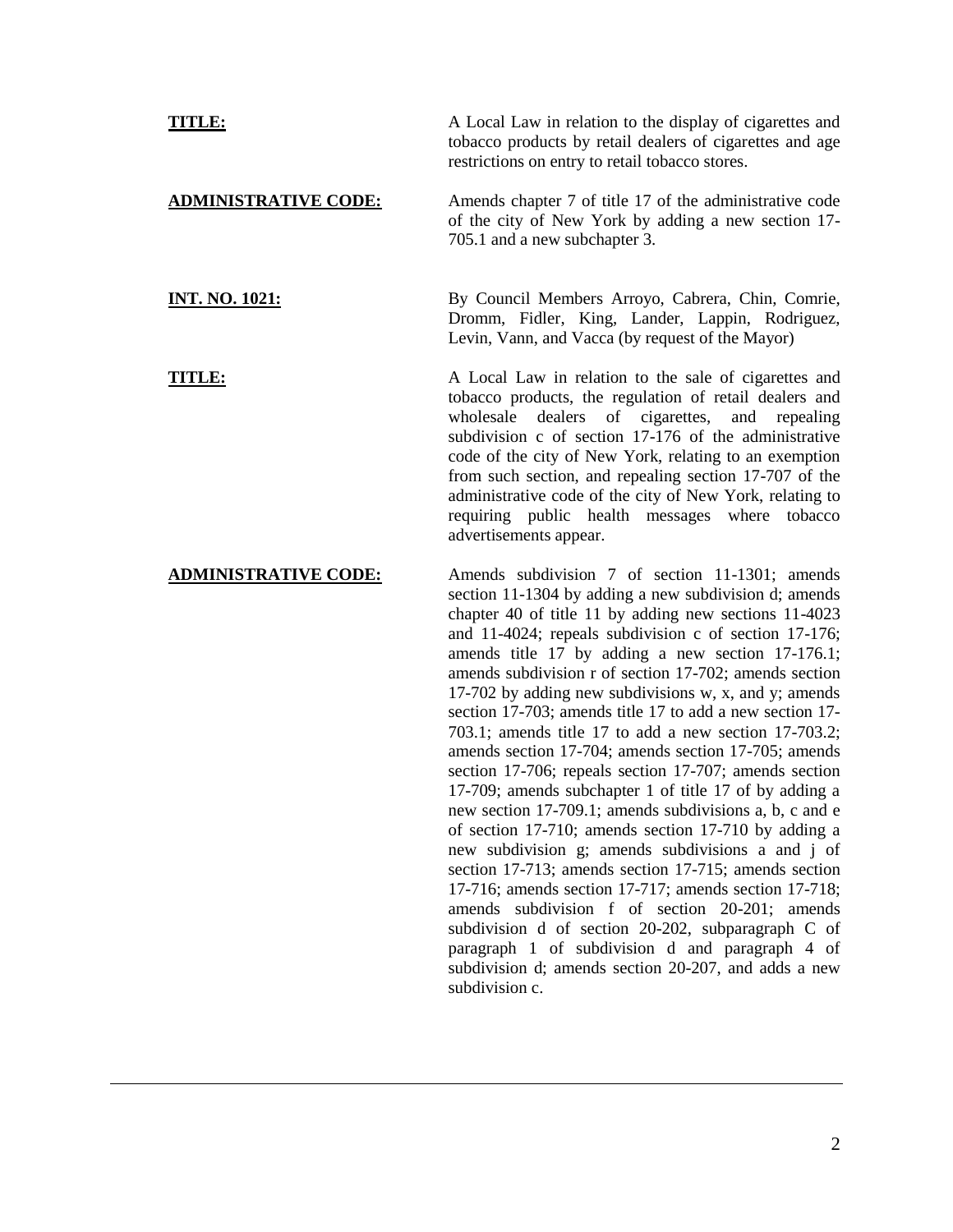**TITLE:** A Local Law in relation to the display of cigarettes and tobacco products by retail dealers of cigarettes and age restrictions on entry to retail tobacco stores.

**ADMINISTRATIVE CODE:** Amends chapter 7 of title 17 of the administrative code of the city of New York by adding a new section 17-705.1 and a new subchapter 3.

**INT. NO. 1021:** By Council Members Arroyo, Cabrera, Chin, Comrie, Dromm, Fidler, King, Lander, Lappin, Rodriguez, Levin, Vann, and Vacca (by request of the Mayor)

**TITLE:** A Local Law in relation to the sale of cigarettes and tobacco products, the regulation of retail dealers and wholesale dealers of cigarettes, and repealing subdivision c of section 17-176 of the administrative code of the city of New York, relating to an exemption from such section, and repealing section 17-707 of the administrative code of the city of New York, relating to requiring public health messages where tobacco advertisements appear.

**ADMINISTRATIVE CODE:** Amends subdivision 7 of section 11-1301; amends section 11-1304 by adding a new subdivision d; amends chapter 40 of title 11 by adding new sections 11-4023 and 11-4024; repeals subdivision c of section 17-176; amends title 17 by adding a new section 17-176.1; amends subdivision r of section 17-702; amends section 17-702 by adding new subdivisions w, x, and y; amends section 17-703; amends title 17 to add a new section 17-703.1; amends title 17 to add a new section 17-703.2; amends section 17-704; amends section 17-705; amends section 17-706; repeals section 17-707; amends section 17-709; amends subchapter 1 of title 17 of by adding a new section 17-709.1; amends subdivisions a, b, c and e of section 17-710; amends section 17-710 by adding a new subdivision g; amends subdivisions a and j of section 17-713; amends section 17-715; amends section 17-716; amends section 17-717; amends section 17-718; amends subdivision f of section 20-201; amends subdivision d of section 20-202, subparagraph C of paragraph 1 of subdivision d and paragraph 4 of subdivision d; amends section 20-207, and adds a new subdivision c.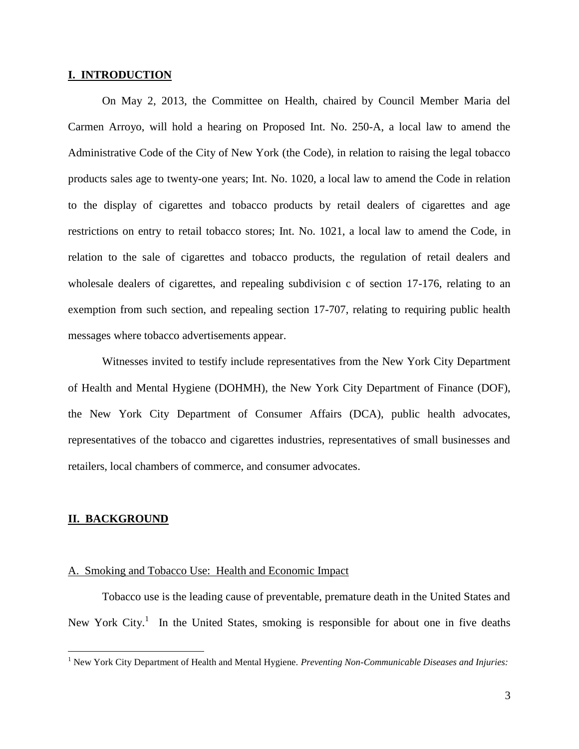## I. INTRODUCTION

On May 2, 2013, the Committee on Health, chaired by Council Member Maria del Carmen Arroyo, will hold a hearing on Proposed Int. No. 250-A, a local law to amend the Administrative Code of the City of New York (the Code), in relation to raising the legal tobacco products sales age to twenty-one years; Int. No. 1020, a local law to amend the Code in relation to the display of cigarettes and tobacco products by retail dealers of cigarettes and age restrictions on entry to retail tobacco stores; Int. No. 1021, a local law to amend the Code, in relation to the sale of cigarettes and tobacco products, the regulation of retail dealers and wholesale dealers of cigarettes, and repealing subdivision c of section 17-176, relating to an exemption from such section, and repealing section 17-707, relating to requiring public health messages where tobacco advertisements appear.

Witnesses invited to testify include representatives from the New York City Department of Health and Mental Hygiene (DOHMH), the New York City Department of Finance (DOF), the New York City Department of Consumer Affairs (DCA), public health advocates, representatives of the tobacco and cigarettes industries, representatives of small businesses and retailers, local chambers of commerce, and consumer advocates.

## II. BACKGROUND

### A. Smoking and Tobacco Use: Health and Economic Impact

Tobacco use is the leading cause of preventable, premature death in the United States and New York City.[1] In the United States, smoking is responsible for about one in five deaths

---

[1] New York City Department of Health and Mental Hygiene. *Preventing Non-Communicable Diseases and Injuries:*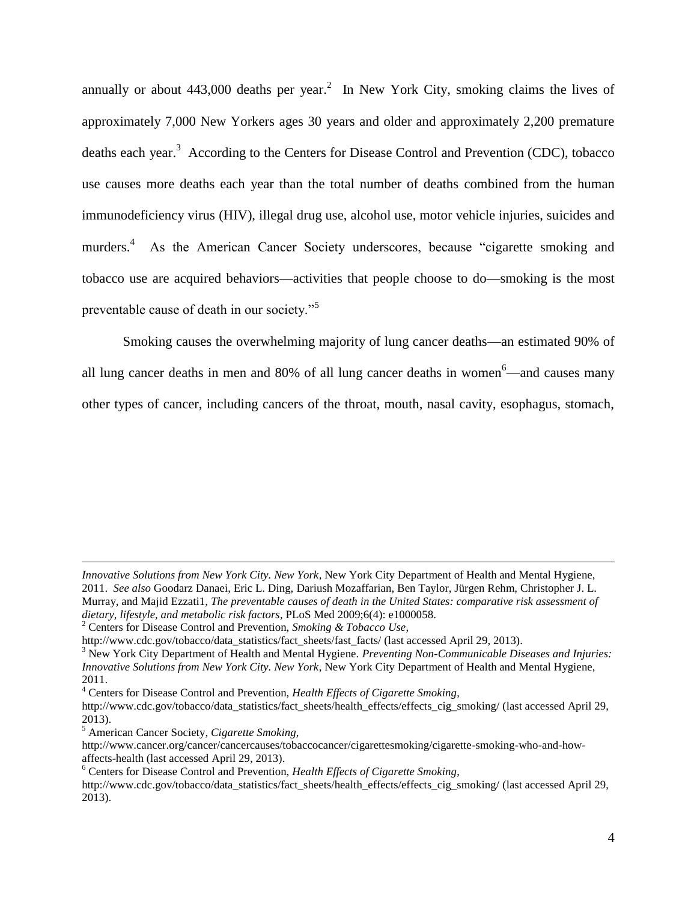annually or about 443,000 deaths per year.[2] In New York City, smoking claims the lives of approximately 7,000 New Yorkers ages 30 years and older and approximately 2,200 premature deaths each year.[3] According to the Centers for Disease Control and Prevention (CDC), tobacco use causes more deaths each year than the total number of deaths combined from the human immunodeficiency virus (HIV), illegal drug use, alcohol use, motor vehicle injuries, suicides and murders.[4] As the American Cancer Society underscores, because "cigarette smoking and tobacco use are acquired behaviors—activities that people choose to do—smoking is the most preventable cause of death in our society."[5]

Smoking causes the overwhelming majority of lung cancer deaths—an estimated 90% of all lung cancer deaths in men and 80% of all lung cancer deaths in women[6]—and causes many other types of cancer, including cancers of the throat, mouth, nasal cavity, esophagus, stomach,

---

*Innovative Solutions from New York City. New York*, New York City Department of Health and Mental Hygiene, 2011. *See also* Goodarz Danaei, Eric L. Ding, Dariush Mozaffarian, Ben Taylor, Jürgen Rehm, Christopher J. L. Murray, and Majid Ezzati1, *The preventable causes of death in the United States: comparative risk assessment of dietary, lifestyle, and metabolic risk factors,* PLoS Med 2009;6(4): e1000058.

[2] Centers for Disease Control and Prevention, *Smoking & Tobacco Use*, http://www.cdc.gov/tobacco/data_statistics/fact_sheets/fast_facts/ (last accessed April 29, 2013).

[3] New York City Department of Health and Mental Hygiene. *Preventing Non-Communicable Diseases and Injuries: Innovative Solutions from New York City. New York*, New York City Department of Health and Mental Hygiene, 2011.

[4] Centers for Disease Control and Prevention, *Health Effects of Cigarette Smoking*, http://www.cdc.gov/tobacco/data_statistics/fact_sheets/health_effects/effects_cig_smoking/ (last accessed April 29, 2013).

[5] American Cancer Society, *Cigarette Smoking,* http://www.cancer.org/cancer/cancercauses/tobaccocancer/cigarettesmoking/cigarette-smoking-who-and-how-affects-health (last accessed April 29, 2013).

[6] Centers for Disease Control and Prevention, *Health Effects of Cigarette Smoking*, http://www.cdc.gov/tobacco/data_statistics/fact_sheets/health_effects/effects_cig_smoking/ (last accessed April 29, 2013).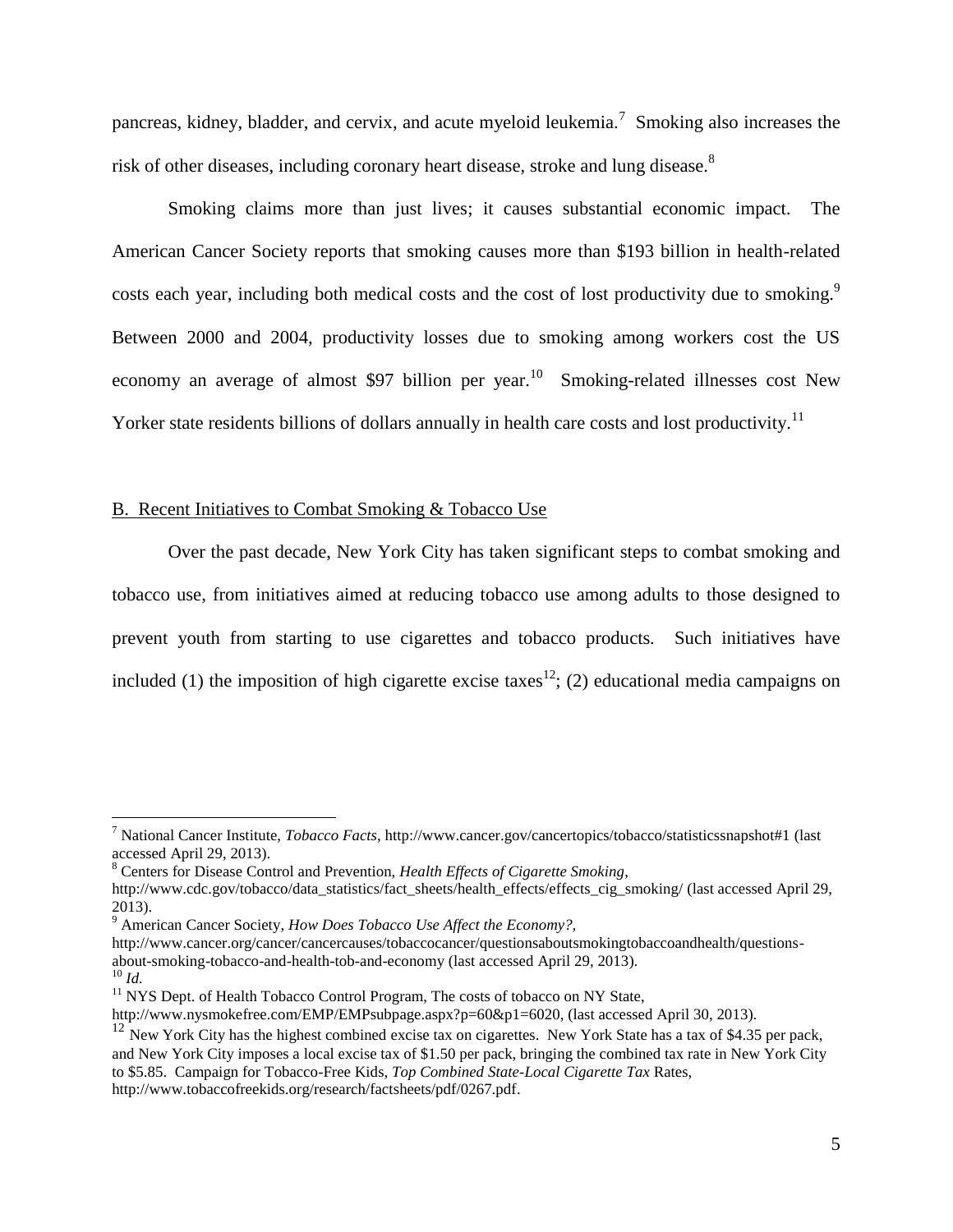pancreas, kidney, bladder, and cervix, and acute myeloid leukemia.[7] Smoking also increases the risk of other diseases, including coronary heart disease, stroke and lung disease.[8]

Smoking claims more than just lives; it causes substantial economic impact. The American Cancer Society reports that smoking causes more than $193 billion in health-related costs each year, including both medical costs and the cost of lost productivity due to smoking.[9] Between 2000 and 2004, productivity losses due to smoking among workers cost the US economy an average of almost $97 billion per year.[10] Smoking-related illnesses cost New Yorker state residents billions of dollars annually in health care costs and lost productivity.[11]

B. Recent Initiatives to Combat Smoking & Tobacco Use

Over the past decade, New York City has taken significant steps to combat smoking and tobacco use, from initiatives aimed at reducing tobacco use among adults to those designed to prevent youth from starting to use cigarettes and tobacco products. Such initiatives have included (1) the imposition of high cigarette excise taxes[12]; (2) educational media campaigns on

---

[7] National Cancer Institute, *Tobacco Facts*, http://www.cancer.gov/cancertopics/tobacco/statisticssnapshot#1 (last accessed April 29, 2013).

[8] Centers for Disease Control and Prevention, *Health Effects of Cigarette Smoking*, http://www.cdc.gov/tobacco/data_statistics/fact_sheets/health_effects/effects_cig_smoking/ (last accessed April 29, 2013).

[9] American Cancer Society, *How Does Tobacco Use Affect the Economy?*, http://www.cancer.org/cancer/cancercauses/tobaccocancer/questionsaboutsmokingtobaccoandhealth/questions-about-smoking-tobacco-and-health-tob-and-economy (last accessed April 29, 2013).

[10] *Id.*

[11] NYS Dept. of Health Tobacco Control Program, The costs of tobacco on NY State, http://www.nysmokefree.com/EMP/EMPsubpage.aspx?p=60&p1=6020, (last accessed April 30, 2013).

[12] New York City has the highest combined excise tax on cigarettes. New York State has a tax of $4.35 per pack, and New York City imposes a local excise tax of $1.50 per pack, bringing the combined tax rate in New York City to $5.85. Campaign for Tobacco-Free Kids, *Top Combined State-Local Cigarette Tax* Rates, http://www.tobaccofreekids.org/research/factsheets/pdf/0267.pdf.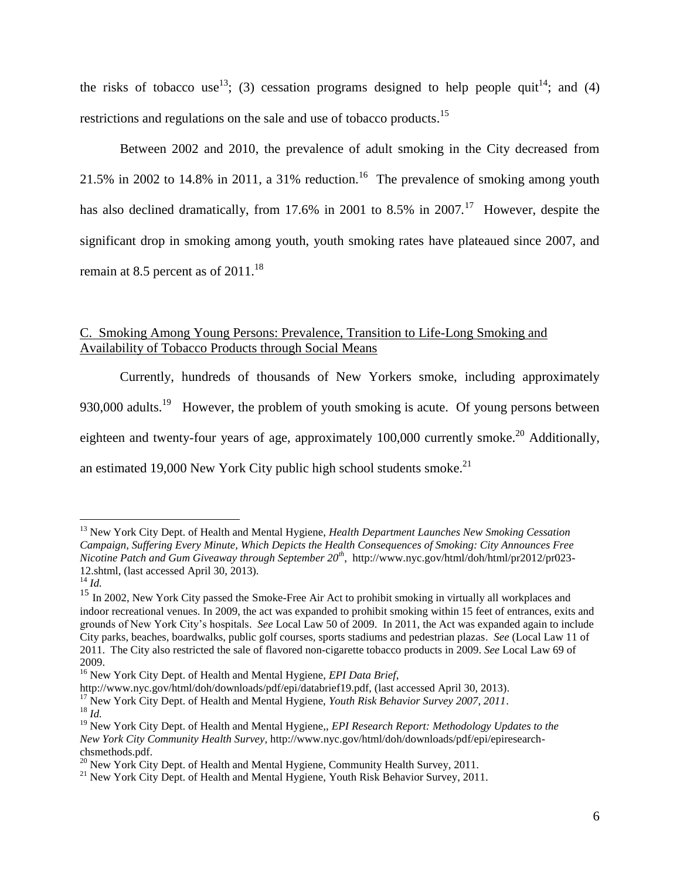the risks of tobacco use[13]; (3) cessation programs designed to help people quit[14]; and (4) restrictions and regulations on the sale and use of tobacco products.[15]

Between 2002 and 2010, the prevalence of adult smoking in the City decreased from 21.5% in 2002 to 14.8% in 2011, a 31% reduction.[16] The prevalence of smoking among youth has also declined dramatically, from 17.6% in 2001 to 8.5% in 2007.[17] However, despite the significant drop in smoking among youth, youth smoking rates have plateaued since 2007, and remain at 8.5 percent as of 2011.[18]

C. Smoking Among Young Persons: Prevalence, Transition to Life-Long Smoking and Availability of Tobacco Products through Social Means

Currently, hundreds of thousands of New Yorkers smoke, including approximately 930,000 adults.[19] However, the problem of youth smoking is acute. Of young persons between eighteen and twenty-four years of age, approximately 100,000 currently smoke.[20] Additionally, an estimated 19,000 New York City public high school students smoke.[21]

---

[13] New York City Dept. of Health and Mental Hygiene, *Health Department Launches New Smoking Cessation Campaign, Suffering Every Minute, Which Depicts the Health Consequences of Smoking: City Announces Free Nicotine Patch and Gum Giveaway through September 20th*, http://www.nyc.gov/html/doh/html/pr2012/pr023-12.shtml, (last accessed April 30, 2013).

[14] *Id.*

[15] In 2002, New York City passed the Smoke-Free Air Act to prohibit smoking in virtually all workplaces and indoor recreational venues. In 2009, the act was expanded to prohibit smoking within 15 feet of entrances, exits and grounds of New York City's hospitals. *See* Local Law 50 of 2009. In 2011, the Act was expanded again to include City parks, beaches, boardwalks, public golf courses, sports stadiums and pedestrian plazas. *See* (Local Law 11 of 2011. The City also restricted the sale of flavored non-cigarette tobacco products in 2009. *See* Local Law 69 of 2009.

[16] New York City Dept. of Health and Mental Hygiene, *EPI Data Brief*, http://www.nyc.gov/html/doh/downloads/pdf/epi/databrief19.pdf, (last accessed April 30, 2013).

[17] New York City Dept. of Health and Mental Hygiene, *Youth Risk Behavior Survey 2007, 2011*.

[18] *Id.*

[19] New York City Dept. of Health and Mental Hygiene,, *EPI Research Report: Methodology Updates to the New York City Community Health Survey*, http://www.nyc.gov/html/doh/downloads/pdf/epi/epiresearch-chsmethods.pdf.

[20] New York City Dept. of Health and Mental Hygiene, Community Health Survey, 2011.

[21] New York City Dept. of Health and Mental Hygiene, Youth Risk Behavior Survey, 2011.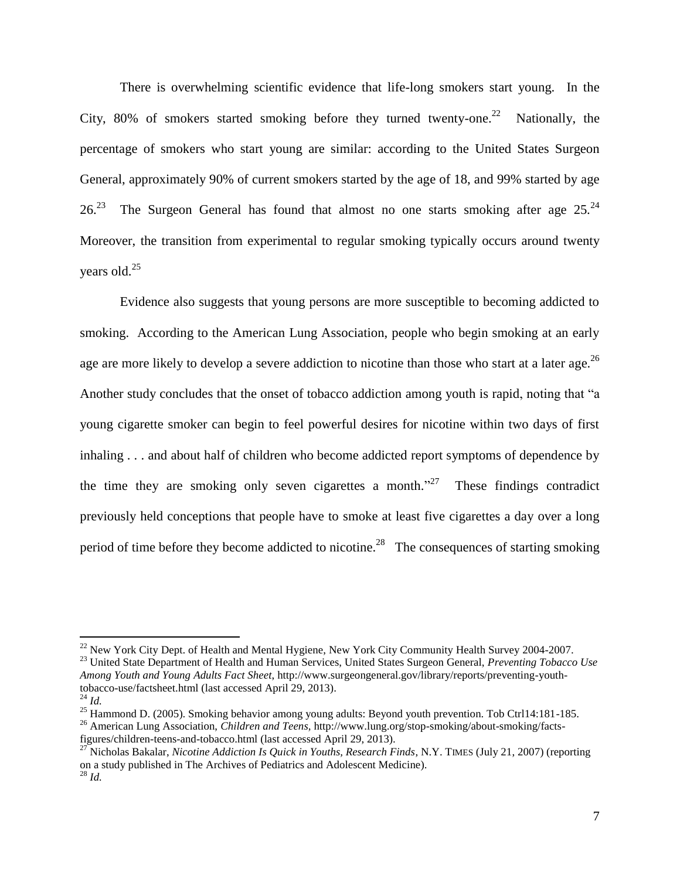There is overwhelming scientific evidence that life-long smokers start young. In the City, 80% of smokers started smoking before they turned twenty-one.[22] Nationally, the percentage of smokers who start young are similar: according to the United States Surgeon General, approximately 90% of current smokers started by the age of 18, and 99% started by age 26.[23] The Surgeon General has found that almost no one starts smoking after age 25.[24] Moreover, the transition from experimental to regular smoking typically occurs around twenty years old.[25]

Evidence also suggests that young persons are more susceptible to becoming addicted to smoking. According to the American Lung Association, people who begin smoking at an early age are more likely to develop a severe addiction to nicotine than those who start at a later age.[26] Another study concludes that the onset of tobacco addiction among youth is rapid, noting that "a young cigarette smoker can begin to feel powerful desires for nicotine within two days of first inhaling . . . and about half of children who become addicted report symptoms of dependence by the time they are smoking only seven cigarettes a month."[27] These findings contradict previously held conceptions that people have to smoke at least five cigarettes a day over a long period of time before they become addicted to nicotine.[28] The consequences of starting smoking

---

[22] New York City Dept. of Health and Mental Hygiene, New York City Community Health Survey 2004-2007.

[23] United State Department of Health and Human Services, United States Surgeon General, *Preventing Tobacco Use Among Youth and Young Adults Fact Sheet*, http://www.surgeongeneral.gov/library/reports/preventing-youth-tobacco-use/factsheet.html (last accessed April 29, 2013).

[24] *Id.*

[25] Hammond D. (2005). Smoking behavior among young adults: Beyond youth prevention. Tob Ctrl14:181-185.

[26] American Lung Association, *Children and Teens*, http://www.lung.org/stop-smoking/about-smoking/facts-figures/children-teens-and-tobacco.html (last accessed April 29, 2013).

[27] Nicholas Bakalar, *Nicotine Addiction Is Quick in Youths, Research Finds*, N.Y. TIMES (July 21, 2007) (reporting on a study published in The Archives of Pediatrics and Adolescent Medicine).

[28] *Id.*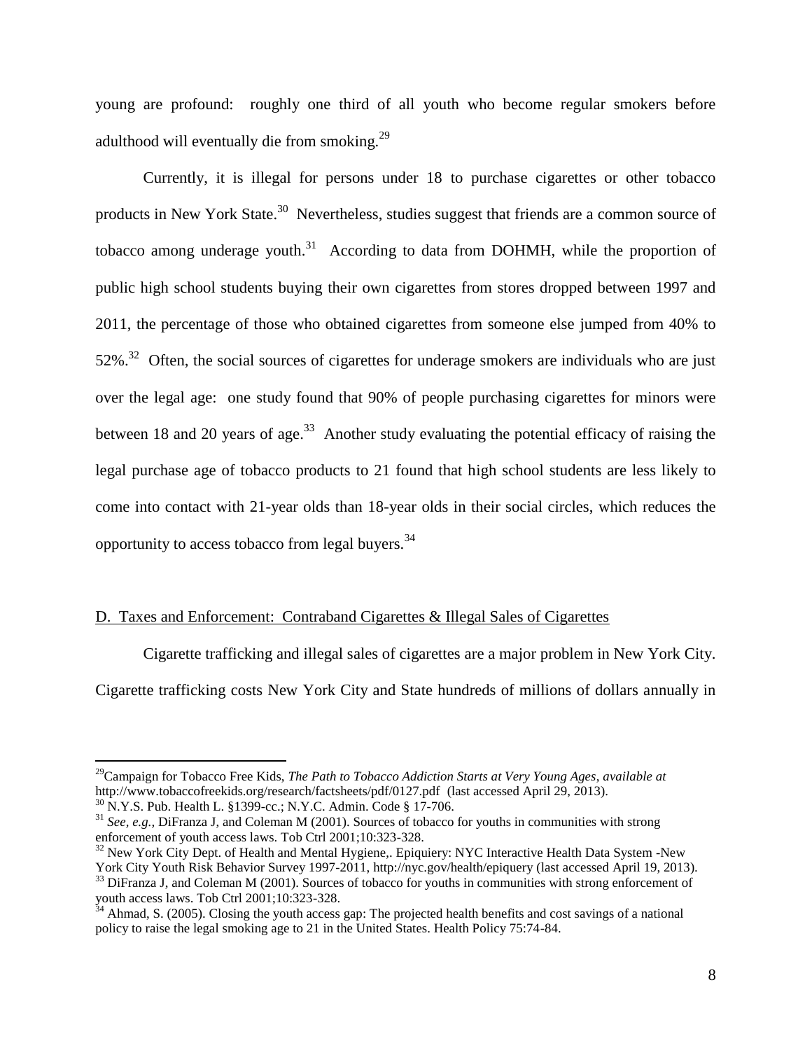young are profound: roughly one third of all youth who become regular smokers before adulthood will eventually die from smoking.[29]

Currently, it is illegal for persons under 18 to purchase cigarettes or other tobacco products in New York State.[30] Nevertheless, studies suggest that friends are a common source of tobacco among underage youth.[31] According to data from DOHMH, while the proportion of public high school students buying their own cigarettes from stores dropped between 1997 and 2011, the percentage of those who obtained cigarettes from someone else jumped from 40% to 52%.[32] Often, the social sources of cigarettes for underage smokers are individuals who are just over the legal age: one study found that 90% of people purchasing cigarettes for minors were between 18 and 20 years of age.[33] Another study evaluating the potential efficacy of raising the legal purchase age of tobacco products to 21 found that high school students are less likely to come into contact with 21-year olds than 18-year olds in their social circles, which reduces the opportunity to access tobacco from legal buyers.[34]

## D. Taxes and Enforcement: Contraband Cigarettes & Illegal Sales of Cigarettes

Cigarette trafficking and illegal sales of cigarettes are a major problem in New York City. Cigarette trafficking costs New York City and State hundreds of millions of dollars annually in

---

[29] Campaign for Tobacco Free Kids, *The Path to Tobacco Addiction Starts at Very Young Ages*, *available at* http://www.tobaccofreekids.org/research/factsheets/pdf/0127.pdf (last accessed April 29, 2013).

[30] N.Y.S. Pub. Health L. §1399-cc.; N.Y.C. Admin. Code § 17-706.

[31] *See, e.g.,* DiFranza J, and Coleman M (2001). Sources of tobacco for youths in communities with strong enforcement of youth access laws. Tob Ctrl 2001;10:323-328.

[32] New York City Dept. of Health and Mental Hygiene,. Epiquiery: NYC Interactive Health Data System -New York City Youth Risk Behavior Survey 1997-2011, http://nyc.gov/health/epiquery (last accessed April 19, 2013).

[33] DiFranza J, and Coleman M (2001). Sources of tobacco for youths in communities with strong enforcement of youth access laws. Tob Ctrl 2001;10:323-328.

[34] Ahmad, S. (2005). Closing the youth access gap: The projected health benefits and cost savings of a national policy to raise the legal smoking age to 21 in the United States. Health Policy 75:74-84.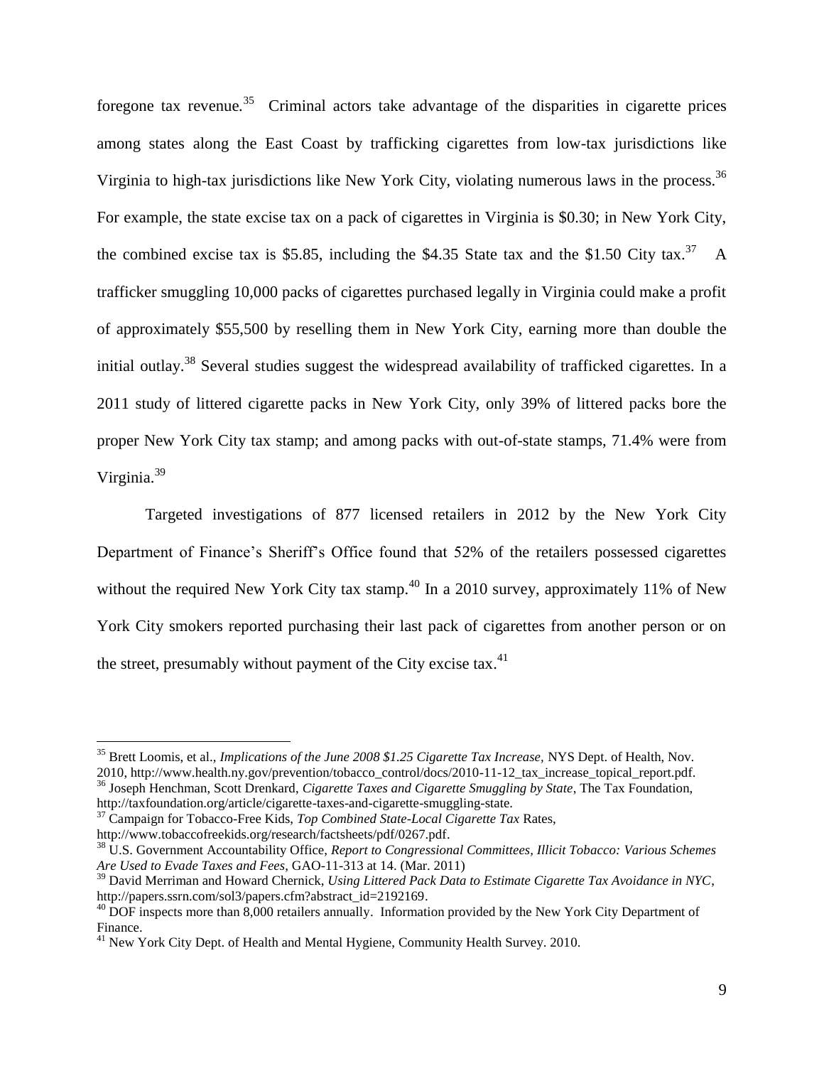foregone tax revenue.[35] Criminal actors take advantage of the disparities in cigarette prices among states along the East Coast by trafficking cigarettes from low-tax jurisdictions like Virginia to high-tax jurisdictions like New York City, violating numerous laws in the process.[36] For example, the state excise tax on a pack of cigarettes in Virginia is $0.30; in New York City, the combined excise tax is $5.85, including the $4.35 State tax and the $1.50 City tax.[37] A trafficker smuggling 10,000 packs of cigarettes purchased legally in Virginia could make a profit of approximately $55,500 by reselling them in New York City, earning more than double the initial outlay.[38] Several studies suggest the widespread availability of trafficked cigarettes. In a 2011 study of littered cigarette packs in New York City, only 39% of littered packs bore the proper New York City tax stamp; and among packs with out-of-state stamps, 71.4% were from Virginia.[39]

Targeted investigations of 877 licensed retailers in 2012 by the New York City Department of Finance's Sheriff's Office found that 52% of the retailers possessed cigarettes without the required New York City tax stamp.[40] In a 2010 survey, approximately 11% of New York City smokers reported purchasing their last pack of cigarettes from another person or on the street, presumably without payment of the City excise tax.[41]

---

[35] Brett Loomis, et al., *Implications of the June 2008 $1.25 Cigarette Tax Increase*, NYS Dept. of Health, Nov. 2010, http://www.health.ny.gov/prevention/tobacco_control/docs/2010-11-12_tax_increase_topical_report.pdf.

[36] Joseph Henchman, Scott Drenkard, *Cigarette Taxes and Cigarette Smuggling by State*, The Tax Foundation, http://taxfoundation.org/article/cigarette-taxes-and-cigarette-smuggling-state.

[37] Campaign for Tobacco-Free Kids, *Top Combined State-Local Cigarette Tax* Rates, http://www.tobaccofreekids.org/research/factsheets/pdf/0267.pdf.

[38] U.S. Government Accountability Office, *Report to Congressional Committees, Illicit Tobacco: Various Schemes Are Used to Evade Taxes and Fees*, GAO-11-313 at 14. (Mar. 2011)

[39] David Merriman and Howard Chernick, *Using Littered Pack Data to Estimate Cigarette Tax Avoidance in NYC*, http://papers.ssrn.com/sol3/papers.cfm?abstract_id=2192169.

[40] DOF inspects more than 8,000 retailers annually. Information provided by the New York City Department of Finance.

[41] New York City Dept. of Health and Mental Hygiene, Community Health Survey. 2010.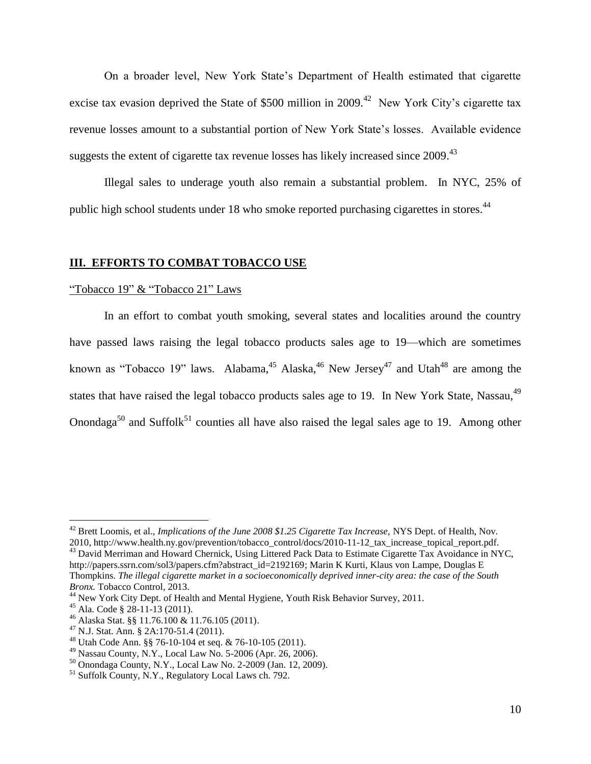On a broader level, New York State's Department of Health estimated that cigarette excise tax evasion deprived the State of $500 million in 2009.[42] New York City's cigarette tax revenue losses amount to a substantial portion of New York State's losses. Available evidence suggests the extent of cigarette tax revenue losses has likely increased since 2009.[43]

Illegal sales to underage youth also remain a substantial problem. In NYC, 25% of public high school students under 18 who smoke reported purchasing cigarettes in stores.[44]

## III. EFFORTS TO COMBAT TOBACCO USE

### "Tobacco 19" & "Tobacco 21" Laws

In an effort to combat youth smoking, several states and localities around the country have passed laws raising the legal tobacco products sales age to 19—which are sometimes known as "Tobacco 19" laws. Alabama,[45] Alaska,[46] New Jersey[47] and Utah[48] are among the states that have raised the legal tobacco products sales age to 19. In New York State, Nassau,[49] Onondaga[50] and Suffolk[51] counties all have also raised the legal sales age to 19. Among other

---

[42] Brett Loomis, et al., *Implications of the June 2008 $1.25 Cigarette Tax Increase*, NYS Dept. of Health, Nov. 2010, http://www.health.ny.gov/prevention/tobacco_control/docs/2010-11-12_tax_increase_topical_report.pdf.

[43] David Merriman and Howard Chernick, Using Littered Pack Data to Estimate Cigarette Tax Avoidance in NYC, http://papers.ssrn.com/sol3/papers.cfm?abstract_id=2192169; Marin K Kurti, Klaus von Lampe, Douglas E Thompkins. *The illegal cigarette market in a socioeconomically deprived inner-city area: the case of the South Bronx.* Tobacco Control, 2013.

[44] New York City Dept. of Health and Mental Hygiene, Youth Risk Behavior Survey, 2011.

[45] Ala. Code § 28-11-13 (2011).

[46] Alaska Stat. §§ 11.76.100 & 11.76.105 (2011).

[47] N.J. Stat. Ann. § 2A:170-51.4 (2011).

[48] Utah Code Ann. §§ 76-10-104 et seq. & 76-10-105 (2011).

[49] Nassau County, N.Y., Local Law No. 5-2006 (Apr. 26, 2006).

[50] Onondaga County, N.Y., Local Law No. 2-2009 (Jan. 12, 2009).

[51] Suffolk County, N.Y., Regulatory Local Laws ch. 792.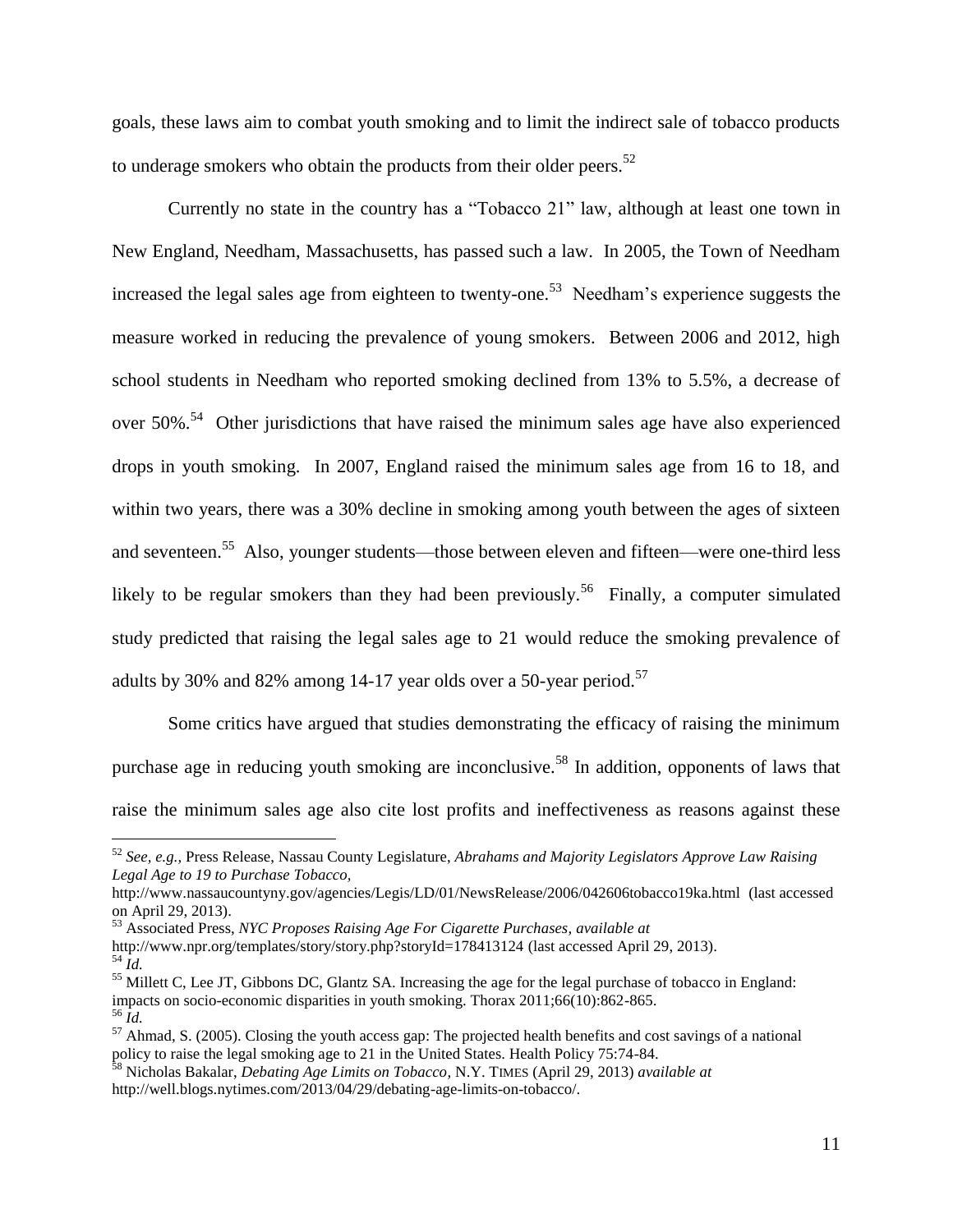goals, these laws aim to combat youth smoking and to limit the indirect sale of tobacco products to underage smokers who obtain the products from their older peers.[52]

Currently no state in the country has a "Tobacco 21" law, although at least one town in New England, Needham, Massachusetts, has passed such a law. In 2005, the Town of Needham increased the legal sales age from eighteen to twenty-one.[53] Needham's experience suggests the measure worked in reducing the prevalence of young smokers. Between 2006 and 2012, high school students in Needham who reported smoking declined from 13% to 5.5%, a decrease of over 50%.[54] Other jurisdictions that have raised the minimum sales age have also experienced drops in youth smoking. In 2007, England raised the minimum sales age from 16 to 18, and within two years, there was a 30% decline in smoking among youth between the ages of sixteen and seventeen.[55] Also, younger students—those between eleven and fifteen—were one-third less likely to be regular smokers than they had been previously.[56] Finally, a computer simulated study predicted that raising the legal sales age to 21 would reduce the smoking prevalence of adults by 30% and 82% among 14-17 year olds over a 50-year period.[57]

Some critics have argued that studies demonstrating the efficacy of raising the minimum purchase age in reducing youth smoking are inconclusive.[58] In addition, opponents of laws that raise the minimum sales age also cite lost profits and ineffectiveness as reasons against these

---

[52] *See, e.g.,* Press Release, Nassau County Legislature, *Abrahams and Majority Legislators Approve Law Raising Legal Age to 19 to Purchase Tobacco*, http://www.nassaucountyny.gov/agencies/Legis/LD/01/NewsRelease/2006/042606tobacco19ka.html (last accessed on April 29, 2013).

[53] Associated Press, *NYC Proposes Raising Age For Cigarette Purchases, available at* http://www.npr.org/templates/story/story.php?storyId=178413124 (last accessed April 29, 2013).

[54] *Id.*

[55] Millett C, Lee JT, Gibbons DC, Glantz SA. Increasing the age for the legal purchase of tobacco in England: impacts on socio-economic disparities in youth smoking. Thorax 2011;66(10):862-865.

[56] *Id.*

[57] Ahmad, S. (2005). Closing the youth access gap: The projected health benefits and cost savings of a national policy to raise the legal smoking age to 21 in the United States. Health Policy 75:74-84.

[58] Nicholas Bakalar, *Debating Age Limits on Tobacco*, N.Y. TIMES (April 29, 2013) *available at* http://well.blogs.nytimes.com/2013/04/29/debating-age-limits-on-tobacco/.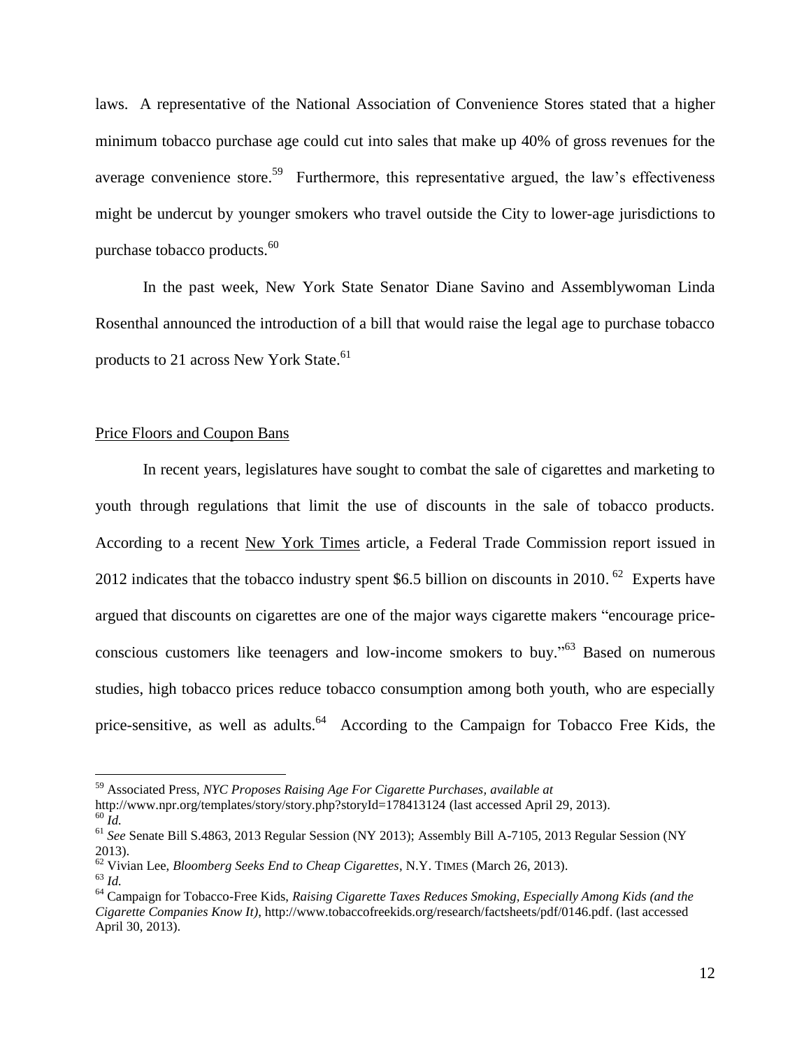laws. A representative of the National Association of Convenience Stores stated that a higher minimum tobacco purchase age could cut into sales that make up 40% of gross revenues for the average convenience store.[59] Furthermore, this representative argued, the law's effectiveness might be undercut by younger smokers who travel outside the City to lower-age jurisdictions to purchase tobacco products.[60]

In the past week, New York State Senator Diane Savino and Assemblywoman Linda Rosenthal announced the introduction of a bill that would raise the legal age to purchase tobacco products to 21 across New York State.[61]

Price Floors and Coupon Bans

In recent years, legislatures have sought to combat the sale of cigarettes and marketing to youth through regulations that limit the use of discounts in the sale of tobacco products. According to a recent New York Times article, a Federal Trade Commission report issued in 2012 indicates that the tobacco industry spent $6.5 billion on discounts in 2010.[62] Experts have argued that discounts on cigarettes are one of the major ways cigarette makers "encourage price-conscious customers like teenagers and low-income smokers to buy."[63] Based on numerous studies, high tobacco prices reduce tobacco consumption among both youth, who are especially price-sensitive, as well as adults.[64] According to the Campaign for Tobacco Free Kids, the

---

[59] Associated Press, *NYC Proposes Raising Age For Cigarette Purchases, available at* http://www.npr.org/templates/story/story.php?storyId=178413124 (last accessed April 29, 2013).

[60] *Id.*

[61] *See* Senate Bill S.4863, 2013 Regular Session (NY 2013); Assembly Bill A-7105, 2013 Regular Session (NY 2013).

[62] Vivian Lee, *Bloomberg Seeks End to Cheap Cigarettes*, N.Y. TIMES (March 26, 2013).

[63] *Id.*

[64] Campaign for Tobacco-Free Kids, *Raising Cigarette Taxes Reduces Smoking, Especially Among Kids (and the Cigarette Companies Know It)*, http://www.tobaccofreekids.org/research/factsheets/pdf/0146.pdf. (last accessed April 30, 2013).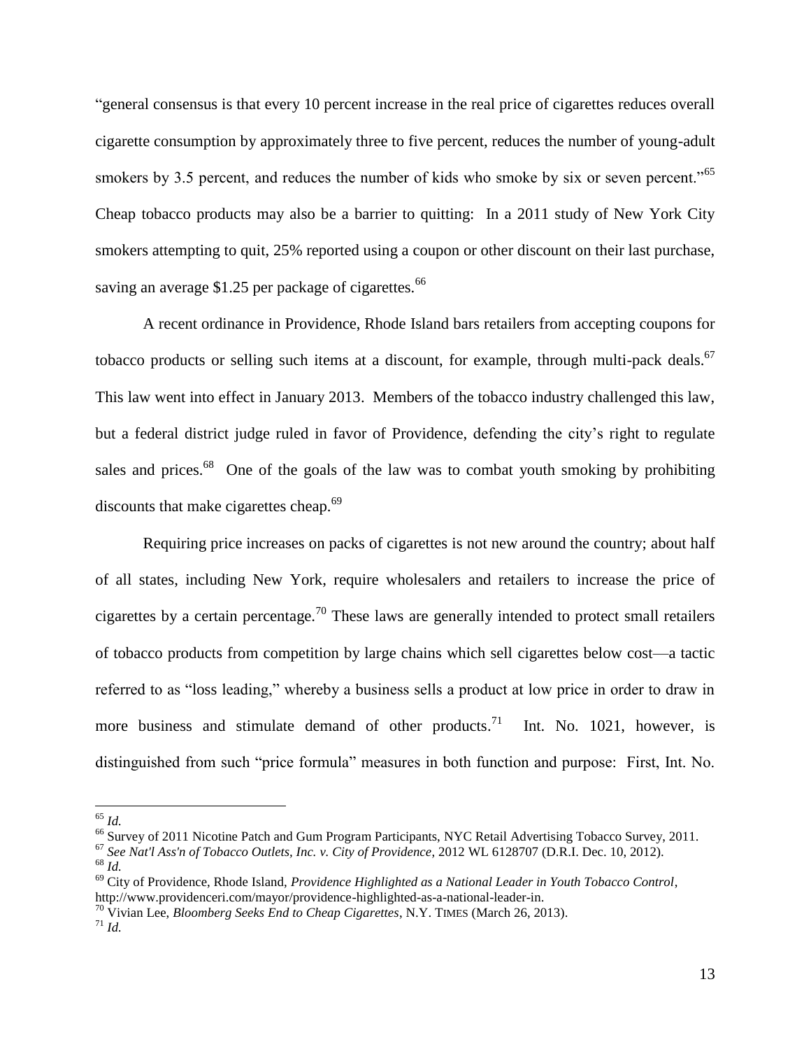"general consensus is that every 10 percent increase in the real price of cigarettes reduces overall cigarette consumption by approximately three to five percent, reduces the number of young-adult smokers by 3.5 percent, and reduces the number of kids who smoke by six or seven percent."[65] Cheap tobacco products may also be a barrier to quitting: In a 2011 study of New York City smokers attempting to quit, 25% reported using a coupon or other discount on their last purchase, saving an average $1.25 per package of cigarettes.[66]

A recent ordinance in Providence, Rhode Island bars retailers from accepting coupons for tobacco products or selling such items at a discount, for example, through multi-pack deals.[67] This law went into effect in January 2013. Members of the tobacco industry challenged this law, but a federal district judge ruled in favor of Providence, defending the city's right to regulate sales and prices.[68] One of the goals of the law was to combat youth smoking by prohibiting discounts that make cigarettes cheap.[69]

Requiring price increases on packs of cigarettes is not new around the country; about half of all states, including New York, require wholesalers and retailers to increase the price of cigarettes by a certain percentage.[70] These laws are generally intended to protect small retailers of tobacco products from competition by large chains which sell cigarettes below cost—a tactic referred to as "loss leading," whereby a business sells a product at low price in order to draw in more business and stimulate demand of other products.[71] Int. No. 1021, however, is distinguished from such "price formula" measures in both function and purpose: First, Int. No.

---

[65] *Id.*

[66] Survey of 2011 Nicotine Patch and Gum Program Participants, NYC Retail Advertising Tobacco Survey, 2011.

[67] *See Nat'l Ass'n of Tobacco Outlets, Inc. v. City of Providence*, 2012 WL 6128707 (D.R.I. Dec. 10, 2012).

[68] *Id.*

[69] City of Providence, Rhode Island, *Providence Highlighted as a National Leader in Youth Tobacco Control*, http://www.providenceri.com/mayor/providence-highlighted-as-a-national-leader-in.

[70] Vivian Lee, *Bloomberg Seeks End to Cheap Cigarettes*, N.Y. TIMES (March 26, 2013).

[71] *Id.*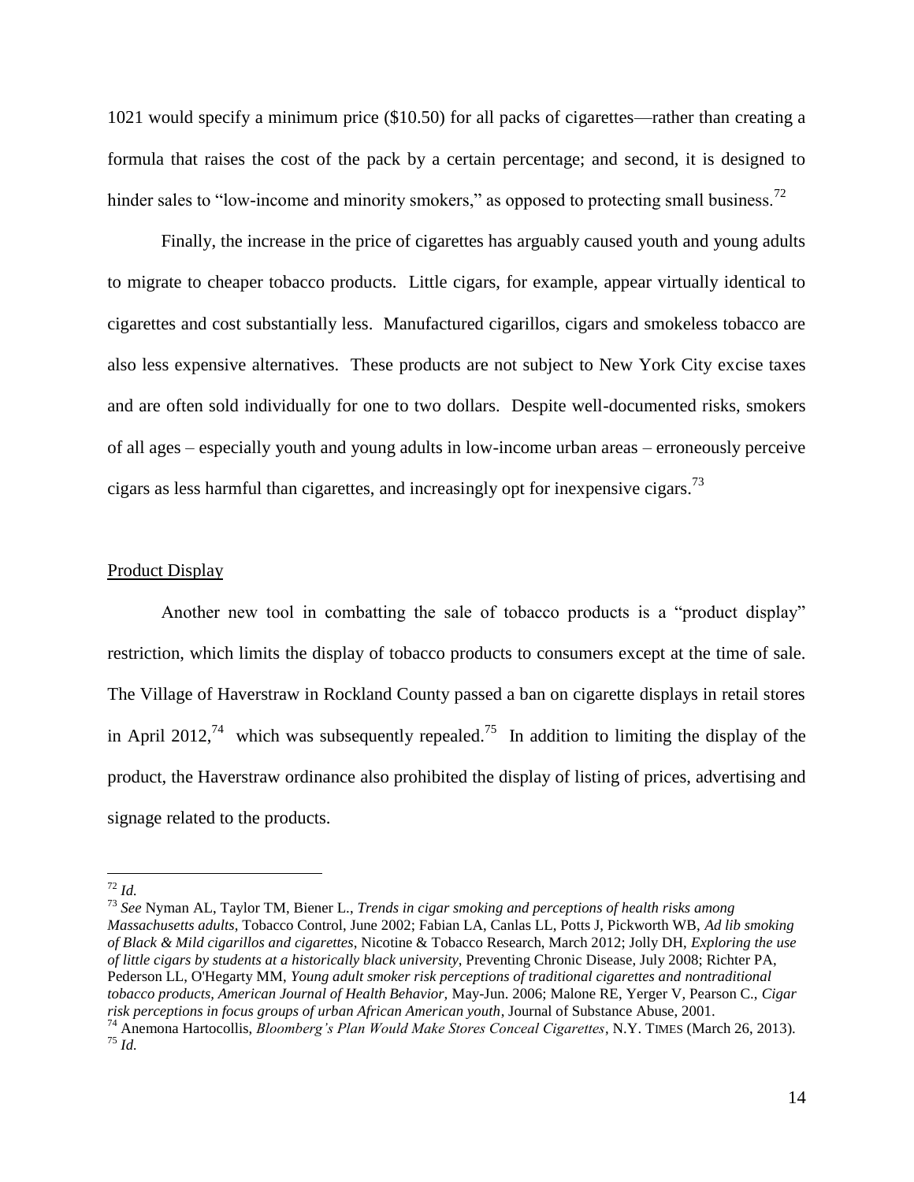1021 would specify a minimum price ($10.50) for all packs of cigarettes—rather than creating a formula that raises the cost of the pack by a certain percentage; and second, it is designed to hinder sales to "low-income and minority smokers," as opposed to protecting small business.[72]

Finally, the increase in the price of cigarettes has arguably caused youth and young adults to migrate to cheaper tobacco products. Little cigars, for example, appear virtually identical to cigarettes and cost substantially less. Manufactured cigarillos, cigars and smokeless tobacco are also less expensive alternatives. These products are not subject to New York City excise taxes and are often sold individually for one to two dollars. Despite well-documented risks, smokers of all ages – especially youth and young adults in low-income urban areas – erroneously perceive cigars as less harmful than cigarettes, and increasingly opt for inexpensive cigars.[73]

<u>Product Display</u>

Another new tool in combatting the sale of tobacco products is a "product display" restriction, which limits the display of tobacco products to consumers except at the time of sale. The Village of Haverstraw in Rockland County passed a ban on cigarette displays in retail stores in April 2012,[74] which was subsequently repealed.[75] In addition to limiting the display of the product, the Haverstraw ordinance also prohibited the display of listing of prices, advertising and signage related to the products.

---

[72] *Id.*

[73] *See* Nyman AL, Taylor TM, Biener L., *Trends in cigar smoking and perceptions of health risks among Massachusetts adults*, Tobacco Control, June 2002; Fabian LA, Canlas LL, Potts J, Pickworth WB, *Ad lib smoking of Black & Mild cigarillos and cigarettes*, Nicotine & Tobacco Research, March 2012; Jolly DH, *Exploring the use of little cigars by students at a historically black university*, Preventing Chronic Disease, July 2008; Richter PA, Pederson LL, O'Hegarty MM, *Young adult smoker risk perceptions of traditional cigarettes and nontraditional tobacco products, American Journal of Health Behavior,* May-Jun. 2006; Malone RE, Yerger V, Pearson C., *Cigar risk perceptions in focus groups of urban African American youth*, Journal of Substance Abuse, 2001.

[74] Anemona Hartocollis, *Bloomberg's Plan Would Make Stores Conceal Cigarettes*, N.Y. TIMES (March 26, 2013).

[75] *Id.*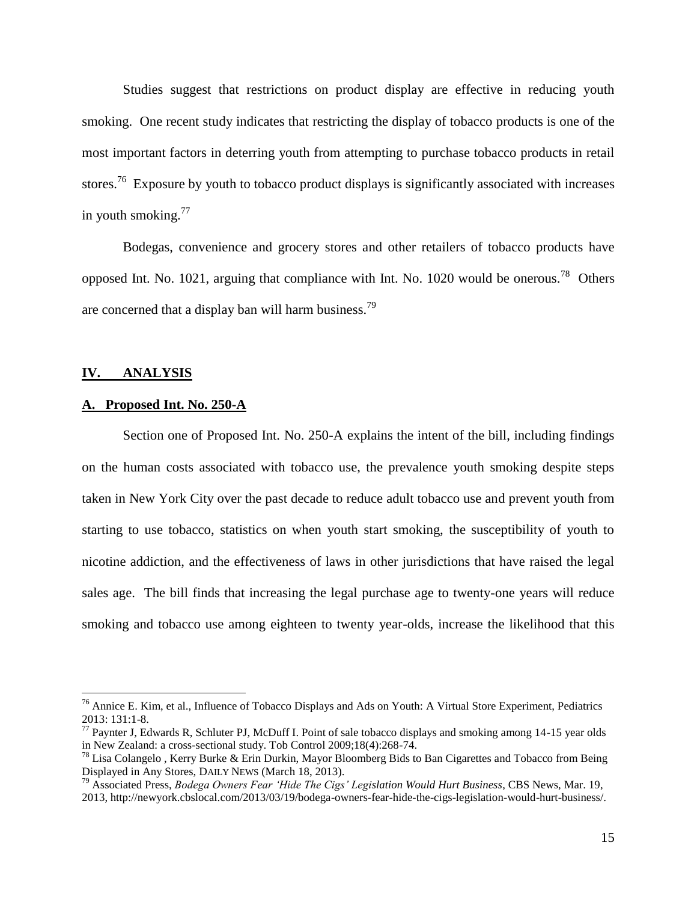Studies suggest that restrictions on product display are effective in reducing youth smoking. One recent study indicates that restricting the display of tobacco products is one of the most important factors in deterring youth from attempting to purchase tobacco products in retail stores.[76] Exposure by youth to tobacco product displays is significantly associated with increases in youth smoking.[77]

Bodegas, convenience and grocery stores and other retailers of tobacco products have opposed Int. No. 1021, arguing that compliance with Int. No. 1020 would be onerous.[78] Others are concerned that a display ban will harm business.[79]

## IV. ANALYSIS

### A. Proposed Int. No. 250-A

Section one of Proposed Int. No. 250-A explains the intent of the bill, including findings on the human costs associated with tobacco use, the prevalence youth smoking despite steps taken in New York City over the past decade to reduce adult tobacco use and prevent youth from starting to use tobacco, statistics on when youth start smoking, the susceptibility of youth to nicotine addiction, and the effectiveness of laws in other jurisdictions that have raised the legal sales age. The bill finds that increasing the legal purchase age to twenty-one years will reduce smoking and tobacco use among eighteen to twenty year-olds, increase the likelihood that this

---

[76] Annice E. Kim, et al., Influence of Tobacco Displays and Ads on Youth: A Virtual Store Experiment, Pediatrics 2013: 131:1-8.

[77] Paynter J, Edwards R, Schluter PJ, McDuff I. Point of sale tobacco displays and smoking among 14-15 year olds in New Zealand: a cross-sectional study. Tob Control 2009;18(4):268-74.

[78] Lisa Colangelo , Kerry Burke & Erin Durkin, Mayor Bloomberg Bids to Ban Cigarettes and Tobacco from Being Displayed in Any Stores, DAILY NEWS (March 18, 2013).

[79] Associated Press, *Bodega Owners Fear 'Hide The Cigs' Legislation Would Hurt Business*, CBS News, Mar. 19, 2013, http://newyork.cbslocal.com/2013/03/19/bodega-owners-fear-hide-the-cigs-legislation-would-hurt-business/.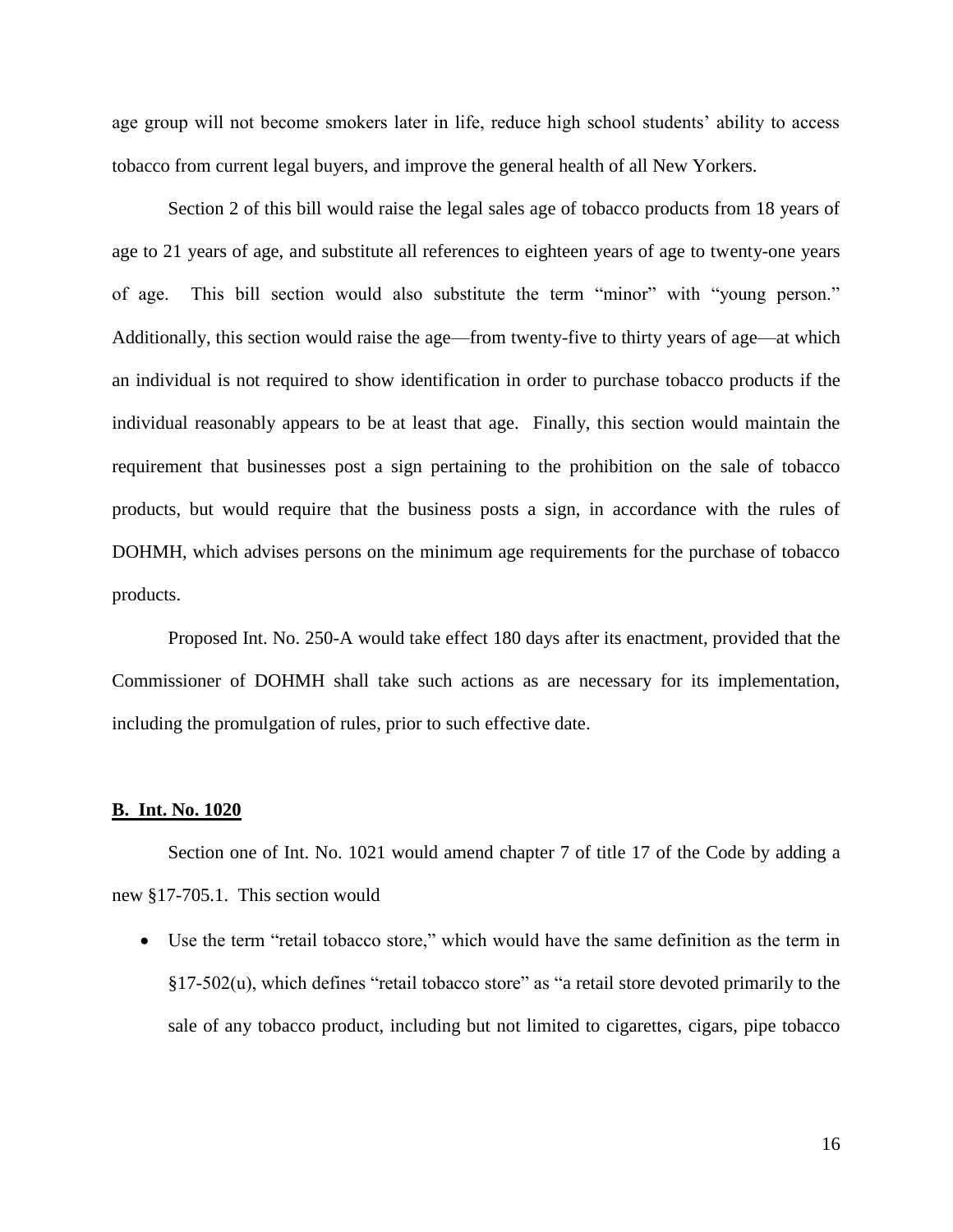age group will not become smokers later in life, reduce high school students' ability to access tobacco from current legal buyers, and improve the general health of all New Yorkers.

Section 2 of this bill would raise the legal sales age of tobacco products from 18 years of age to 21 years of age, and substitute all references to eighteen years of age to twenty-one years of age. This bill section would also substitute the term "minor" with "young person." Additionally, this section would raise the age—from twenty-five to thirty years of age—at which an individual is not required to show identification in order to purchase tobacco products if the individual reasonably appears to be at least that age. Finally, this section would maintain the requirement that businesses post a sign pertaining to the prohibition on the sale of tobacco products, but would require that the business posts a sign, in accordance with the rules of DOHMH, which advises persons on the minimum age requirements for the purchase of tobacco products.

Proposed Int. No. 250-A would take effect 180 days after its enactment, provided that the Commissioner of DOHMH shall take such actions as are necessary for its implementation, including the promulgation of rules, prior to such effective date.

**B. Int. No. 1020**

Section one of Int. No. 1021 would amend chapter 7 of title 17 of the Code by adding a new §17-705.1. This section would

- Use the term "retail tobacco store," which would have the same definition as the term in §17-502(u), which defines "retail tobacco store" as "a retail store devoted primarily to the sale of any tobacco product, including but not limited to cigarettes, cigars, pipe tobacco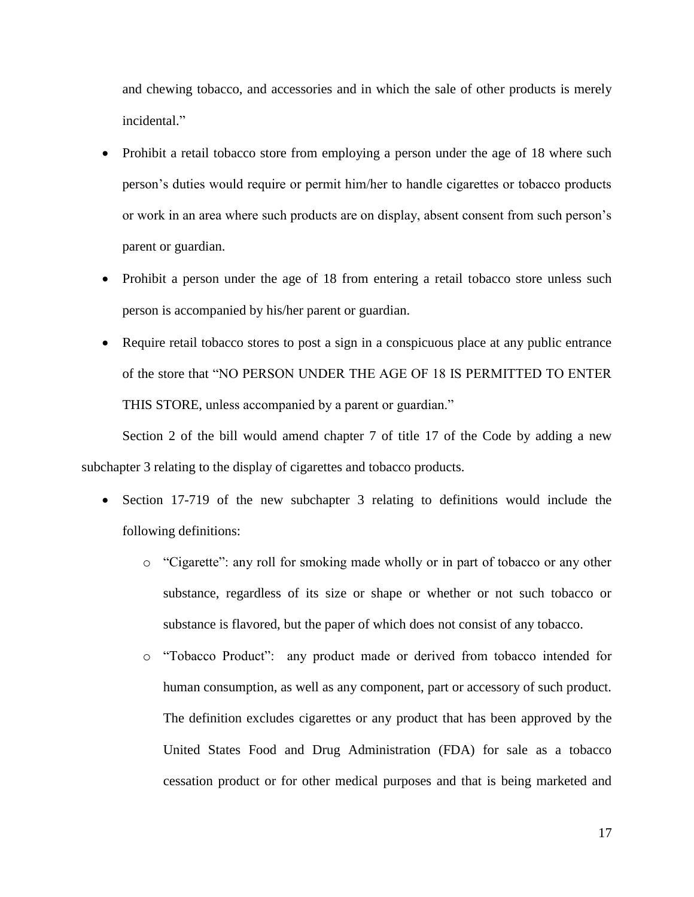and chewing tobacco, and accessories and in which the sale of other products is merely incidental."

- Prohibit a retail tobacco store from employing a person under the age of 18 where such person's duties would require or permit him/her to handle cigarettes or tobacco products or work in an area where such products are on display, absent consent from such person's parent or guardian.
- Prohibit a person under the age of 18 from entering a retail tobacco store unless such person is accompanied by his/her parent or guardian.
- Require retail tobacco stores to post a sign in a conspicuous place at any public entrance of the store that "NO PERSON UNDER THE AGE OF 18 IS PERMITTED TO ENTER THIS STORE, unless accompanied by a parent or guardian."

Section 2 of the bill would amend chapter 7 of title 17 of the Code by adding a new subchapter 3 relating to the display of cigarettes and tobacco products.

- Section 17-719 of the new subchapter 3 relating to definitions would include the following definitions:
    - "Cigarette": any roll for smoking made wholly or in part of tobacco or any other substance, regardless of its size or shape or whether or not such tobacco or substance is flavored, but the paper of which does not consist of any tobacco.
    - "Tobacco Product": any product made or derived from tobacco intended for human consumption, as well as any component, part or accessory of such product. The definition excludes cigarettes or any product that has been approved by the United States Food and Drug Administration (FDA) for sale as a tobacco cessation product or for other medical purposes and that is being marketed and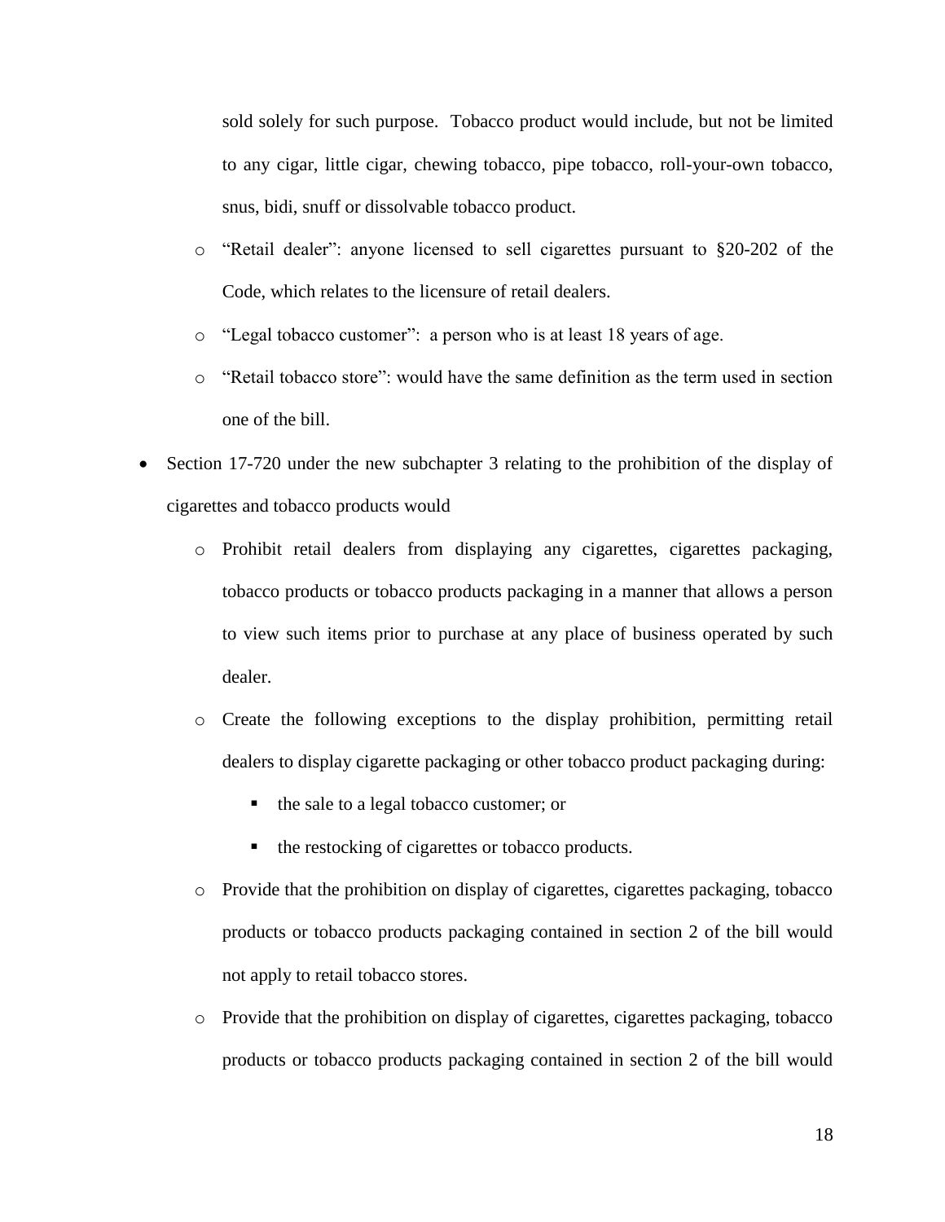sold solely for such purpose. Tobacco product would include, but not be limited to any cigar, little cigar, chewing tobacco, pipe tobacco, roll-your-own tobacco, snus, bidi, snuff or dissolvable tobacco product.

   - "Retail dealer": anyone licensed to sell cigarettes pursuant to §20-202 of the Code, which relates to the licensure of retail dealers.
   - "Legal tobacco customer": a person who is at least 18 years of age.
   - "Retail tobacco store": would have the same definition as the term used in section one of the bill.

- Section 17-720 under the new subchapter 3 relating to the prohibition of the display of cigarettes and tobacco products would
   - Prohibit retail dealers from displaying any cigarettes, cigarettes packaging, tobacco products or tobacco products packaging in a manner that allows a person to view such items prior to purchase at any place of business operated by such dealer.
   - Create the following exceptions to the display prohibition, permitting retail dealers to display cigarette packaging or other tobacco product packaging during:
      - the sale to a legal tobacco customer; or
      - the restocking of cigarettes or tobacco products.
   - Provide that the prohibition on display of cigarettes, cigarettes packaging, tobacco products or tobacco products packaging contained in section 2 of the bill would not apply to retail tobacco stores.
   - Provide that the prohibition on display of cigarettes, cigarettes packaging, tobacco products or tobacco products packaging contained in section 2 of the bill would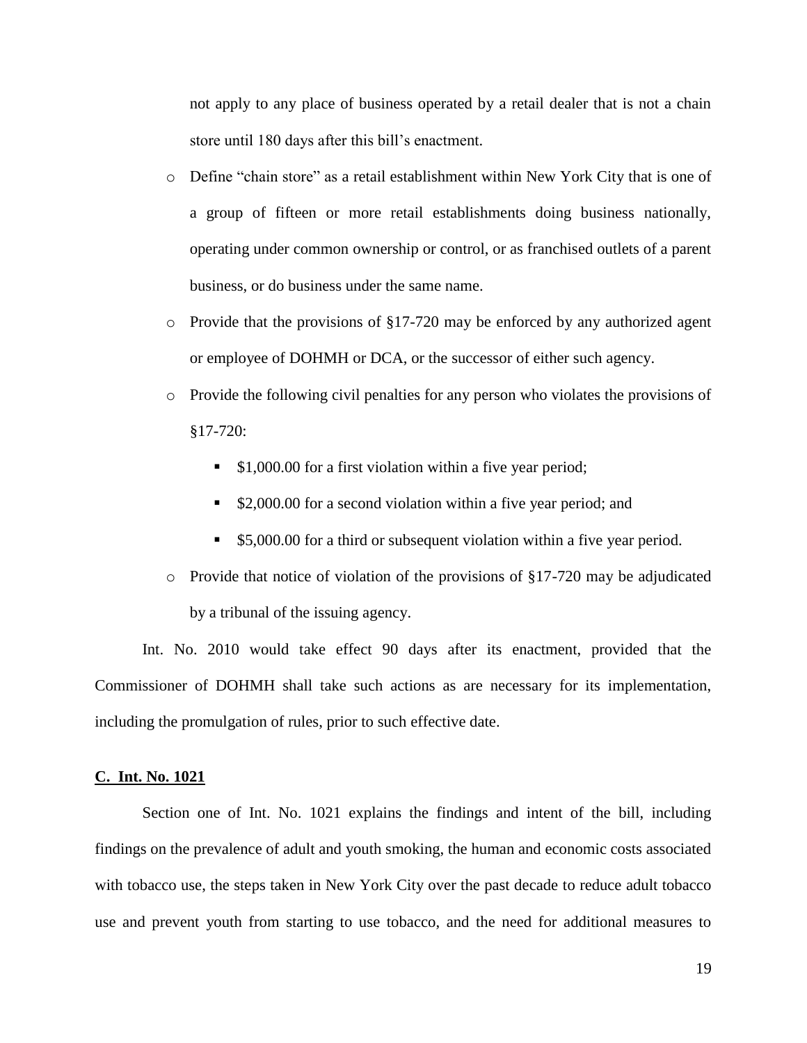not apply to any place of business operated by a retail dealer that is not a chain store until 180 days after this bill's enactment.

- Define "chain store" as a retail establishment within New York City that is one of a group of fifteen or more retail establishments doing business nationally, operating under common ownership or control, or as franchised outlets of a parent business, or do business under the same name.
- Provide that the provisions of §17-720 may be enforced by any authorized agent or employee of DOHMH or DCA, or the successor of either such agency.
- Provide the following civil penalties for any person who violates the provisions of §17-720:
  - $1,000.00 for a first violation within a five year period;
  - $2,000.00 for a second violation within a five year period; and
  - $5,000.00 for a third or subsequent violation within a five year period.
- Provide that notice of violation of the provisions of §17-720 may be adjudicated by a tribunal of the issuing agency.

Int. No. 2010 would take effect 90 days after its enactment, provided that the Commissioner of DOHMH shall take such actions as are necessary for its implementation, including the promulgation of rules, prior to such effective date.

**C. Int. No. 1021**

Section one of Int. No. 1021 explains the findings and intent of the bill, including findings on the prevalence of adult and youth smoking, the human and economic costs associated with tobacco use, the steps taken in New York City over the past decade to reduce adult tobacco use and prevent youth from starting to use tobacco, and the need for additional measures to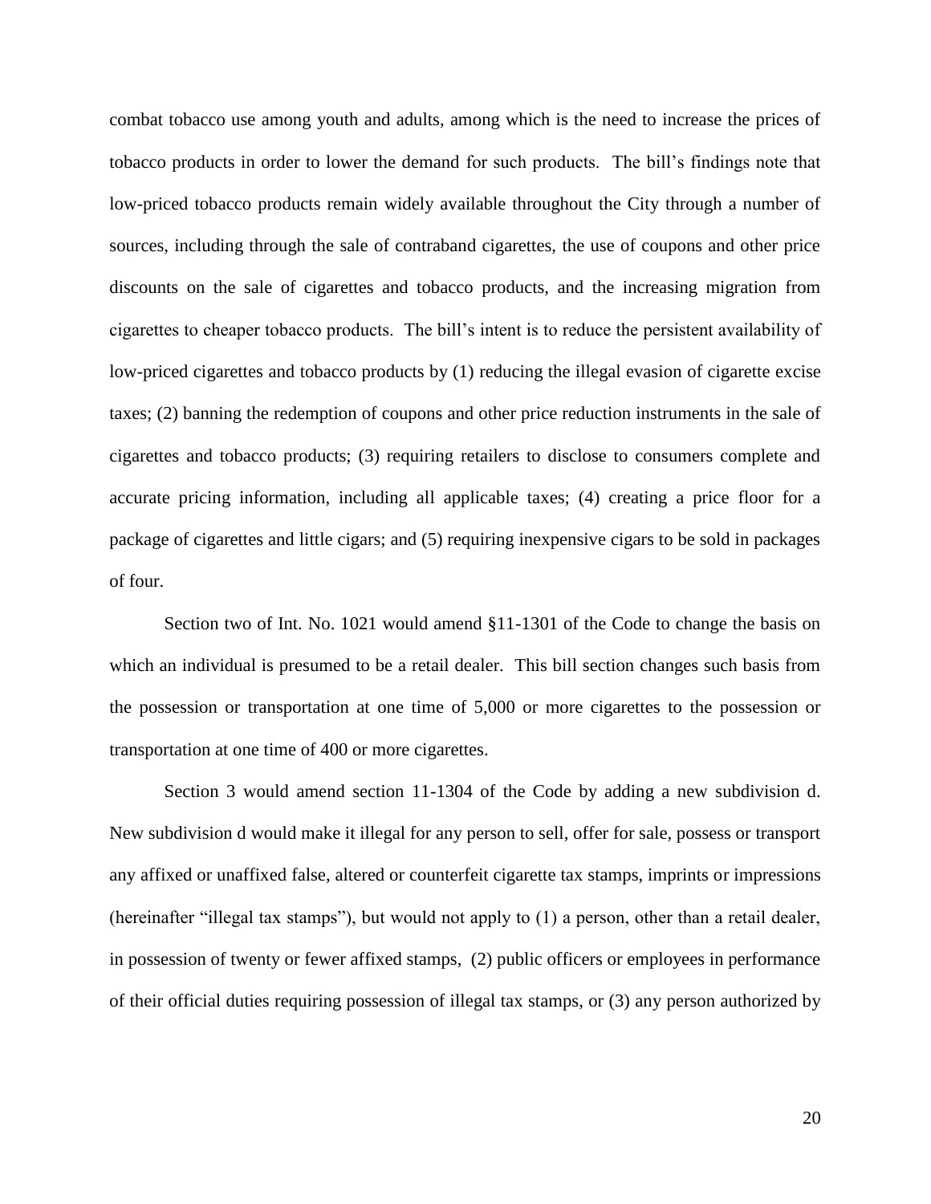combat tobacco use among youth and adults, among which is the need to increase the prices of tobacco products in order to lower the demand for such products. The bill's findings note that low-priced tobacco products remain widely available throughout the City through a number of sources, including through the sale of contraband cigarettes, the use of coupons and other price discounts on the sale of cigarettes and tobacco products, and the increasing migration from cigarettes to cheaper tobacco products. The bill's intent is to reduce the persistent availability of low-priced cigarettes and tobacco products by (1) reducing the illegal evasion of cigarette excise taxes; (2) banning the redemption of coupons and other price reduction instruments in the sale of cigarettes and tobacco products; (3) requiring retailers to disclose to consumers complete and accurate pricing information, including all applicable taxes; (4) creating a price floor for a package of cigarettes and little cigars; and (5) requiring inexpensive cigars to be sold in packages of four.

Section two of Int. No. 1021 would amend §11-1301 of the Code to change the basis on which an individual is presumed to be a retail dealer. This bill section changes such basis from the possession or transportation at one time of 5,000 or more cigarettes to the possession or transportation at one time of 400 or more cigarettes.

Section 3 would amend section 11-1304 of the Code by adding a new subdivision d. New subdivision d would make it illegal for any person to sell, offer for sale, possess or transport any affixed or unaffixed false, altered or counterfeit cigarette tax stamps, imprints or impressions (hereinafter "illegal tax stamps"), but would not apply to (1) a person, other than a retail dealer, in possession of twenty or fewer affixed stamps, (2) public officers or employees in performance of their official duties requiring possession of illegal tax stamps, or (3) any person authorized by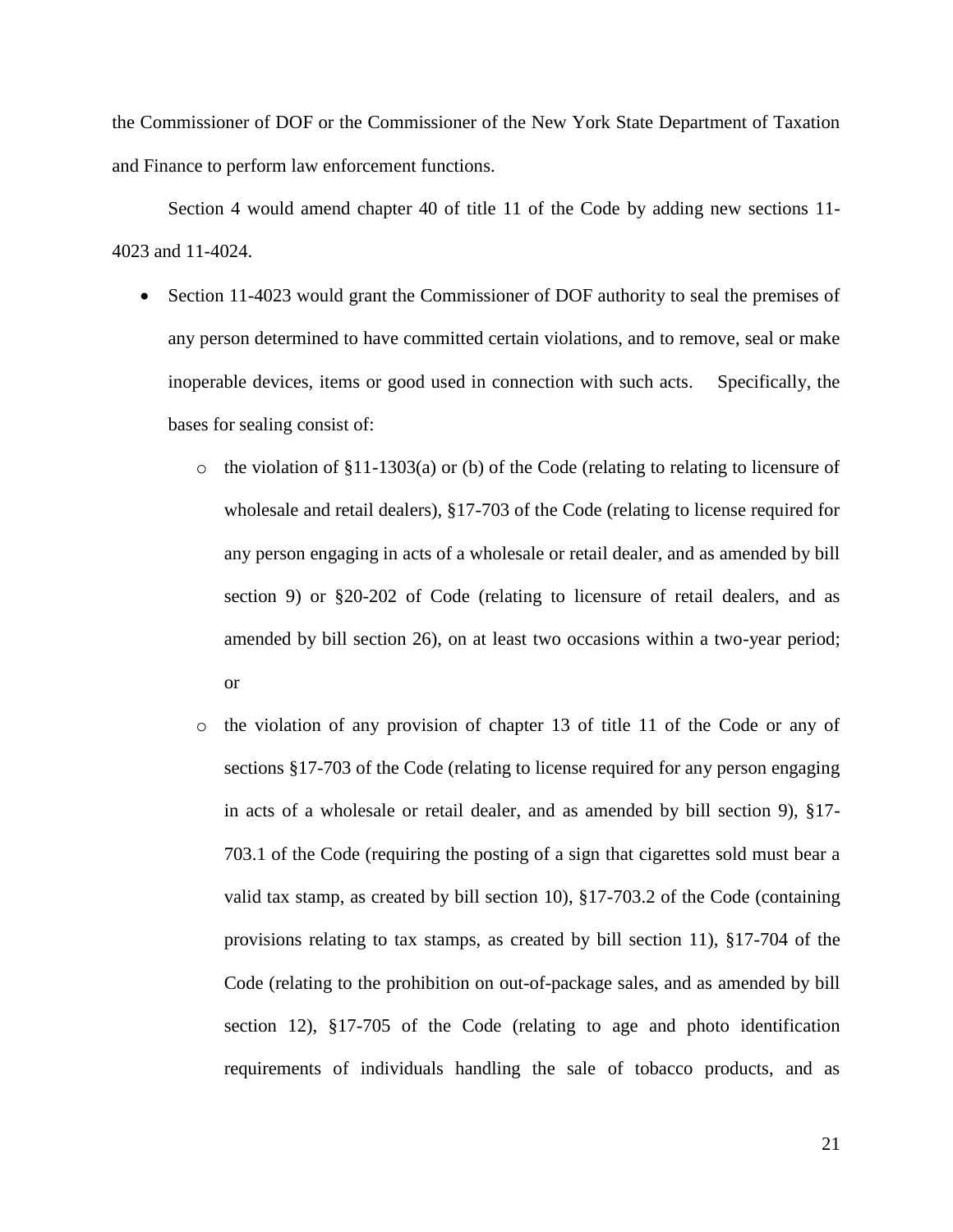the Commissioner of DOF or the Commissioner of the New York State Department of Taxation and Finance to perform law enforcement functions.

Section 4 would amend chapter 40 of title 11 of the Code by adding new sections 11-4023 and 11-4024.

- Section 11-4023 would grant the Commissioner of DOF authority to seal the premises of any person determined to have committed certain violations, and to remove, seal or make inoperable devices, items or good used in connection with such acts. Specifically, the bases for sealing consist of:
  - the violation of §11-1303(a) or (b) of the Code (relating to relating to licensure of wholesale and retail dealers), §17-703 of the Code (relating to license required for any person engaging in acts of a wholesale or retail dealer, and as amended by bill section 9) or §20-202 of Code (relating to licensure of retail dealers, and as amended by bill section 26), on at least two occasions within a two-year period; or
  - the violation of any provision of chapter 13 of title 11 of the Code or any of sections §17-703 of the Code (relating to license required for any person engaging in acts of a wholesale or retail dealer, and as amended by bill section 9), §17-703.1 of the Code (requiring the posting of a sign that cigarettes sold must bear a valid tax stamp, as created by bill section 10), §17-703.2 of the Code (containing provisions relating to tax stamps, as created by bill section 11), §17-704 of the Code (relating to the prohibition on out-of-package sales, and as amended by bill section 12), §17-705 of the Code (relating to age and photo identification requirements of individuals handling the sale of tobacco products, and as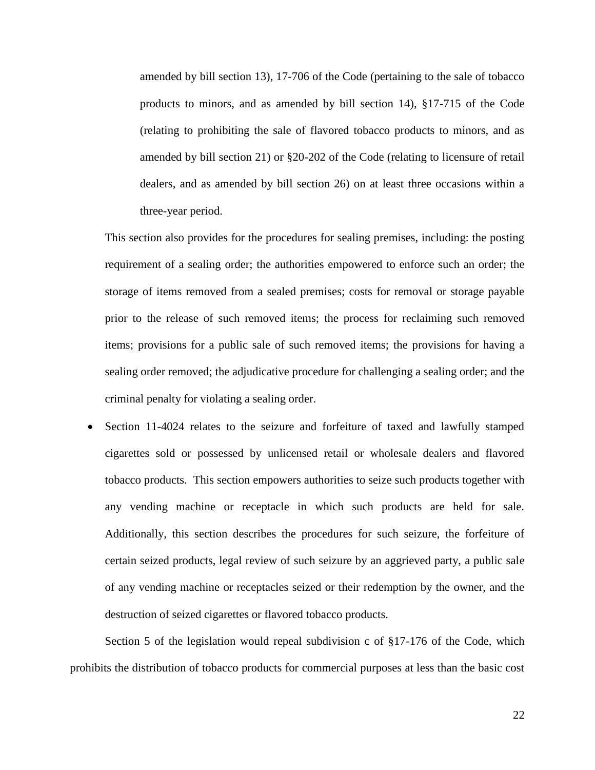amended by bill section 13), 17-706 of the Code (pertaining to the sale of tobacco products to minors, and as amended by bill section 14), §17-715 of the Code (relating to prohibiting the sale of flavored tobacco products to minors, and as amended by bill section 21) or §20-202 of the Code (relating to licensure of retail dealers, and as amended by bill section 26) on at least three occasions within a three-year period.

This section also provides for the procedures for sealing premises, including: the posting requirement of a sealing order; the authorities empowered to enforce such an order; the storage of items removed from a sealed premises; costs for removal or storage payable prior to the release of such removed items; the process for reclaiming such removed items; provisions for a public sale of such removed items; the provisions for having a sealing order removed; the adjudicative procedure for challenging a sealing order; and the criminal penalty for violating a sealing order.

- Section 11-4024 relates to the seizure and forfeiture of taxed and lawfully stamped cigarettes sold or possessed by unlicensed retail or wholesale dealers and flavored tobacco products. This section empowers authorities to seize such products together with any vending machine or receptacle in which such products are held for sale. Additionally, this section describes the procedures for such seizure, the forfeiture of certain seized products, legal review of such seizure by an aggrieved party, a public sale of any vending machine or receptacles seized or their redemption by the owner, and the destruction of seized cigarettes or flavored tobacco products.

Section 5 of the legislation would repeal subdivision c of §17-176 of the Code, which prohibits the distribution of tobacco products for commercial purposes at less than the basic cost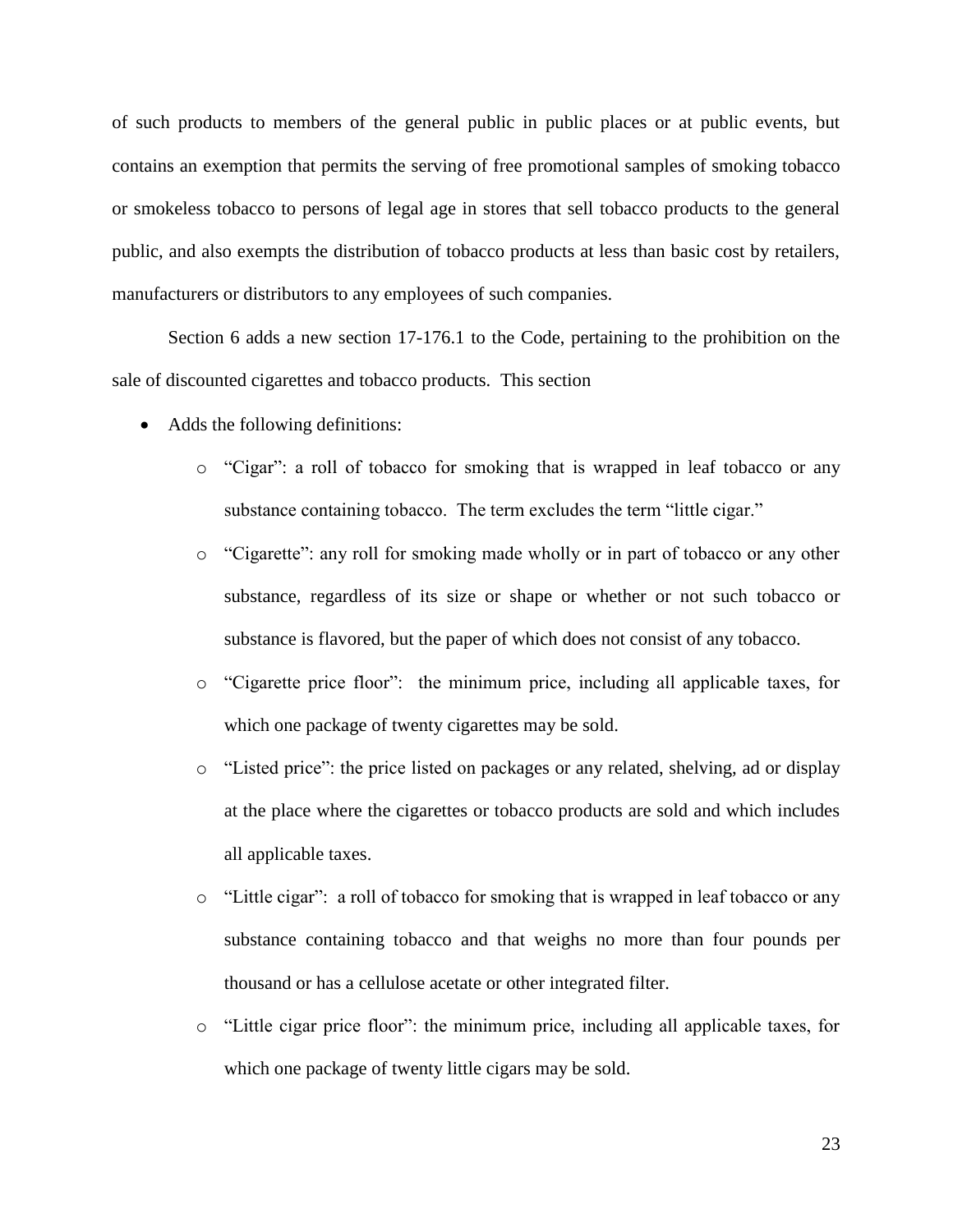of such products to members of the general public in public places or at public events, but contains an exemption that permits the serving of free promotional samples of smoking tobacco or smokeless tobacco to persons of legal age in stores that sell tobacco products to the general public, and also exempts the distribution of tobacco products at less than basic cost by retailers, manufacturers or distributors to any employees of such companies.

Section 6 adds a new section 17-176.1 to the Code, pertaining to the prohibition on the sale of discounted cigarettes and tobacco products. This section

- Adds the following definitions:
  - "Cigar": a roll of tobacco for smoking that is wrapped in leaf tobacco or any substance containing tobacco. The term excludes the term "little cigar."
  - "Cigarette": any roll for smoking made wholly or in part of tobacco or any other substance, regardless of its size or shape or whether or not such tobacco or substance is flavored, but the paper of which does not consist of any tobacco.
  - "Cigarette price floor": the minimum price, including all applicable taxes, for which one package of twenty cigarettes may be sold.
  - "Listed price": the price listed on packages or any related, shelving, ad or display at the place where the cigarettes or tobacco products are sold and which includes all applicable taxes.
  - "Little cigar": a roll of tobacco for smoking that is wrapped in leaf tobacco or any substance containing tobacco and that weighs no more than four pounds per thousand or has a cellulose acetate or other integrated filter.
  - "Little cigar price floor": the minimum price, including all applicable taxes, for which one package of twenty little cigars may be sold.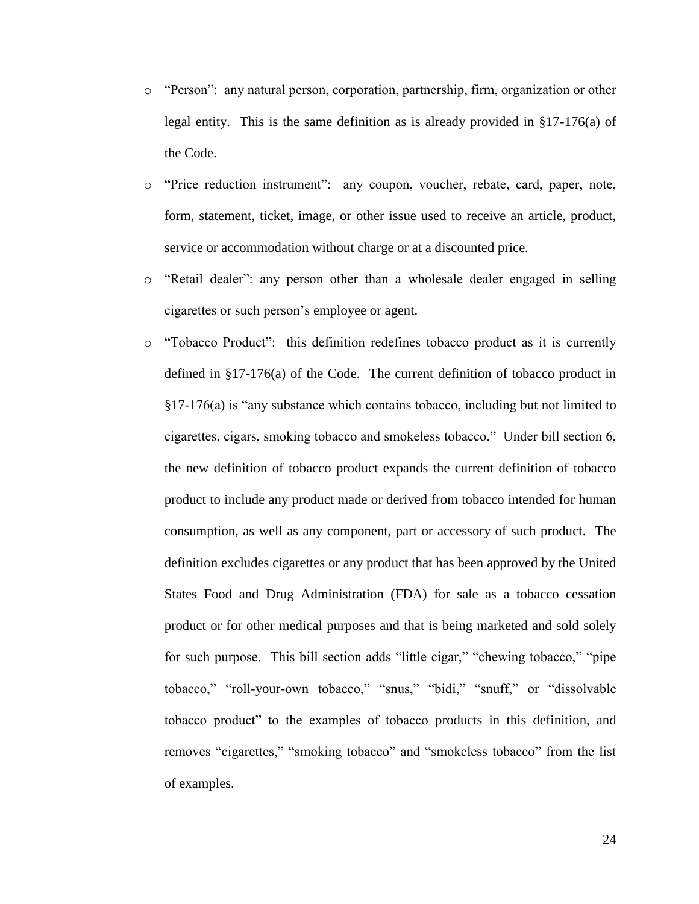- “Person”: any natural person, corporation, partnership, firm, organization or other legal entity. This is the same definition as is already provided in §17-176(a) of the Code.
- “Price reduction instrument”: any coupon, voucher, rebate, card, paper, note, form, statement, ticket, image, or other issue used to receive an article, product, service or accommodation without charge or at a discounted price.
- “Retail dealer”: any person other than a wholesale dealer engaged in selling cigarettes or such person’s employee or agent.
- “Tobacco Product”: this definition redefines tobacco product as it is currently defined in §17-176(a) of the Code. The current definition of tobacco product in §17-176(a) is “any substance which contains tobacco, including but not limited to cigarettes, cigars, smoking tobacco and smokeless tobacco.” Under bill section 6, the new definition of tobacco product expands the current definition of tobacco product to include any product made or derived from tobacco intended for human consumption, as well as any component, part or accessory of such product. The definition excludes cigarettes or any product that has been approved by the United States Food and Drug Administration (FDA) for sale as a tobacco cessation product or for other medical purposes and that is being marketed and sold solely for such purpose. This bill section adds “little cigar,” “chewing tobacco,” “pipe tobacco,” “roll-your-own tobacco,” “snus,” “bidi,” “snuff,” or “dissolvable tobacco product” to the examples of tobacco products in this definition, and removes “cigarettes,” “smoking tobacco” and “smokeless tobacco” from the list of examples.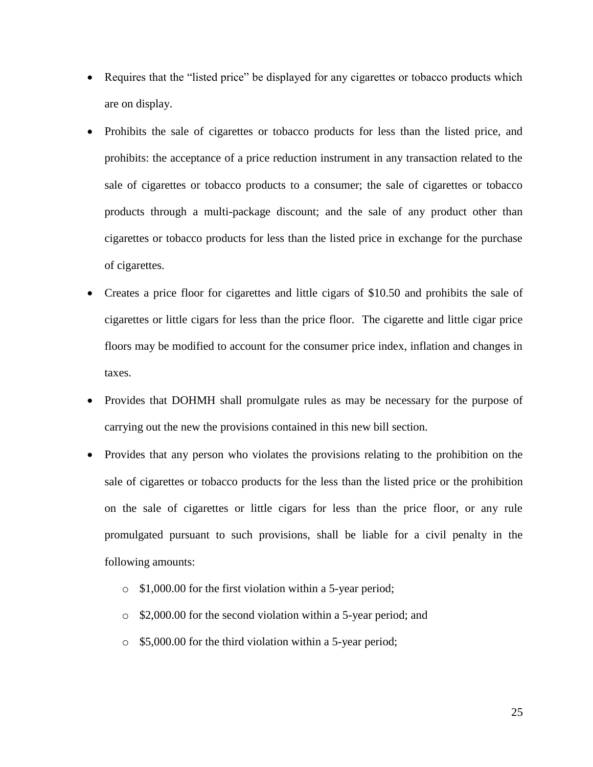- Requires that the "listed price" be displayed for any cigarettes or tobacco products which are on display.
- Prohibits the sale of cigarettes or tobacco products for less than the listed price, and prohibits: the acceptance of a price reduction instrument in any transaction related to the sale of cigarettes or tobacco products to a consumer; the sale of cigarettes or tobacco products through a multi-package discount; and the sale of any product other than cigarettes or tobacco products for less than the listed price in exchange for the purchase of cigarettes.
- Creates a price floor for cigarettes and little cigars of $10.50 and prohibits the sale of cigarettes or little cigars for less than the price floor. The cigarette and little cigar price floors may be modified to account for the consumer price index, inflation and changes in taxes.
- Provides that DOHMH shall promulgate rules as may be necessary for the purpose of carrying out the new the provisions contained in this new bill section.
- Provides that any person who violates the provisions relating to the prohibition on the sale of cigarettes or tobacco products for the less than the listed price or the prohibition on the sale of cigarettes or little cigars for less than the price floor, or any rule promulgated pursuant to such provisions, shall be liable for a civil penalty in the following amounts:
    - $1,000.00 for the first violation within a 5-year period;
    - $2,000.00 for the second violation within a 5-year period; and
    - $5,000.00 for the third violation within a 5-year period;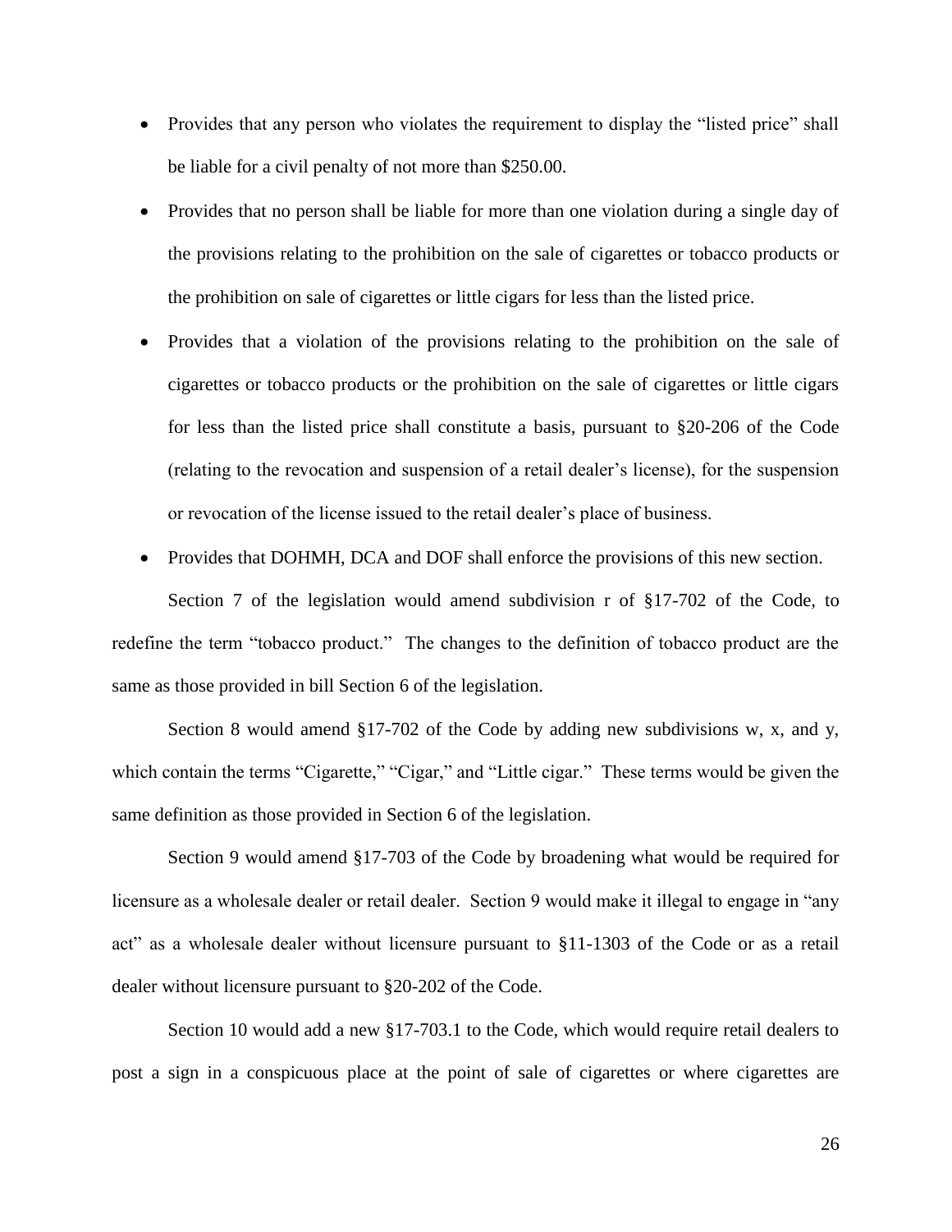- Provides that any person who violates the requirement to display the "listed price" shall be liable for a civil penalty of not more than $250.00.
- Provides that no person shall be liable for more than one violation during a single day of the provisions relating to the prohibition on the sale of cigarettes or tobacco products or the prohibition on sale of cigarettes or little cigars for less than the listed price.
- Provides that a violation of the provisions relating to the prohibition on the sale of cigarettes or tobacco products or the prohibition on the sale of cigarettes or little cigars for less than the listed price shall constitute a basis, pursuant to §20-206 of the Code (relating to the revocation and suspension of a retail dealer's license), for the suspension or revocation of the license issued to the retail dealer's place of business.
- Provides that DOHMH, DCA and DOF shall enforce the provisions of this new section.

Section 7 of the legislation would amend subdivision r of §17-702 of the Code, to redefine the term "tobacco product." The changes to the definition of tobacco product are the same as those provided in bill Section 6 of the legislation.

Section 8 would amend §17-702 of the Code by adding new subdivisions w, x, and y, which contain the terms "Cigarette," "Cigar," and "Little cigar." These terms would be given the same definition as those provided in Section 6 of the legislation.

Section 9 would amend §17-703 of the Code by broadening what would be required for licensure as a wholesale dealer or retail dealer. Section 9 would make it illegal to engage in "any act" as a wholesale dealer without licensure pursuant to §11-1303 of the Code or as a retail dealer without licensure pursuant to §20-202 of the Code.

Section 10 would add a new §17-703.1 to the Code, which would require retail dealers to post a sign in a conspicuous place at the point of sale of cigarettes or where cigarettes are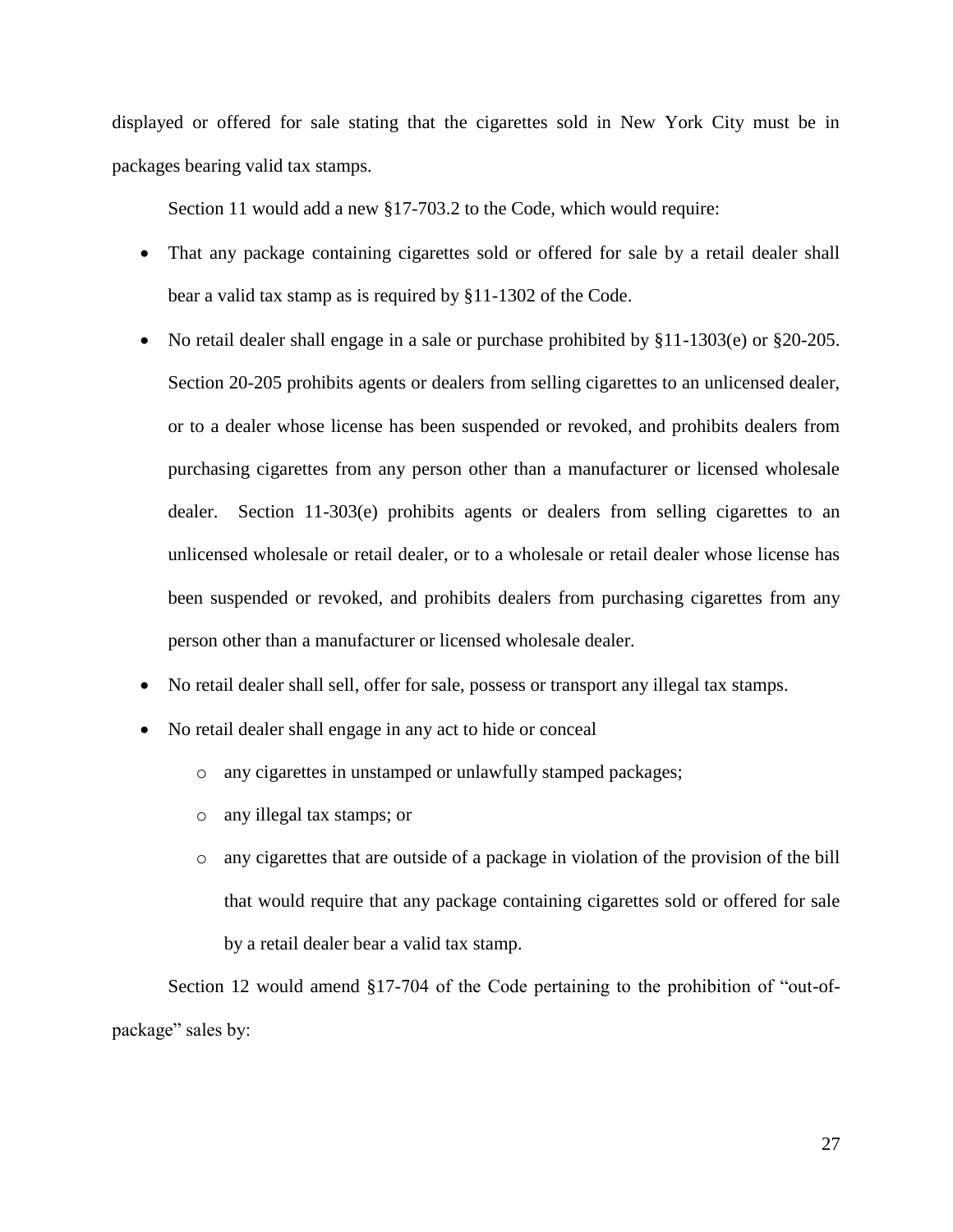displayed or offered for sale stating that the cigarettes sold in New York City must be in packages bearing valid tax stamps.

Section 11 would add a new §17-703.2 to the Code, which would require:

- That any package containing cigarettes sold or offered for sale by a retail dealer shall bear a valid tax stamp as is required by §11-1302 of the Code.
- No retail dealer shall engage in a sale or purchase prohibited by §11-1303(e) or §20-205. Section 20-205 prohibits agents or dealers from selling cigarettes to an unlicensed dealer, or to a dealer whose license has been suspended or revoked, and prohibits dealers from purchasing cigarettes from any person other than a manufacturer or licensed wholesale dealer. Section 11-303(e) prohibits agents or dealers from selling cigarettes to an unlicensed wholesale or retail dealer, or to a wholesale or retail dealer whose license has been suspended or revoked, and prohibits dealers from purchasing cigarettes from any person other than a manufacturer or licensed wholesale dealer.
- No retail dealer shall sell, offer for sale, possess or transport any illegal tax stamps.
- No retail dealer shall engage in any act to hide or conceal
    - any cigarettes in unstamped or unlawfully stamped packages;
    - any illegal tax stamps; or
    - any cigarettes that are outside of a package in violation of the provision of the bill that would require that any package containing cigarettes sold or offered for sale by a retail dealer bear a valid tax stamp.

Section 12 would amend §17-704 of the Code pertaining to the prohibition of "out-of-package" sales by: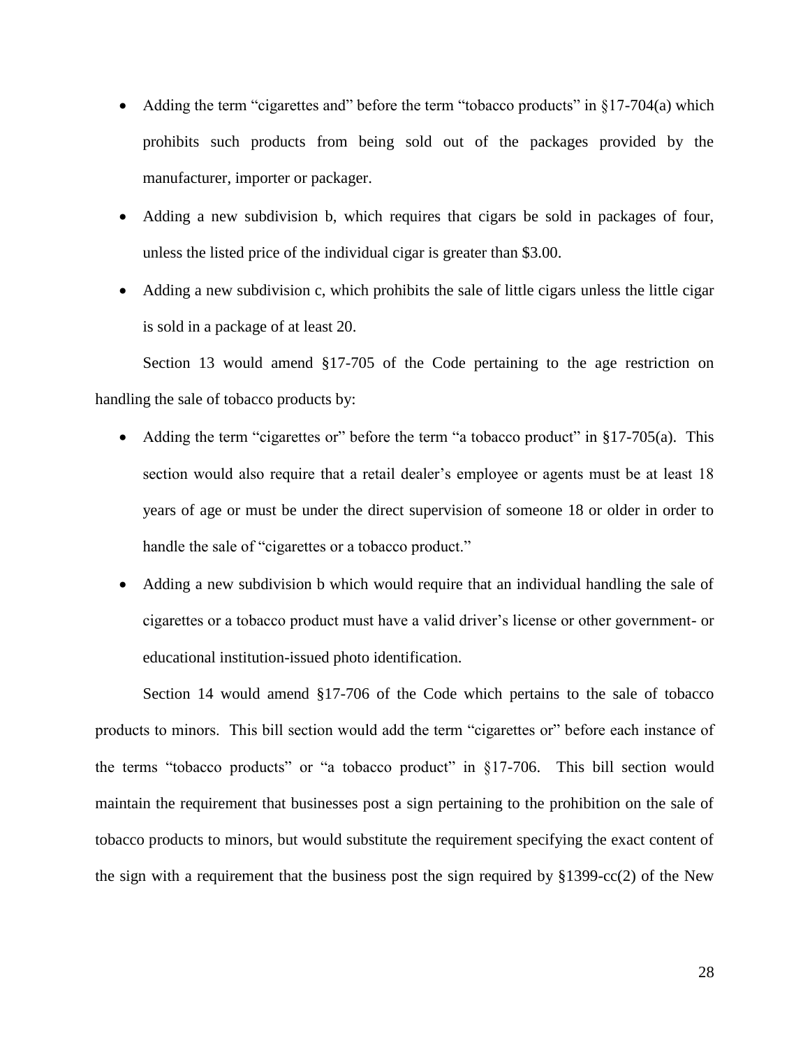- Adding the term "cigarettes and" before the term "tobacco products" in §17-704(a) which prohibits such products from being sold out of the packages provided by the manufacturer, importer or packager.
- Adding a new subdivision b, which requires that cigars be sold in packages of four, unless the listed price of the individual cigar is greater than $3.00.
- Adding a new subdivision c, which prohibits the sale of little cigars unless the little cigar is sold in a package of at least 20.

Section 13 would amend §17-705 of the Code pertaining to the age restriction on handling the sale of tobacco products by:

- Adding the term "cigarettes or" before the term "a tobacco product" in §17-705(a). This section would also require that a retail dealer's employee or agents must be at least 18 years of age or must be under the direct supervision of someone 18 or older in order to handle the sale of "cigarettes or a tobacco product."
- Adding a new subdivision b which would require that an individual handling the sale of cigarettes or a tobacco product must have a valid driver's license or other government- or educational institution-issued photo identification.

Section 14 would amend §17-706 of the Code which pertains to the sale of tobacco products to minors. This bill section would add the term "cigarettes or" before each instance of the terms "tobacco products" or "a tobacco product" in §17-706. This bill section would maintain the requirement that businesses post a sign pertaining to the prohibition on the sale of tobacco products to minors, but would substitute the requirement specifying the exact content of the sign with a requirement that the business post the sign required by §1399-cc(2) of the New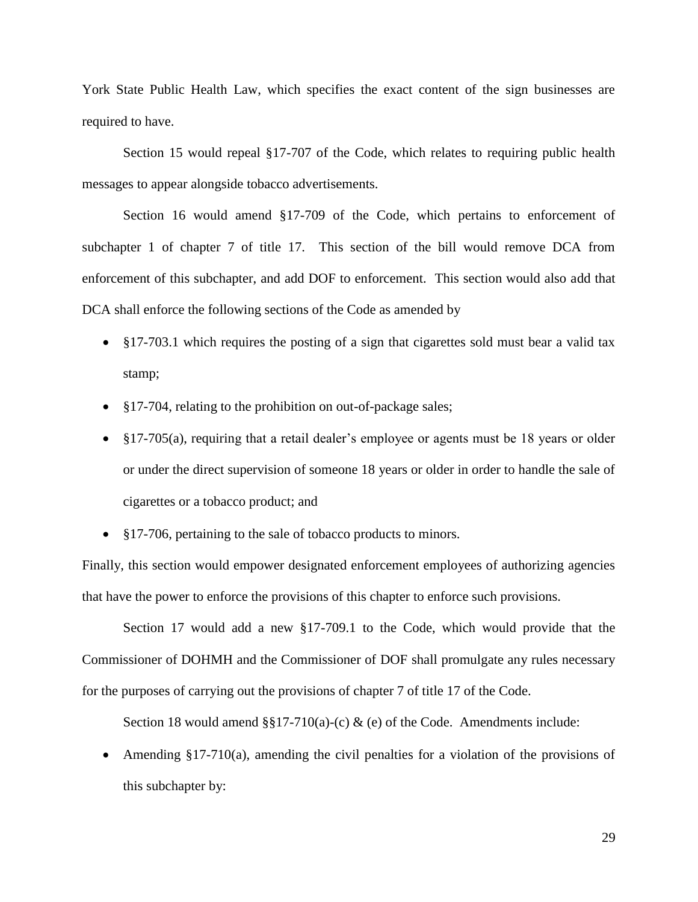York State Public Health Law, which specifies the exact content of the sign businesses are required to have.

Section 15 would repeal §17-707 of the Code, which relates to requiring public health messages to appear alongside tobacco advertisements.

Section 16 would amend §17-709 of the Code, which pertains to enforcement of subchapter 1 of chapter 7 of title 17. This section of the bill would remove DCA from enforcement of this subchapter, and add DOF to enforcement. This section would also add that DCA shall enforce the following sections of the Code as amended by

- §17-703.1 which requires the posting of a sign that cigarettes sold must bear a valid tax stamp;
- §17-704, relating to the prohibition on out-of-package sales;
- §17-705(a), requiring that a retail dealer's employee or agents must be 18 years or older or under the direct supervision of someone 18 years or older in order to handle the sale of cigarettes or a tobacco product; and
- §17-706, pertaining to the sale of tobacco products to minors.

Finally, this section would empower designated enforcement employees of authorizing agencies that have the power to enforce the provisions of this chapter to enforce such provisions.

Section 17 would add a new §17-709.1 to the Code, which would provide that the Commissioner of DOHMH and the Commissioner of DOF shall promulgate any rules necessary for the purposes of carrying out the provisions of chapter 7 of title 17 of the Code.

Section 18 would amend §§17-710(a)-(c) & (e) of the Code. Amendments include:

- Amending §17-710(a), amending the civil penalties for a violation of the provisions of this subchapter by: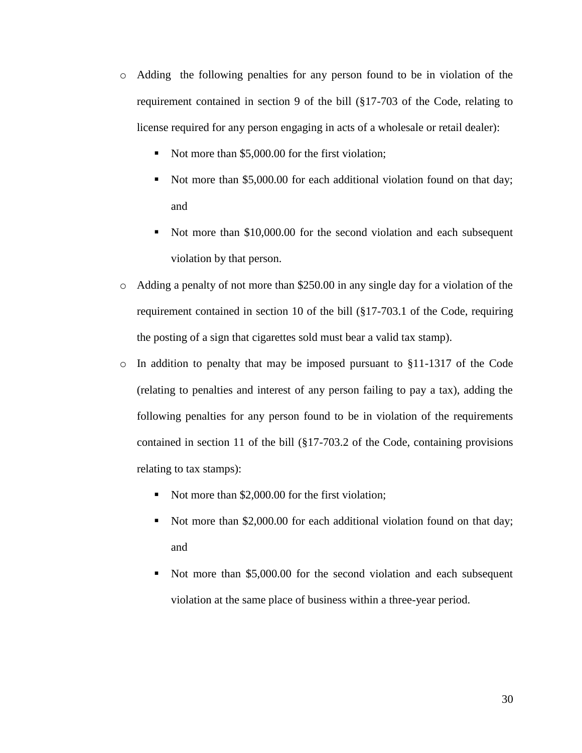- Adding the following penalties for any person found to be in violation of the requirement contained in section 9 of the bill (§17-703 of the Code, relating to license required for any person engaging in acts of a wholesale or retail dealer):
    - Not more than $5,000.00 for the first violation;
    - Not more than $5,000.00 for each additional violation found on that day; and
    - Not more than $10,000.00 for the second violation and each subsequent violation by that person.
- Adding a penalty of not more than $250.00 in any single day for a violation of the requirement contained in section 10 of the bill (§17-703.1 of the Code, requiring the posting of a sign that cigarettes sold must bear a valid tax stamp).
- In addition to penalty that may be imposed pursuant to §11-1317 of the Code (relating to penalties and interest of any person failing to pay a tax), adding the following penalties for any person found to be in violation of the requirements contained in section 11 of the bill (§17-703.2 of the Code, containing provisions relating to tax stamps):
    - Not more than $2,000.00 for the first violation;
    - Not more than $2,000.00 for each additional violation found on that day; and
    - Not more than $5,000.00 for the second violation and each subsequent violation at the same place of business within a three-year period.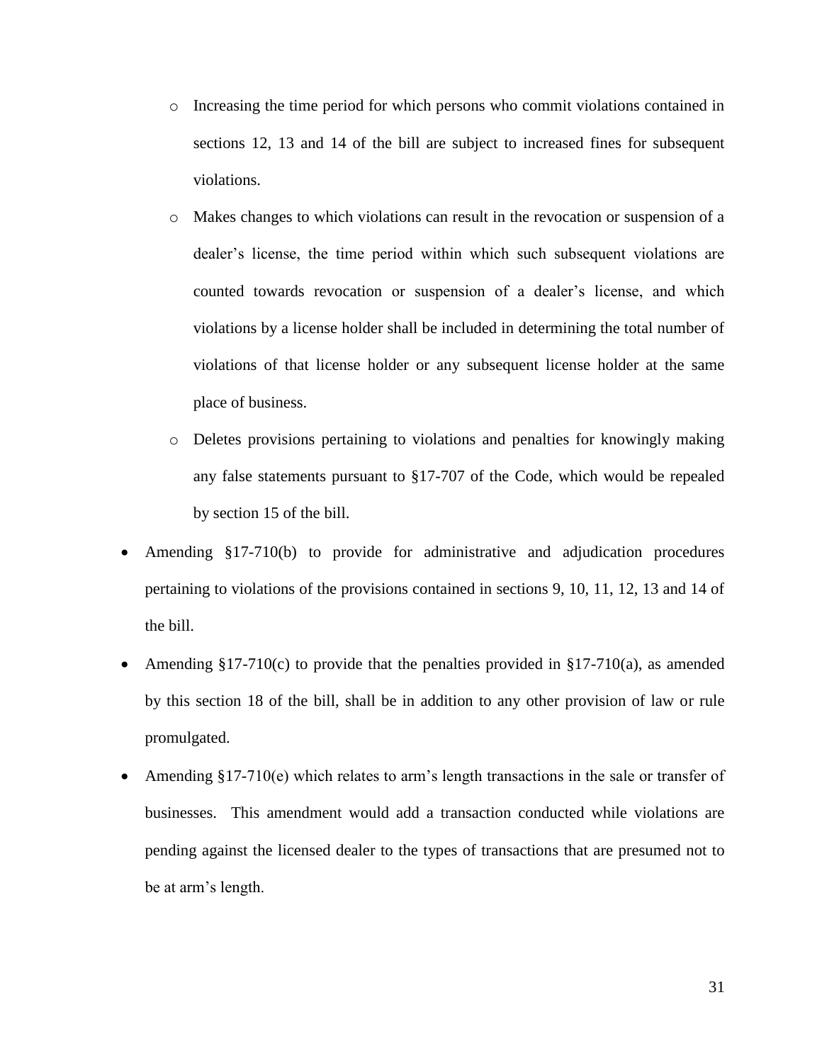- Increasing the time period for which persons who commit violations contained in sections 12, 13 and 14 of the bill are subject to increased fines for subsequent violations.
    - Makes changes to which violations can result in the revocation or suspension of a dealer's license, the time period within which such subsequent violations are counted towards revocation or suspension of a dealer's license, and which violations by a license holder shall be included in determining the total number of violations of that license holder or any subsequent license holder at the same place of business.
    - Deletes provisions pertaining to violations and penalties for knowingly making any false statements pursuant to §17-707 of the Code, which would be repealed by section 15 of the bill.

- Amending §17-710(b) to provide for administrative and adjudication procedures pertaining to violations of the provisions contained in sections 9, 10, 11, 12, 13 and 14 of the bill.
- Amending §17-710(c) to provide that the penalties provided in §17-710(a), as amended by this section 18 of the bill, shall be in addition to any other provision of law or rule promulgated.
- Amending §17-710(e) which relates to arm's length transactions in the sale or transfer of businesses. This amendment would add a transaction conducted while violations are pending against the licensed dealer to the types of transactions that are presumed not to be at arm's length.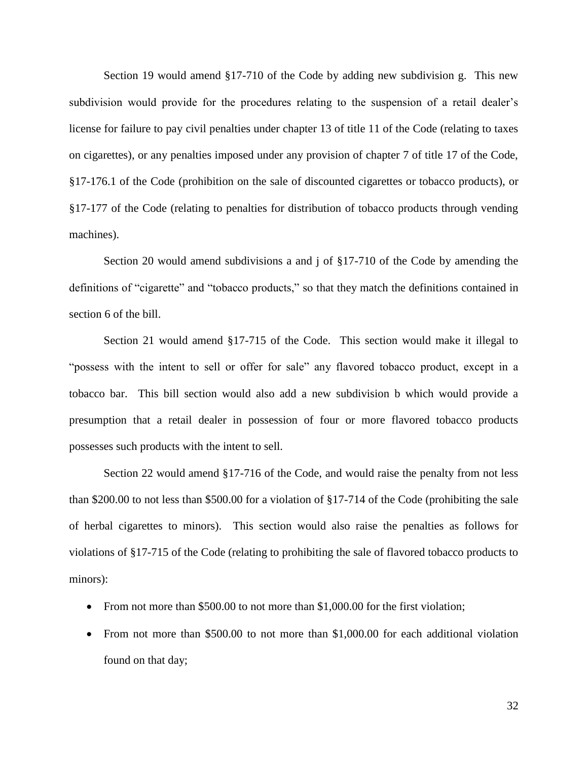Section 19 would amend §17-710 of the Code by adding new subdivision g. This new subdivision would provide for the procedures relating to the suspension of a retail dealer's license for failure to pay civil penalties under chapter 13 of title 11 of the Code (relating to taxes on cigarettes), or any penalties imposed under any provision of chapter 7 of title 17 of the Code, §17-176.1 of the Code (prohibition on the sale of discounted cigarettes or tobacco products), or §17-177 of the Code (relating to penalties for distribution of tobacco products through vending machines).

Section 20 would amend subdivisions a and j of §17-710 of the Code by amending the definitions of "cigarette" and "tobacco products," so that they match the definitions contained in section 6 of the bill.

Section 21 would amend §17-715 of the Code. This section would make it illegal to "possess with the intent to sell or offer for sale" any flavored tobacco product, except in a tobacco bar. This bill section would also add a new subdivision b which would provide a presumption that a retail dealer in possession of four or more flavored tobacco products possesses such products with the intent to sell.

Section 22 would amend §17-716 of the Code, and would raise the penalty from not less than $200.00 to not less than $500.00 for a violation of §17-714 of the Code (prohibiting the sale of herbal cigarettes to minors). This section would also raise the penalties as follows for violations of §17-715 of the Code (relating to prohibiting the sale of flavored tobacco products to minors):

- From not more than $500.00 to not more than $1,000.00 for the first violation;
- From not more than $500.00 to not more than $1,000.00 for each additional violation found on that day;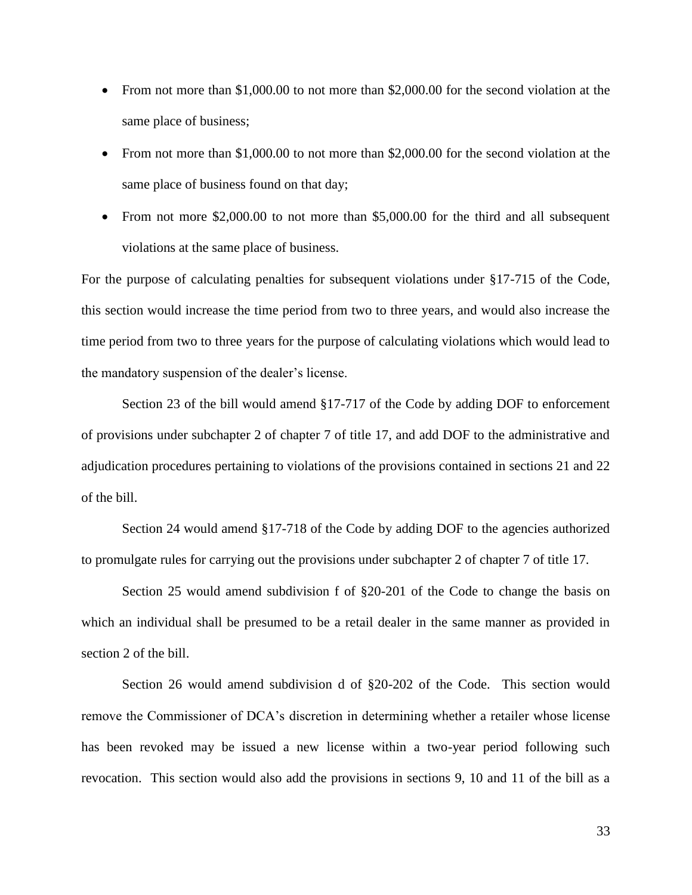- From not more than $1,000.00 to not more than $2,000.00 for the second violation at the same place of business;
- From not more than $1,000.00 to not more than $2,000.00 for the second violation at the same place of business found on that day;
- From not more $2,000.00 to not more than $5,000.00 for the third and all subsequent violations at the same place of business.

For the purpose of calculating penalties for subsequent violations under §17-715 of the Code, this section would increase the time period from two to three years, and would also increase the time period from two to three years for the purpose of calculating violations which would lead to the mandatory suspension of the dealer's license.

Section 23 of the bill would amend §17-717 of the Code by adding DOF to enforcement of provisions under subchapter 2 of chapter 7 of title 17, and add DOF to the administrative and adjudication procedures pertaining to violations of the provisions contained in sections 21 and 22 of the bill.

Section 24 would amend §17-718 of the Code by adding DOF to the agencies authorized to promulgate rules for carrying out the provisions under subchapter 2 of chapter 7 of title 17.

Section 25 would amend subdivision f of §20-201 of the Code to change the basis on which an individual shall be presumed to be a retail dealer in the same manner as provided in section 2 of the bill.

Section 26 would amend subdivision d of §20-202 of the Code. This section would remove the Commissioner of DCA's discretion in determining whether a retailer whose license has been revoked may be issued a new license within a two-year period following such revocation. This section would also add the provisions in sections 9, 10 and 11 of the bill as a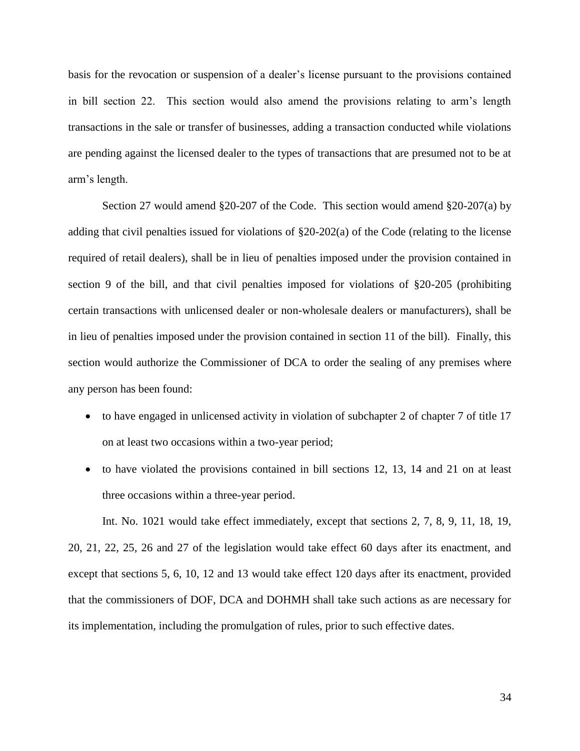basis for the revocation or suspension of a dealer's license pursuant to the provisions contained in bill section 22. This section would also amend the provisions relating to arm's length transactions in the sale or transfer of businesses, adding a transaction conducted while violations are pending against the licensed dealer to the types of transactions that are presumed not to be at arm's length.

Section 27 would amend §20-207 of the Code. This section would amend §20-207(a) by adding that civil penalties issued for violations of §20-202(a) of the Code (relating to the license required of retail dealers), shall be in lieu of penalties imposed under the provision contained in section 9 of the bill, and that civil penalties imposed for violations of §20-205 (prohibiting certain transactions with unlicensed dealer or non-wholesale dealers or manufacturers), shall be in lieu of penalties imposed under the provision contained in section 11 of the bill). Finally, this section would authorize the Commissioner of DCA to order the sealing of any premises where any person has been found:

- to have engaged in unlicensed activity in violation of subchapter 2 of chapter 7 of title 17 on at least two occasions within a two-year period;
- to have violated the provisions contained in bill sections 12, 13, 14 and 21 on at least three occasions within a three-year period.

Int. No. 1021 would take effect immediately, except that sections 2, 7, 8, 9, 11, 18, 19, 20, 21, 22, 25, 26 and 27 of the legislation would take effect 60 days after its enactment, and except that sections 5, 6, 10, 12 and 13 would take effect 120 days after its enactment, provided that the commissioners of DOF, DCA and DOHMH shall take such actions as are necessary for its implementation, including the promulgation of rules, prior to such effective dates.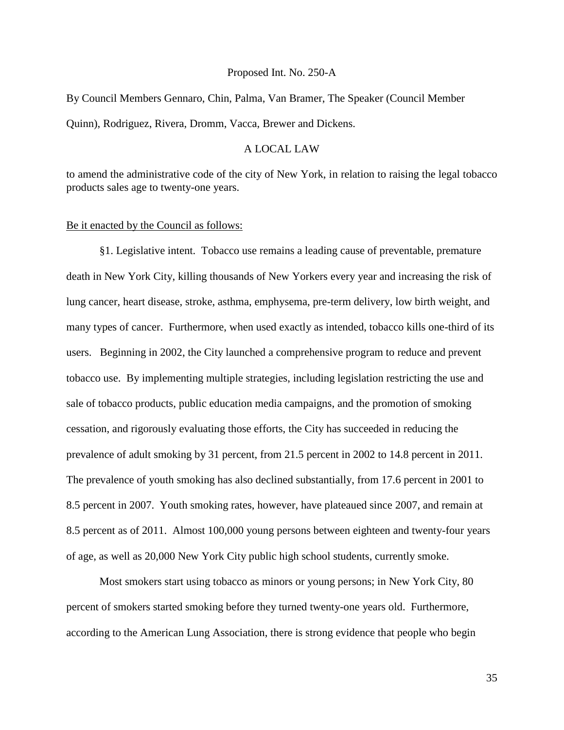Proposed Int. No. 250-A

By Council Members Gennaro, Chin, Palma, Van Bramer, The Speaker (Council Member Quinn), Rodriguez, Rivera, Dromm, Vacca, Brewer and Dickens.

A LOCAL LAW

to amend the administrative code of the city of New York, in relation to raising the legal tobacco products sales age to twenty-one years.

Be it enacted by the Council as follows:

§1. Legislative intent. Tobacco use remains a leading cause of preventable, premature death in New York City, killing thousands of New Yorkers every year and increasing the risk of lung cancer, heart disease, stroke, asthma, emphysema, pre-term delivery, low birth weight, and many types of cancer. Furthermore, when used exactly as intended, tobacco kills one-third of its users. Beginning in 2002, the City launched a comprehensive program to reduce and prevent tobacco use. By implementing multiple strategies, including legislation restricting the use and sale of tobacco products, public education media campaigns, and the promotion of smoking cessation, and rigorously evaluating those efforts, the City has succeeded in reducing the prevalence of adult smoking by 31 percent, from 21.5 percent in 2002 to 14.8 percent in 2011. The prevalence of youth smoking has also declined substantially, from 17.6 percent in 2001 to 8.5 percent in 2007. Youth smoking rates, however, have plateaued since 2007, and remain at 8.5 percent as of 2011. Almost 100,000 young persons between eighteen and twenty-four years of age, as well as 20,000 New York City public high school students, currently smoke.

Most smokers start using tobacco as minors or young persons; in New York City, 80 percent of smokers started smoking before they turned twenty-one years old. Furthermore, according to the American Lung Association, there is strong evidence that people who begin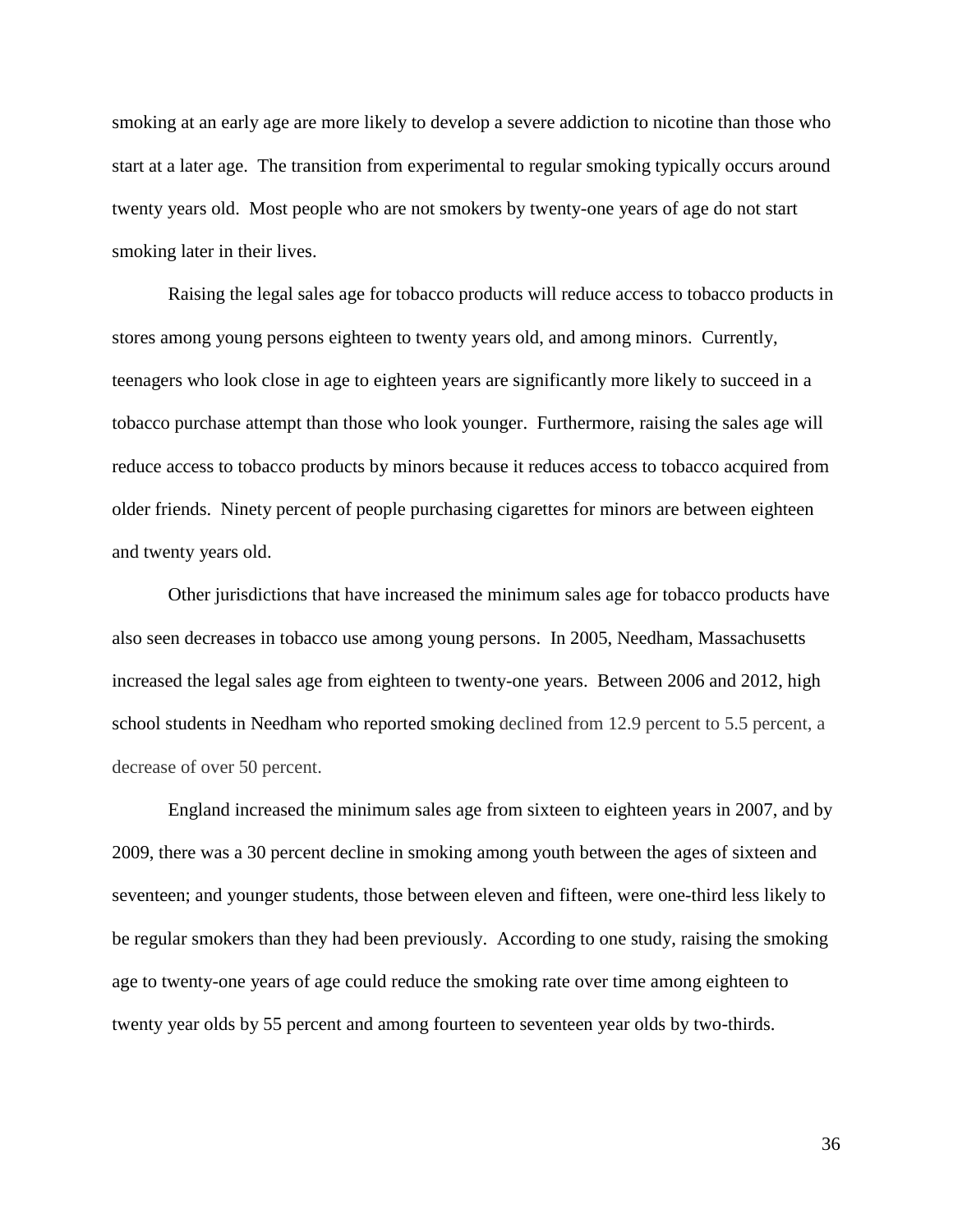smoking at an early age are more likely to develop a severe addiction to nicotine than those who start at a later age. The transition from experimental to regular smoking typically occurs around twenty years old. Most people who are not smokers by twenty-one years of age do not start smoking later in their lives.

Raising the legal sales age for tobacco products will reduce access to tobacco products in stores among young persons eighteen to twenty years old, and among minors. Currently, teenagers who look close in age to eighteen years are significantly more likely to succeed in a tobacco purchase attempt than those who look younger. Furthermore, raising the sales age will reduce access to tobacco products by minors because it reduces access to tobacco acquired from older friends. Ninety percent of people purchasing cigarettes for minors are between eighteen and twenty years old.

Other jurisdictions that have increased the minimum sales age for tobacco products have also seen decreases in tobacco use among young persons. In 2005, Needham, Massachusetts increased the legal sales age from eighteen to twenty-one years. Between 2006 and 2012, high school students in Needham who reported smoking declined from 12.9 percent to 5.5 percent, a decrease of over 50 percent.

England increased the minimum sales age from sixteen to eighteen years in 2007, and by 2009, there was a 30 percent decline in smoking among youth between the ages of sixteen and seventeen; and younger students, those between eleven and fifteen, were one-third less likely to be regular smokers than they had been previously. According to one study, raising the smoking age to twenty-one years of age could reduce the smoking rate over time among eighteen to twenty year olds by 55 percent and among fourteen to seventeen year olds by two-thirds.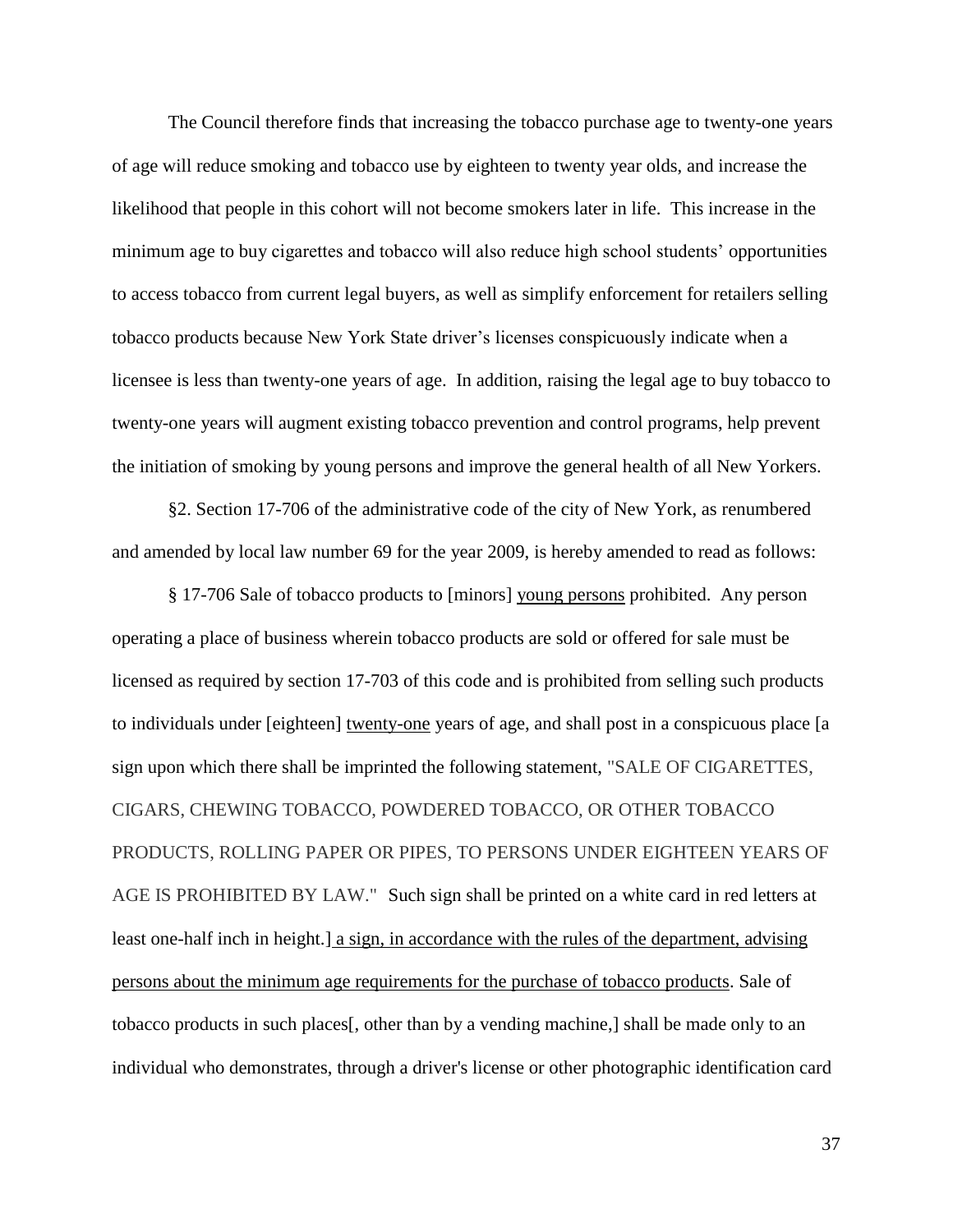The Council therefore finds that increasing the tobacco purchase age to twenty-one years of age will reduce smoking and tobacco use by eighteen to twenty year olds, and increase the likelihood that people in this cohort will not become smokers later in life. This increase in the minimum age to buy cigarettes and tobacco will also reduce high school students' opportunities to access tobacco from current legal buyers, as well as simplify enforcement for retailers selling tobacco products because New York State driver's licenses conspicuously indicate when a licensee is less than twenty-one years of age. In addition, raising the legal age to buy tobacco to twenty-one years will augment existing tobacco prevention and control programs, help prevent the initiation of smoking by young persons and improve the general health of all New Yorkers.

§2. Section 17-706 of the administrative code of the city of New York, as renumbered and amended by local law number 69 for the year 2009, is hereby amended to read as follows:

§ 17-706 Sale of tobacco products to [minors] <u>young persons</u> prohibited. Any person operating a place of business wherein tobacco products are sold or offered for sale must be licensed as required by section 17-703 of this code and is prohibited from selling such products to individuals under [eighteen] <u>twenty-one</u> years of age, and shall post in a conspicuous place [a sign upon which there shall be imprinted the following statement, "SALE OF CIGARETTES, CIGARS, CHEWING TOBACCO, POWDERED TOBACCO, OR OTHER TOBACCO PRODUCTS, ROLLING PAPER OR PIPES, TO PERSONS UNDER EIGHTEEN YEARS OF AGE IS PROHIBITED BY LAW." Such sign shall be printed on a white card in red letters at least one-half inch in height.] <u>a sign, in accordance with the rules of the department, advising persons about the minimum age requirements for the purchase of tobacco products</u>. Sale of tobacco products in such places[, other than by a vending machine,] shall be made only to an individual who demonstrates, through a driver's license or other photographic identification card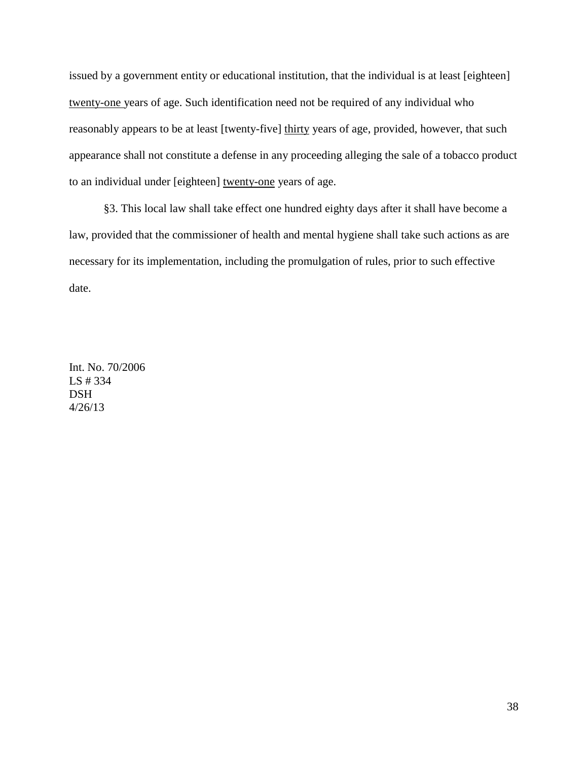issued by a government entity or educational institution, that the individual is at least [eighteen] <u>twenty-one</u> years of age. Such identification need not be required of any individual who reasonably appears to be at least [twenty-five] <u>thirty</u> years of age, provided, however, that such appearance shall not constitute a defense in any proceeding alleging the sale of a tobacco product to an individual under [eighteen] <u>twenty-one</u> years of age.

§3. This local law shall take effect one hundred eighty days after it shall have become a law, provided that the commissioner of health and mental hygiene shall take such actions as are necessary for its implementation, including the promulgation of rules, prior to such effective date.

Int. No. 70/2006
LS # 334
DSH
4/26/13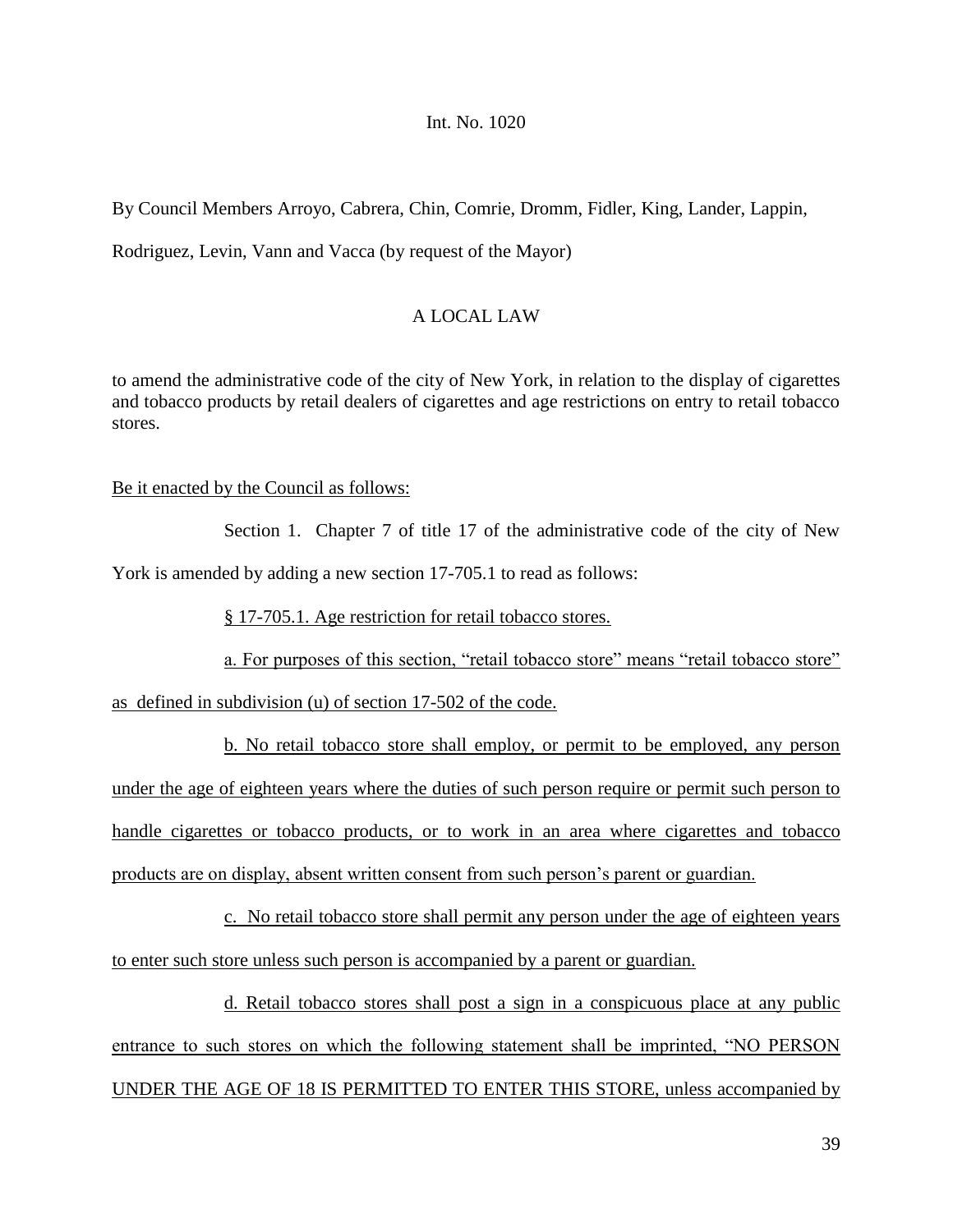Int. No. 1020

By Council Members Arroyo, Cabrera, Chin, Comrie, Dromm, Fidler, King, Lander, Lappin, Rodriguez, Levin, Vann and Vacca (by request of the Mayor)

A LOCAL LAW

to amend the administrative code of the city of New York, in relation to the display of cigarettes and tobacco products by retail dealers of cigarettes and age restrictions on entry to retail tobacco stores.

Be it enacted by the Council as follows:

Section 1. Chapter 7 of title 17 of the administrative code of the city of New York is amended by adding a new section 17-705.1 to read as follows:

§ 17-705.1. Age restriction for retail tobacco stores.

a. For purposes of this section, "retail tobacco store" means "retail tobacco store" as defined in subdivision (u) of section 17-502 of the code.

b. No retail tobacco store shall employ, or permit to be employed, any person under the age of eighteen years where the duties of such person require or permit such person to handle cigarettes or tobacco products, or to work in an area where cigarettes and tobacco products are on display, absent written consent from such person's parent or guardian.

c. No retail tobacco store shall permit any person under the age of eighteen years to enter such store unless such person is accompanied by a parent or guardian.

d. Retail tobacco stores shall post a sign in a conspicuous place at any public entrance to such stores on which the following statement shall be imprinted, "NO PERSON UNDER THE AGE OF 18 IS PERMITTED TO ENTER THIS STORE, unless accompanied by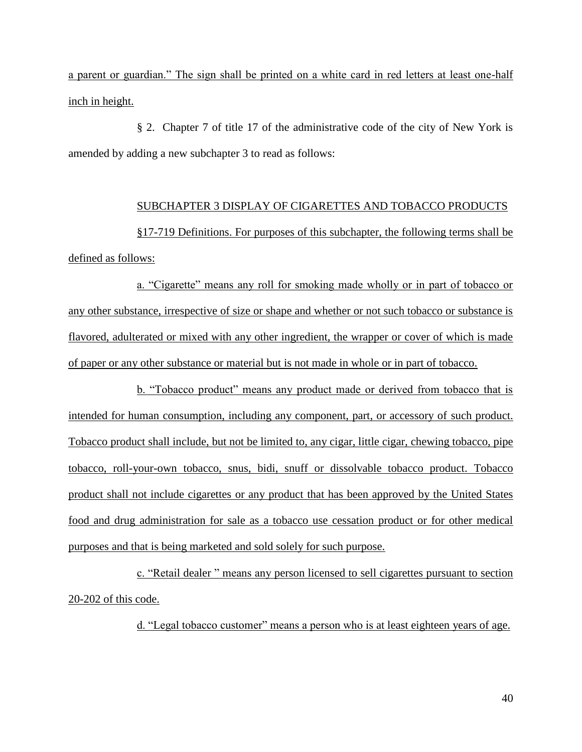a parent or guardian." The sign shall be printed on a white card in red letters at least one-half inch in height.

§ 2. Chapter 7 of title 17 of the administrative code of the city of New York is amended by adding a new subchapter 3 to read as follows:

SUBCHAPTER 3 DISPLAY OF CIGARETTES AND TOBACCO PRODUCTS

§17-719 Definitions. For purposes of this subchapter, the following terms shall be defined as follows:

a. "Cigarette" means any roll for smoking made wholly or in part of tobacco or any other substance, irrespective of size or shape and whether or not such tobacco or substance is flavored, adulterated or mixed with any other ingredient, the wrapper or cover of which is made of paper or any other substance or material but is not made in whole or in part of tobacco.

b. "Tobacco product" means any product made or derived from tobacco that is intended for human consumption, including any component, part, or accessory of such product. Tobacco product shall include, but not be limited to, any cigar, little cigar, chewing tobacco, pipe tobacco, roll-your-own tobacco, snus, bidi, snuff or dissolvable tobacco product. Tobacco product shall not include cigarettes or any product that has been approved by the United States food and drug administration for sale as a tobacco use cessation product or for other medical purposes and that is being marketed and sold solely for such purpose.

c. "Retail dealer " means any person licensed to sell cigarettes pursuant to section 20-202 of this code.

d. "Legal tobacco customer" means a person who is at least eighteen years of age.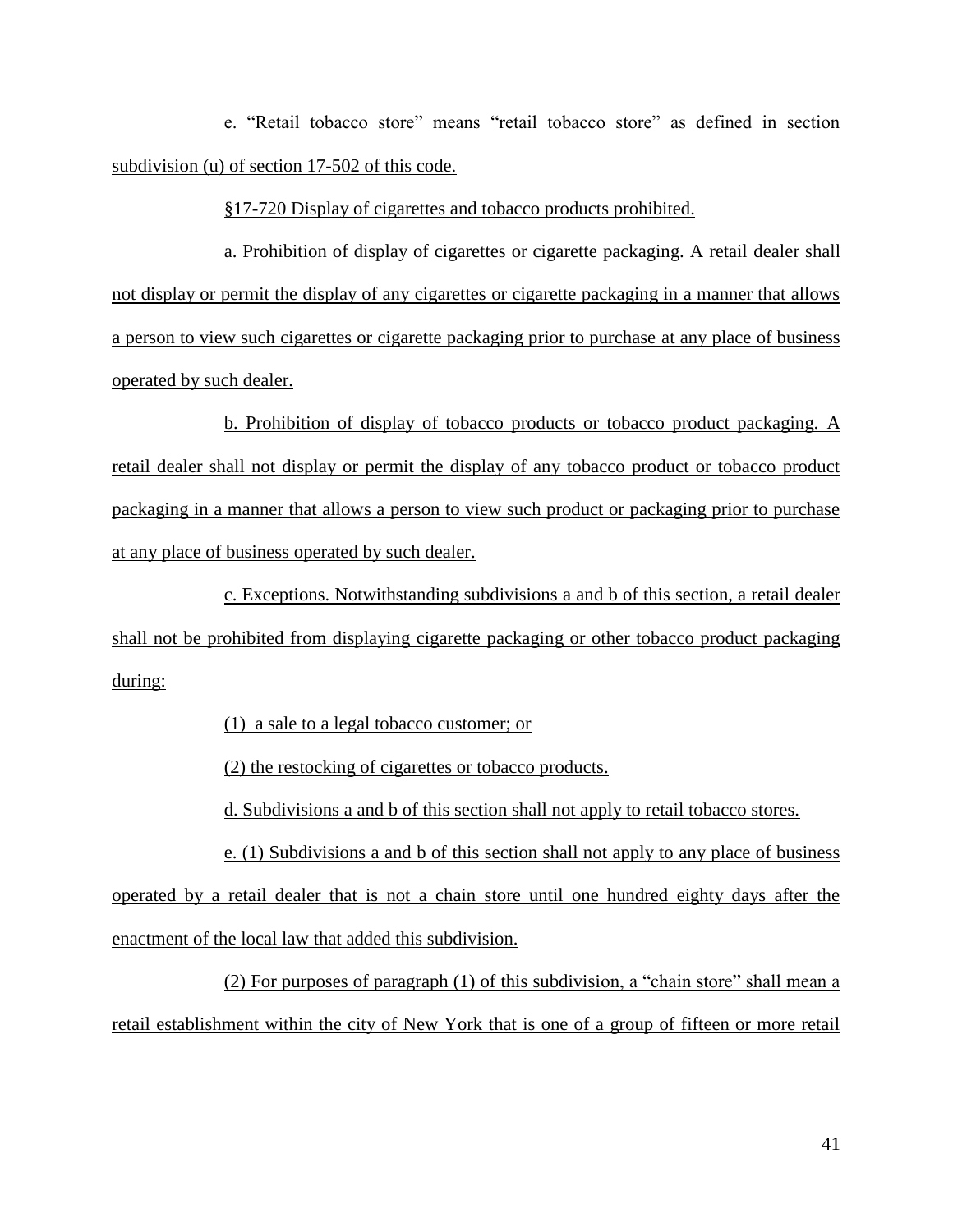e. "Retail tobacco store" means "retail tobacco store" as defined in section subdivision (u) of section 17-502 of this code.

§17-720 Display of cigarettes and tobacco products prohibited.

a. Prohibition of display of cigarettes or cigarette packaging. A retail dealer shall not display or permit the display of any cigarettes or cigarette packaging in a manner that allows a person to view such cigarettes or cigarette packaging prior to purchase at any place of business operated by such dealer.

b. Prohibition of display of tobacco products or tobacco product packaging. A retail dealer shall not display or permit the display of any tobacco product or tobacco product packaging in a manner that allows a person to view such product or packaging prior to purchase at any place of business operated by such dealer.

c. Exceptions. Notwithstanding subdivisions a and b of this section, a retail dealer shall not be prohibited from displaying cigarette packaging or other tobacco product packaging during:

(1) a sale to a legal tobacco customer; or

(2) the restocking of cigarettes or tobacco products.

d. Subdivisions a and b of this section shall not apply to retail tobacco stores.

e. (1) Subdivisions a and b of this section shall not apply to any place of business operated by a retail dealer that is not a chain store until one hundred eighty days after the enactment of the local law that added this subdivision.

(2) For purposes of paragraph (1) of this subdivision, a "chain store" shall mean a retail establishment within the city of New York that is one of a group of fifteen or more retail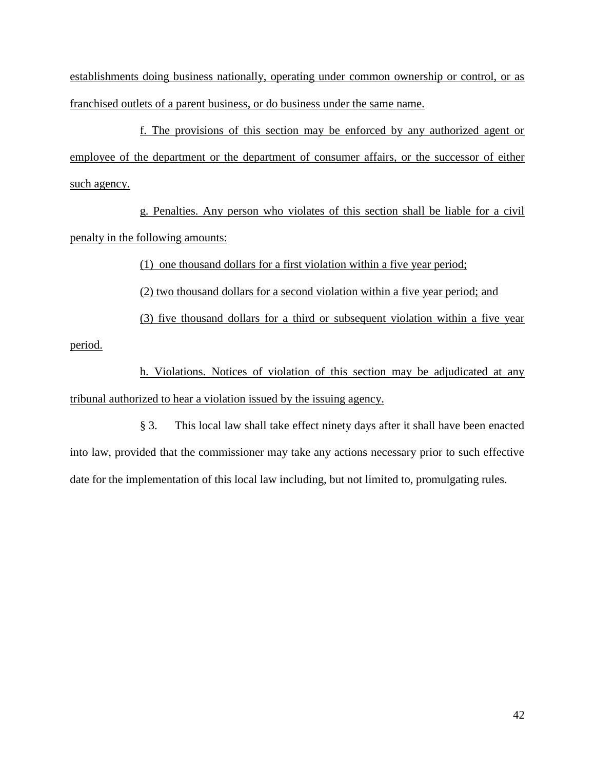establishments doing business nationally, operating under common ownership or control, or as franchised outlets of a parent business, or do business under the same name.

f. The provisions of this section may be enforced by any authorized agent or employee of the department or the department of consumer affairs, or the successor of either such agency.

g. Penalties. Any person who violates of this section shall be liable for a civil penalty in the following amounts:

(1) one thousand dollars for a first violation within a five year period;

(2) two thousand dollars for a second violation within a five year period; and

(3) five thousand dollars for a third or subsequent violation within a five year period.

h. Violations. Notices of violation of this section may be adjudicated at any tribunal authorized to hear a violation issued by the issuing agency.

§ 3. This local law shall take effect ninety days after it shall have been enacted into law, provided that the commissioner may take any actions necessary prior to such effective date for the implementation of this local law including, but not limited to, promulgating rules.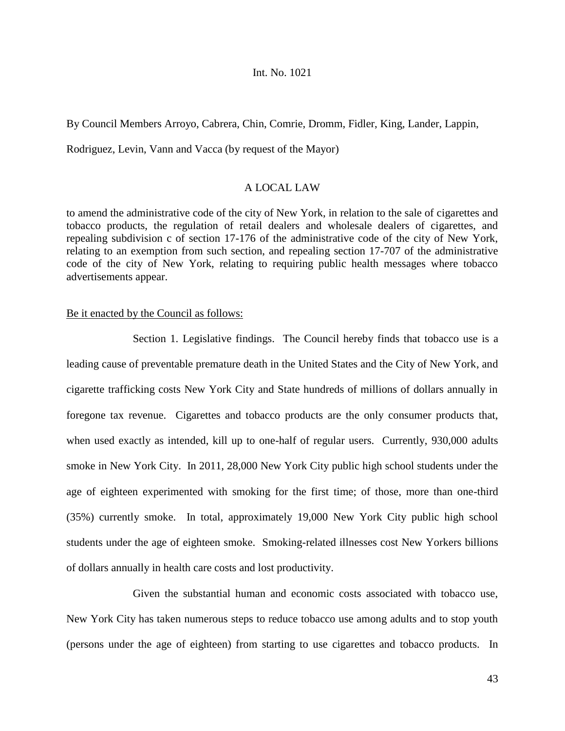Int. No. 1021

By Council Members Arroyo, Cabrera, Chin, Comrie, Dromm, Fidler, King, Lander, Lappin, Rodriguez, Levin, Vann and Vacca (by request of the Mayor)

A LOCAL LAW

to amend the administrative code of the city of New York, in relation to the sale of cigarettes and tobacco products, the regulation of retail dealers and wholesale dealers of cigarettes, and repealing subdivision c of section 17-176 of the administrative code of the city of New York, relating to an exemption from such section, and repealing section 17-707 of the administrative code of the city of New York, relating to requiring public health messages where tobacco advertisements appear.

Be it enacted by the Council as follows:

Section 1. Legislative findings. The Council hereby finds that tobacco use is a leading cause of preventable premature death in the United States and the City of New York, and cigarette trafficking costs New York City and State hundreds of millions of dollars annually in foregone tax revenue. Cigarettes and tobacco products are the only consumer products that, when used exactly as intended, kill up to one-half of regular users. Currently, 930,000 adults smoke in New York City. In 2011, 28,000 New York City public high school students under the age of eighteen experimented with smoking for the first time; of those, more than one-third (35%) currently smoke. In total, approximately 19,000 New York City public high school students under the age of eighteen smoke. Smoking-related illnesses cost New Yorkers billions of dollars annually in health care costs and lost productivity.

Given the substantial human and economic costs associated with tobacco use, New York City has taken numerous steps to reduce tobacco use among adults and to stop youth (persons under the age of eighteen) from starting to use cigarettes and tobacco products. In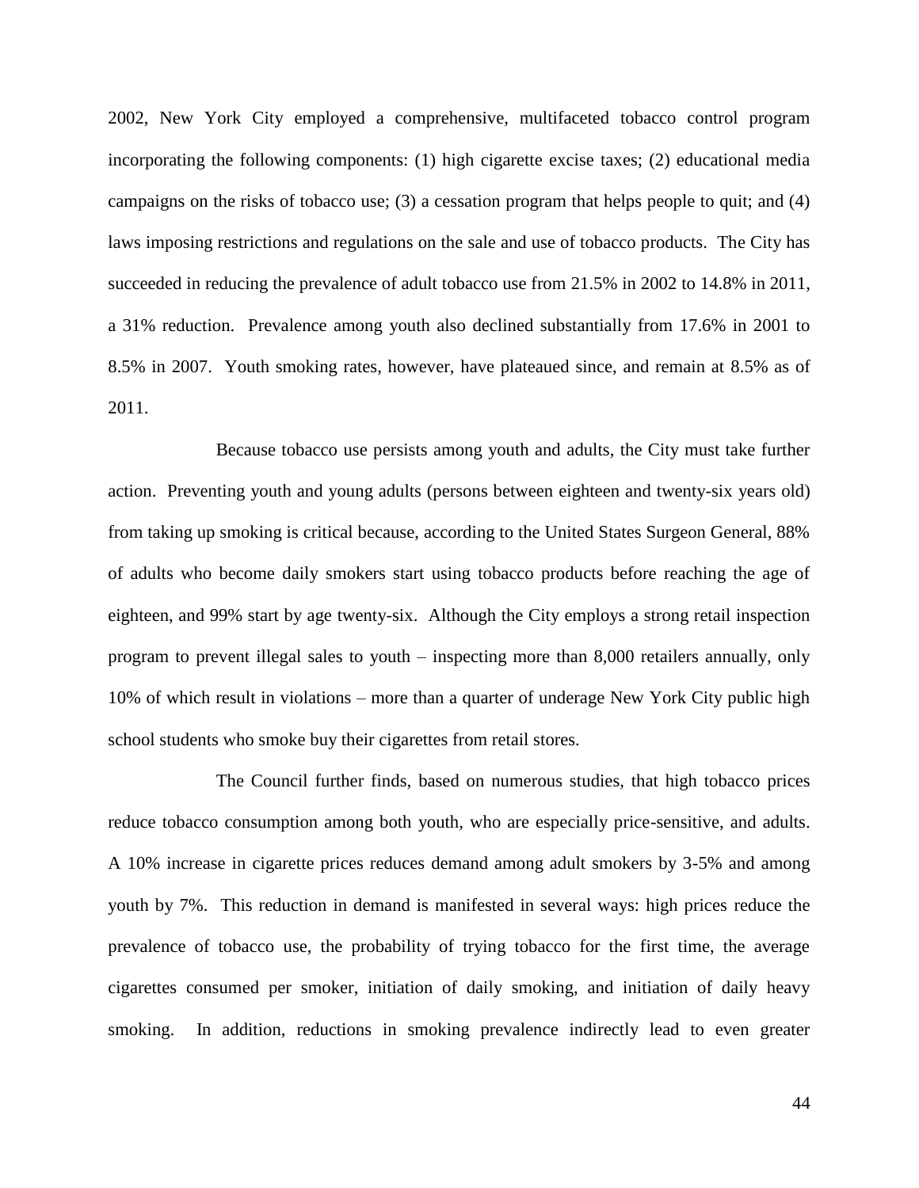2002, New York City employed a comprehensive, multifaceted tobacco control program incorporating the following components: (1) high cigarette excise taxes; (2) educational media campaigns on the risks of tobacco use; (3) a cessation program that helps people to quit; and (4) laws imposing restrictions and regulations on the sale and use of tobacco products. The City has succeeded in reducing the prevalence of adult tobacco use from 21.5% in 2002 to 14.8% in 2011, a 31% reduction. Prevalence among youth also declined substantially from 17.6% in 2001 to 8.5% in 2007. Youth smoking rates, however, have plateaued since, and remain at 8.5% as of 2011.

Because tobacco use persists among youth and adults, the City must take further action. Preventing youth and young adults (persons between eighteen and twenty-six years old) from taking up smoking is critical because, according to the United States Surgeon General, 88% of adults who become daily smokers start using tobacco products before reaching the age of eighteen, and 99% start by age twenty-six. Although the City employs a strong retail inspection program to prevent illegal sales to youth – inspecting more than 8,000 retailers annually, only 10% of which result in violations – more than a quarter of underage New York City public high school students who smoke buy their cigarettes from retail stores.

The Council further finds, based on numerous studies, that high tobacco prices reduce tobacco consumption among both youth, who are especially price-sensitive, and adults. A 10% increase in cigarette prices reduces demand among adult smokers by 3-5% and among youth by 7%. This reduction in demand is manifested in several ways: high prices reduce the prevalence of tobacco use, the probability of trying tobacco for the first time, the average cigarettes consumed per smoker, initiation of daily smoking, and initiation of daily heavy smoking. In addition, reductions in smoking prevalence indirectly lead to even greater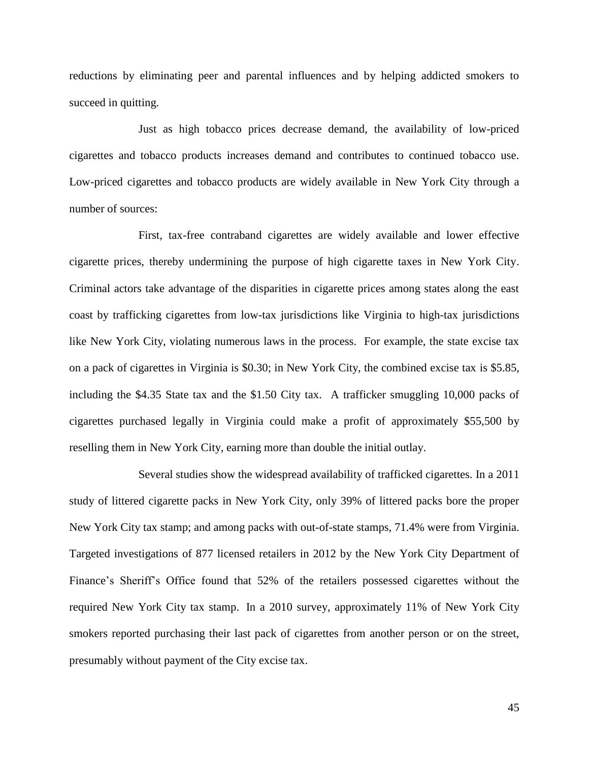reductions by eliminating peer and parental influences and by helping addicted smokers to succeed in quitting.

Just as high tobacco prices decrease demand, the availability of low-priced cigarettes and tobacco products increases demand and contributes to continued tobacco use. Low-priced cigarettes and tobacco products are widely available in New York City through a number of sources:

First, tax-free contraband cigarettes are widely available and lower effective cigarette prices, thereby undermining the purpose of high cigarette taxes in New York City. Criminal actors take advantage of the disparities in cigarette prices among states along the east coast by trafficking cigarettes from low-tax jurisdictions like Virginia to high-tax jurisdictions like New York City, violating numerous laws in the process. For example, the state excise tax on a pack of cigarettes in Virginia is $0.30; in New York City, the combined excise tax is $5.85, including the $4.35 State tax and the $1.50 City tax. A trafficker smuggling 10,000 packs of cigarettes purchased legally in Virginia could make a profit of approximately $55,500 by reselling them in New York City, earning more than double the initial outlay.

Several studies show the widespread availability of trafficked cigarettes. In a 2011 study of littered cigarette packs in New York City, only 39% of littered packs bore the proper New York City tax stamp; and among packs with out-of-state stamps, 71.4% were from Virginia. Targeted investigations of 877 licensed retailers in 2012 by the New York City Department of Finance's Sheriff's Office found that 52% of the retailers possessed cigarettes without the required New York City tax stamp. In a 2010 survey, approximately 11% of New York City smokers reported purchasing their last pack of cigarettes from another person or on the street, presumably without payment of the City excise tax.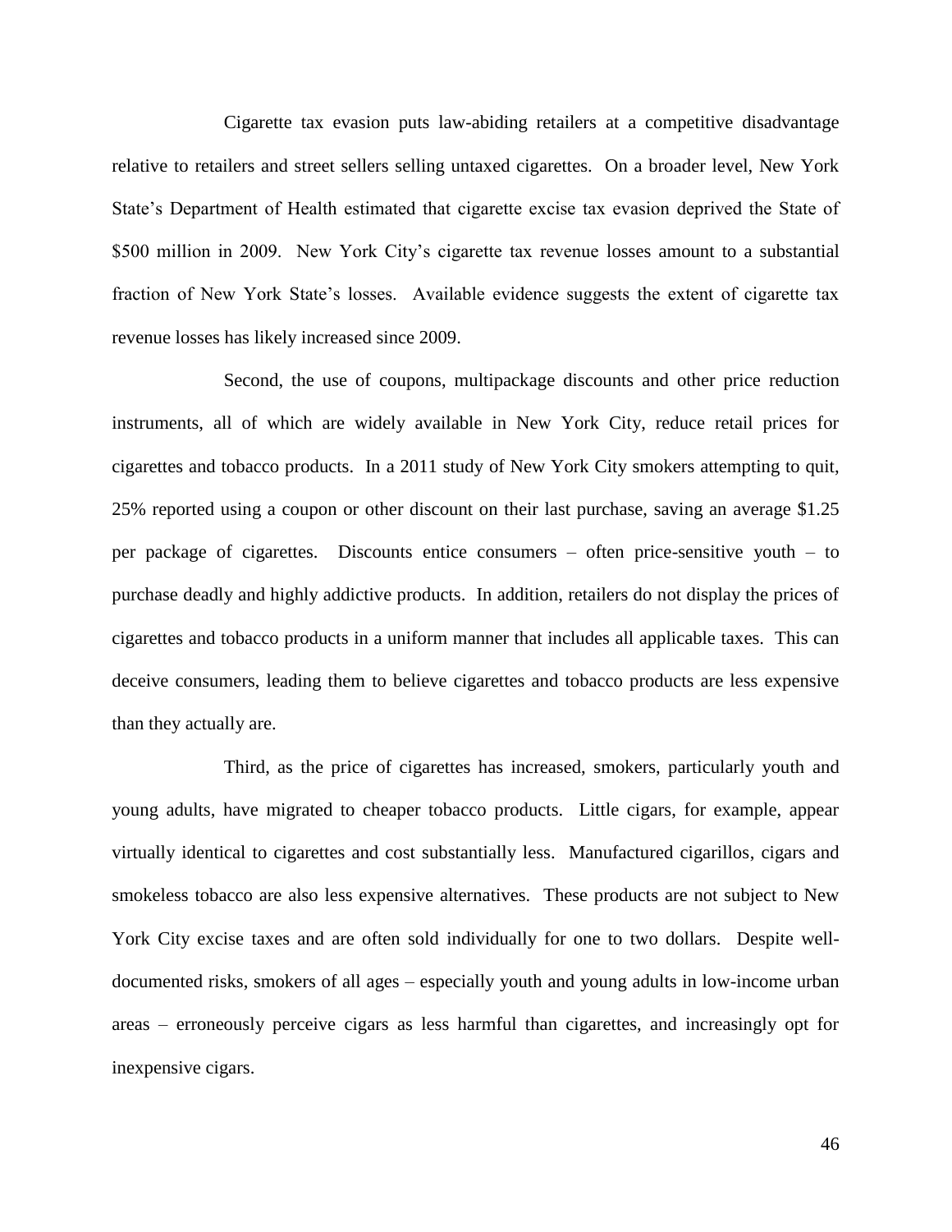Cigarette tax evasion puts law-abiding retailers at a competitive disadvantage relative to retailers and street sellers selling untaxed cigarettes. On a broader level, New York State's Department of Health estimated that cigarette excise tax evasion deprived the State of $500 million in 2009. New York City's cigarette tax revenue losses amount to a substantial fraction of New York State's losses. Available evidence suggests the extent of cigarette tax revenue losses has likely increased since 2009.

Second, the use of coupons, multipackage discounts and other price reduction instruments, all of which are widely available in New York City, reduce retail prices for cigarettes and tobacco products. In a 2011 study of New York City smokers attempting to quit, 25% reported using a coupon or other discount on their last purchase, saving an average $1.25 per package of cigarettes. Discounts entice consumers – often price-sensitive youth – to purchase deadly and highly addictive products. In addition, retailers do not display the prices of cigarettes and tobacco products in a uniform manner that includes all applicable taxes. This can deceive consumers, leading them to believe cigarettes and tobacco products are less expensive than they actually are.

Third, as the price of cigarettes has increased, smokers, particularly youth and young adults, have migrated to cheaper tobacco products. Little cigars, for example, appear virtually identical to cigarettes and cost substantially less. Manufactured cigarillos, cigars and smokeless tobacco are also less expensive alternatives. These products are not subject to New York City excise taxes and are often sold individually for one to two dollars. Despite well-documented risks, smokers of all ages – especially youth and young adults in low-income urban areas – erroneously perceive cigars as less harmful than cigarettes, and increasingly opt for inexpensive cigars.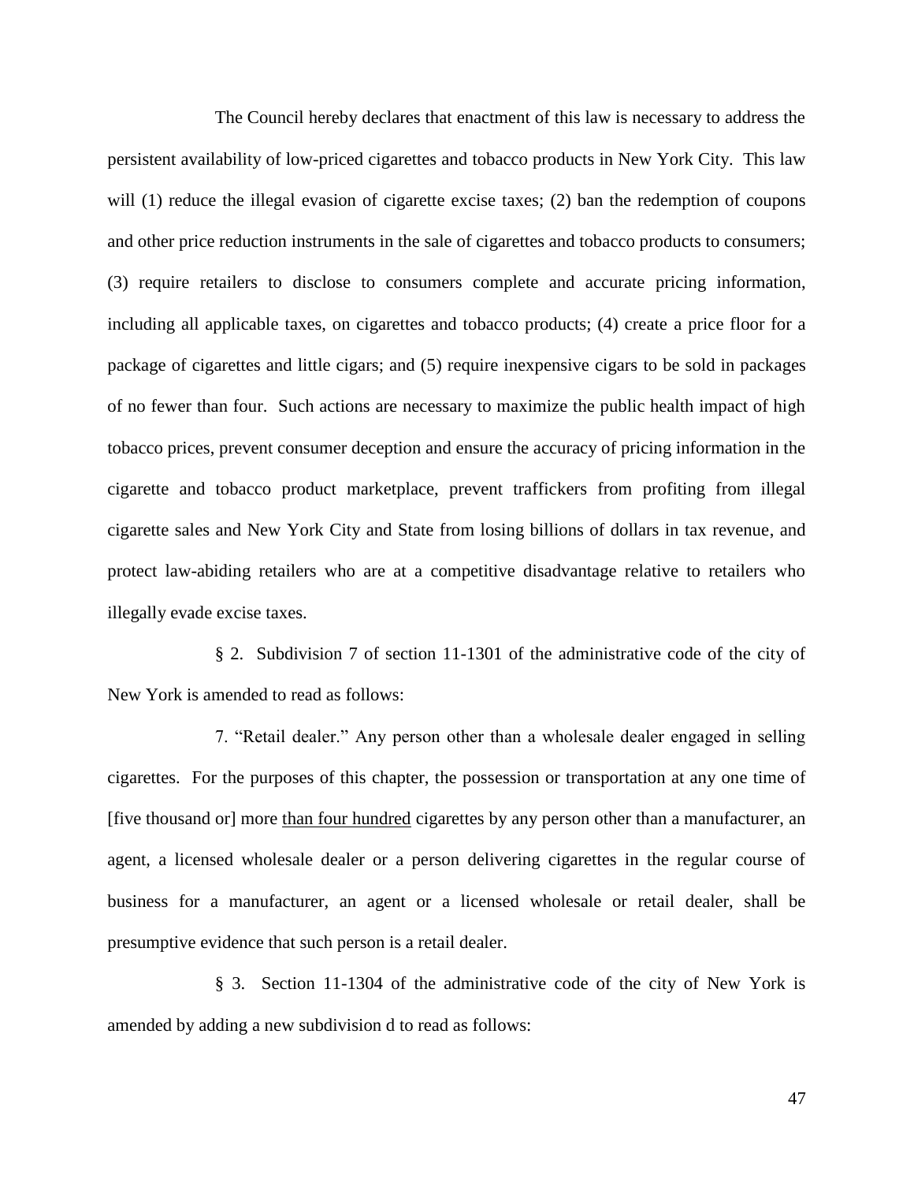The Council hereby declares that enactment of this law is necessary to address the persistent availability of low-priced cigarettes and tobacco products in New York City. This law will (1) reduce the illegal evasion of cigarette excise taxes; (2) ban the redemption of coupons and other price reduction instruments in the sale of cigarettes and tobacco products to consumers; (3) require retailers to disclose to consumers complete and accurate pricing information, including all applicable taxes, on cigarettes and tobacco products; (4) create a price floor for a package of cigarettes and little cigars; and (5) require inexpensive cigars to be sold in packages of no fewer than four. Such actions are necessary to maximize the public health impact of high tobacco prices, prevent consumer deception and ensure the accuracy of pricing information in the cigarette and tobacco product marketplace, prevent traffickers from profiting from illegal cigarette sales and New York City and State from losing billions of dollars in tax revenue, and protect law-abiding retailers who are at a competitive disadvantage relative to retailers who illegally evade excise taxes.

§ 2. Subdivision 7 of section 11-1301 of the administrative code of the city of New York is amended to read as follows:

7. "Retail dealer." Any person other than a wholesale dealer engaged in selling cigarettes. For the purposes of this chapter, the possession or transportation at any one time of [five thousand or] more <u>than four hundred</u> cigarettes by any person other than a manufacturer, an agent, a licensed wholesale dealer or a person delivering cigarettes in the regular course of business for a manufacturer, an agent or a licensed wholesale or retail dealer, shall be presumptive evidence that such person is a retail dealer.

§ 3. Section 11-1304 of the administrative code of the city of New York is amended by adding a new subdivision d to read as follows: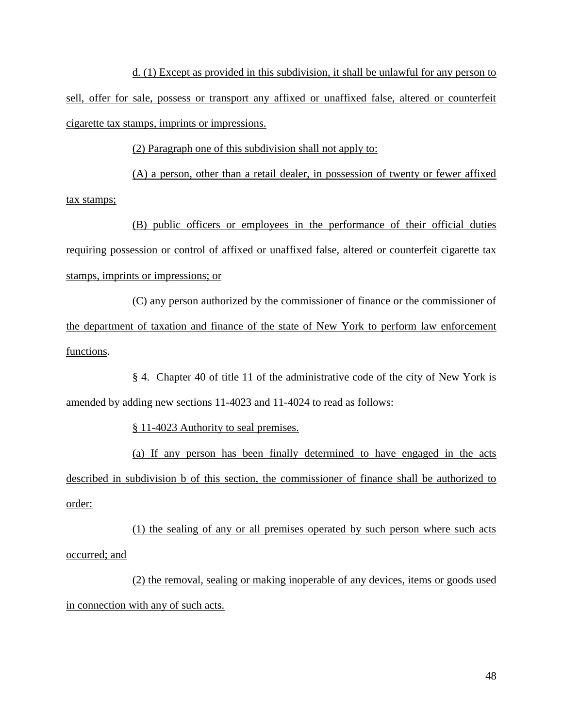d. (1) Except as provided in this subdivision, it shall be unlawful for any person to sell, offer for sale, possess or transport any affixed or unaffixed false, altered or counterfeit cigarette tax stamps, imprints or impressions.

(2) Paragraph one of this subdivision shall not apply to:

(A) a person, other than a retail dealer, in possession of twenty or fewer affixed tax stamps;

(B) public officers or employees in the performance of their official duties requiring possession or control of affixed or unaffixed false, altered or counterfeit cigarette tax stamps, imprints or impressions; or

(C) any person authorized by the commissioner of finance or the commissioner of the department of taxation and finance of the state of New York to perform law enforcement functions.

§ 4. Chapter 40 of title 11 of the administrative code of the city of New York is amended by adding new sections 11-4023 and 11-4024 to read as follows:

§ 11-4023 Authority to seal premises.

(a) If any person has been finally determined to have engaged in the acts described in subdivision b of this section, the commissioner of finance shall be authorized to order:

(1) the sealing of any or all premises operated by such person where such acts occurred; and

(2) the removal, sealing or making inoperable of any devices, items or goods used in connection with any of such acts.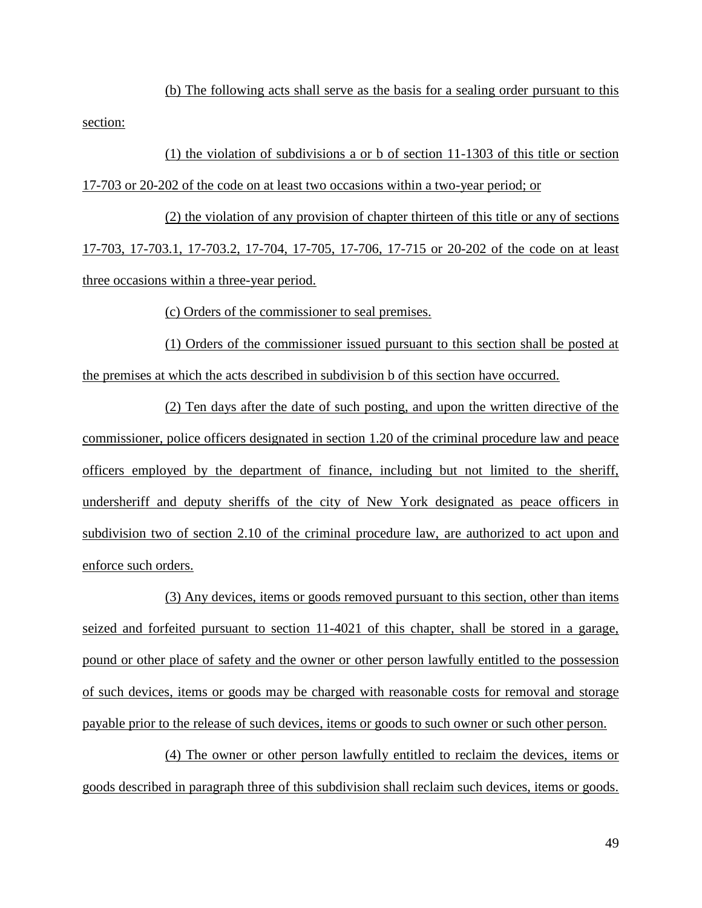(b) The following acts shall serve as the basis for a sealing order pursuant to this section:

(1) the violation of subdivisions a or b of section 11-1303 of this title or section 17-703 or 20-202 of the code on at least two occasions within a two-year period; or

(2) the violation of any provision of chapter thirteen of this title or any of sections 17-703, 17-703.1, 17-703.2, 17-704, 17-705, 17-706, 17-715 or 20-202 of the code on at least three occasions within a three-year period.

(c) Orders of the commissioner to seal premises.

(1) Orders of the commissioner issued pursuant to this section shall be posted at the premises at which the acts described in subdivision b of this section have occurred.

(2) Ten days after the date of such posting, and upon the written directive of the commissioner, police officers designated in section 1.20 of the criminal procedure law and peace officers employed by the department of finance, including but not limited to the sheriff, undersheriff and deputy sheriffs of the city of New York designated as peace officers in subdivision two of section 2.10 of the criminal procedure law, are authorized to act upon and enforce such orders.

(3) Any devices, items or goods removed pursuant to this section, other than items seized and forfeited pursuant to section 11-4021 of this chapter, shall be stored in a garage, pound or other place of safety and the owner or other person lawfully entitled to the possession of such devices, items or goods may be charged with reasonable costs for removal and storage payable prior to the release of such devices, items or goods to such owner or such other person.

(4) The owner or other person lawfully entitled to reclaim the devices, items or goods described in paragraph three of this subdivision shall reclaim such devices, items or goods.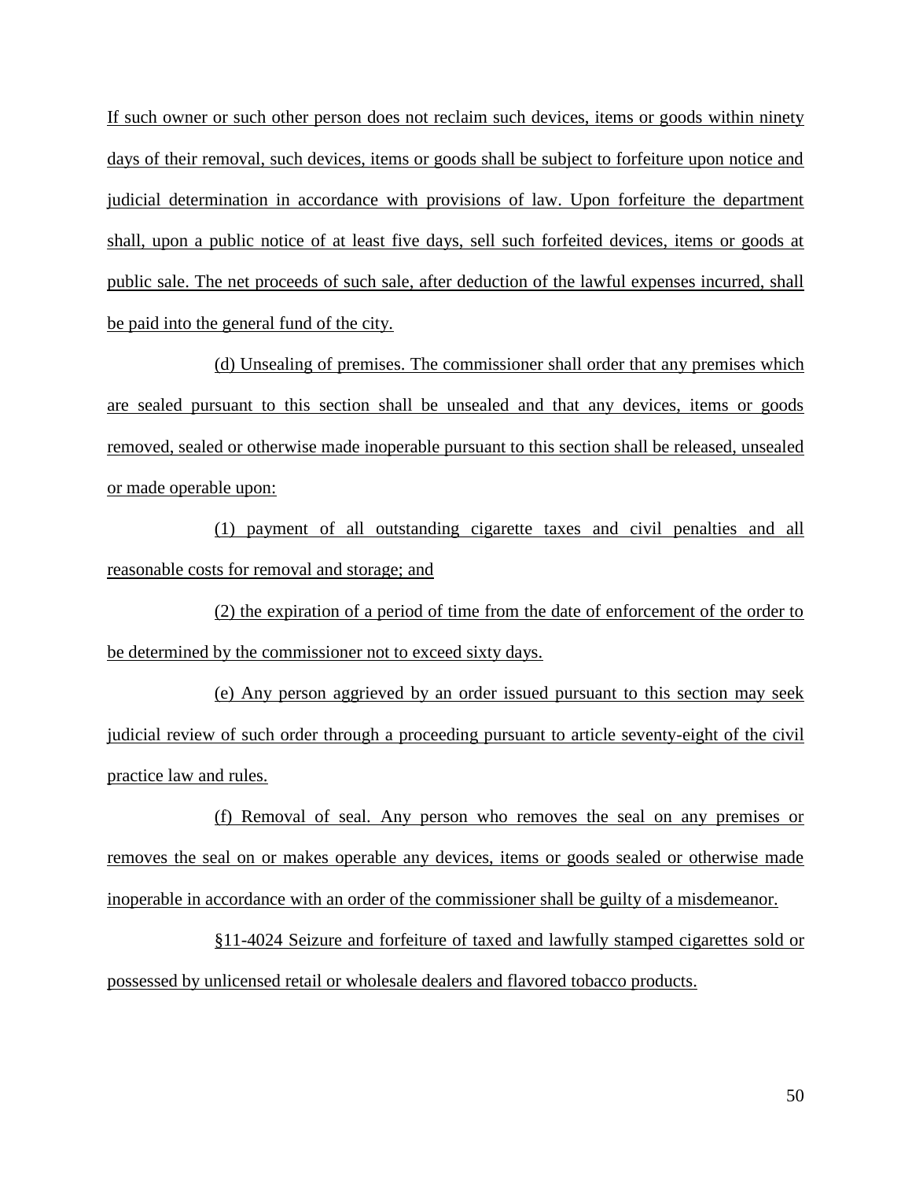If such owner or such other person does not reclaim such devices, items or goods within ninety days of their removal, such devices, items or goods shall be subject to forfeiture upon notice and judicial determination in accordance with provisions of law. Upon forfeiture the department shall, upon a public notice of at least five days, sell such forfeited devices, items or goods at public sale. The net proceeds of such sale, after deduction of the lawful expenses incurred, shall be paid into the general fund of the city.

(d) Unsealing of premises. The commissioner shall order that any premises which are sealed pursuant to this section shall be unsealed and that any devices, items or goods removed, sealed or otherwise made inoperable pursuant to this section shall be released, unsealed or made operable upon:

(1) payment of all outstanding cigarette taxes and civil penalties and all reasonable costs for removal and storage; and

(2) the expiration of a period of time from the date of enforcement of the order to be determined by the commissioner not to exceed sixty days.

(e) Any person aggrieved by an order issued pursuant to this section may seek judicial review of such order through a proceeding pursuant to article seventy-eight of the civil practice law and rules.

(f) Removal of seal. Any person who removes the seal on any premises or removes the seal on or makes operable any devices, items or goods sealed or otherwise made inoperable in accordance with an order of the commissioner shall be guilty of a misdemeanor.

§11-4024 Seizure and forfeiture of taxed and lawfully stamped cigarettes sold or possessed by unlicensed retail or wholesale dealers and flavored tobacco products.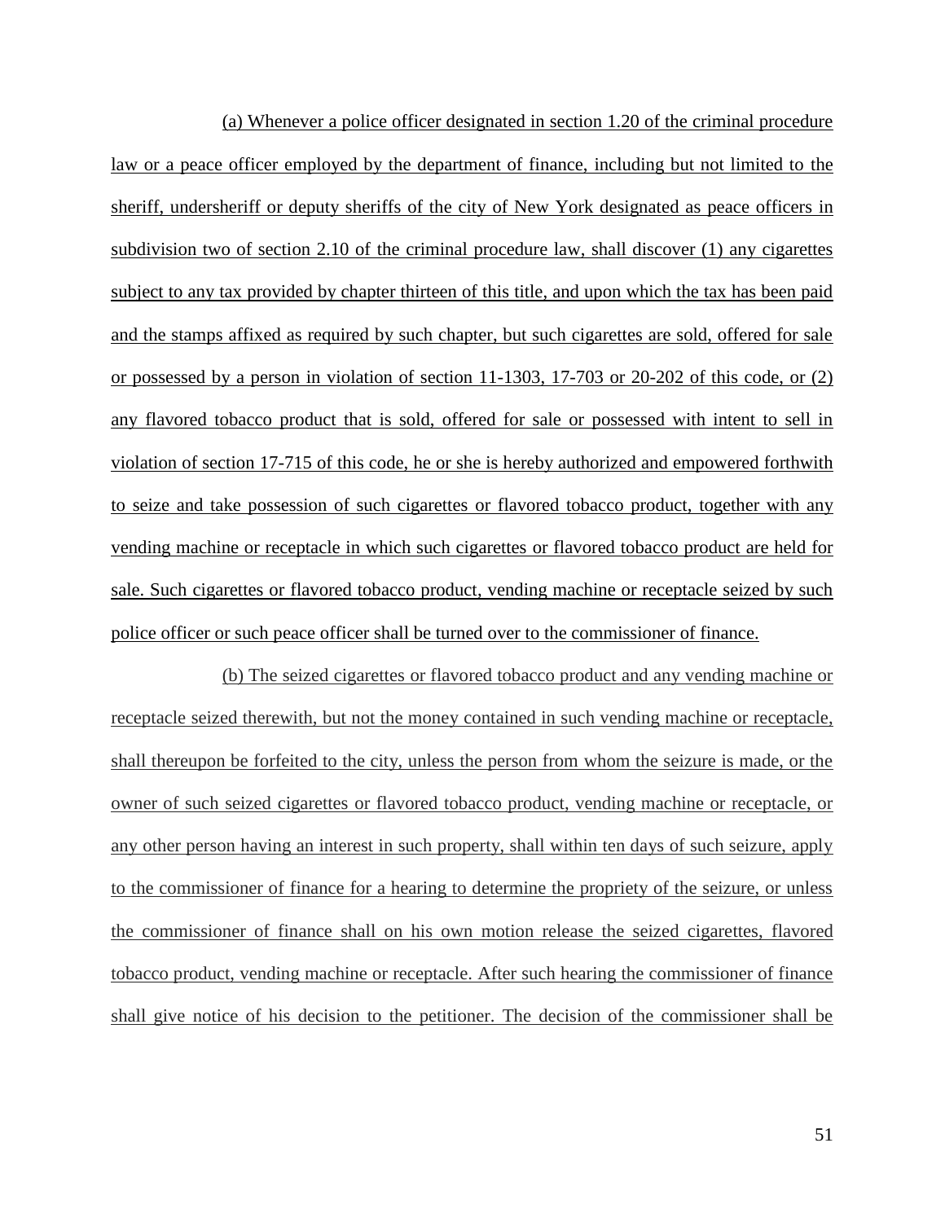(a) Whenever a police officer designated in section 1.20 of the criminal procedure law or a peace officer employed by the department of finance, including but not limited to the sheriff, undersheriff or deputy sheriffs of the city of New York designated as peace officers in subdivision two of section 2.10 of the criminal procedure law, shall discover (1) any cigarettes subject to any tax provided by chapter thirteen of this title, and upon which the tax has been paid and the stamps affixed as required by such chapter, but such cigarettes are sold, offered for sale or possessed by a person in violation of section 11-1303, 17-703 or 20-202 of this code, or (2) any flavored tobacco product that is sold, offered for sale or possessed with intent to sell in violation of section 17-715 of this code, he or she is hereby authorized and empowered forthwith to seize and take possession of such cigarettes or flavored tobacco product, together with any vending machine or receptacle in which such cigarettes or flavored tobacco product are held for sale. Such cigarettes or flavored tobacco product, vending machine or receptacle seized by such police officer or such peace officer shall be turned over to the commissioner of finance.

(b) The seized cigarettes or flavored tobacco product and any vending machine or receptacle seized therewith, but not the money contained in such vending machine or receptacle, shall thereupon be forfeited to the city, unless the person from whom the seizure is made, or the owner of such seized cigarettes or flavored tobacco product, vending machine or receptacle, or any other person having an interest in such property, shall within ten days of such seizure, apply to the commissioner of finance for a hearing to determine the propriety of the seizure, or unless the commissioner of finance shall on his own motion release the seized cigarettes, flavored tobacco product, vending machine or receptacle. After such hearing the commissioner of finance shall give notice of his decision to the petitioner. The decision of the commissioner shall be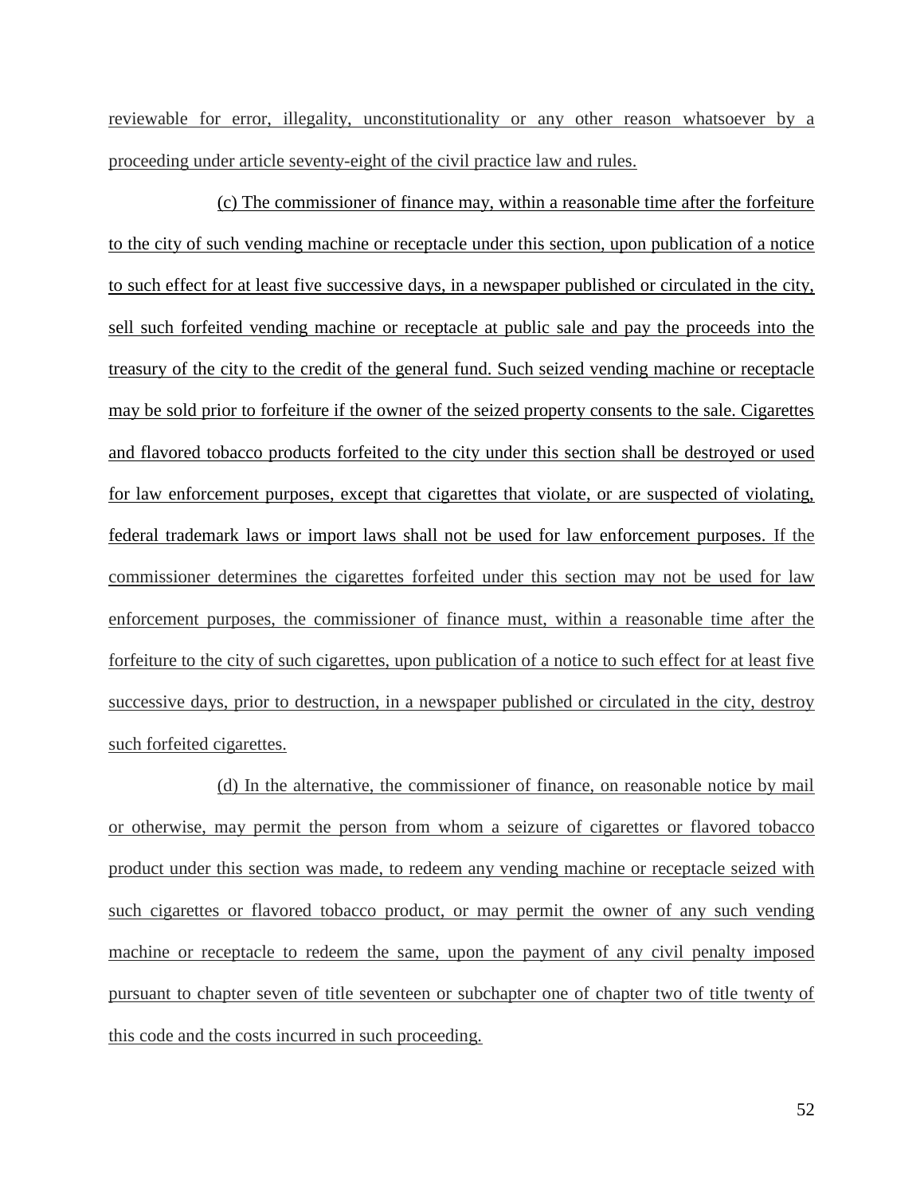reviewable for error, illegality, unconstitutionality or any other reason whatsoever by a proceeding under article seventy-eight of the civil practice law and rules.

(c) The commissioner of finance may, within a reasonable time after the forfeiture to the city of such vending machine or receptacle under this section, upon publication of a notice to such effect for at least five successive days, in a newspaper published or circulated in the city, sell such forfeited vending machine or receptacle at public sale and pay the proceeds into the treasury of the city to the credit of the general fund. Such seized vending machine or receptacle may be sold prior to forfeiture if the owner of the seized property consents to the sale. Cigarettes and flavored tobacco products forfeited to the city under this section shall be destroyed or used for law enforcement purposes, except that cigarettes that violate, or are suspected of violating, federal trademark laws or import laws shall not be used for law enforcement purposes. If the commissioner determines the cigarettes forfeited under this section may not be used for law enforcement purposes, the commissioner of finance must, within a reasonable time after the forfeiture to the city of such cigarettes, upon publication of a notice to such effect for at least five successive days, prior to destruction, in a newspaper published or circulated in the city, destroy such forfeited cigarettes.

(d) In the alternative, the commissioner of finance, on reasonable notice by mail or otherwise, may permit the person from whom a seizure of cigarettes or flavored tobacco product under this section was made, to redeem any vending machine or receptacle seized with such cigarettes or flavored tobacco product, or may permit the owner of any such vending machine or receptacle to redeem the same, upon the payment of any civil penalty imposed pursuant to chapter seven of title seventeen or subchapter one of chapter two of title twenty of this code and the costs incurred in such proceeding.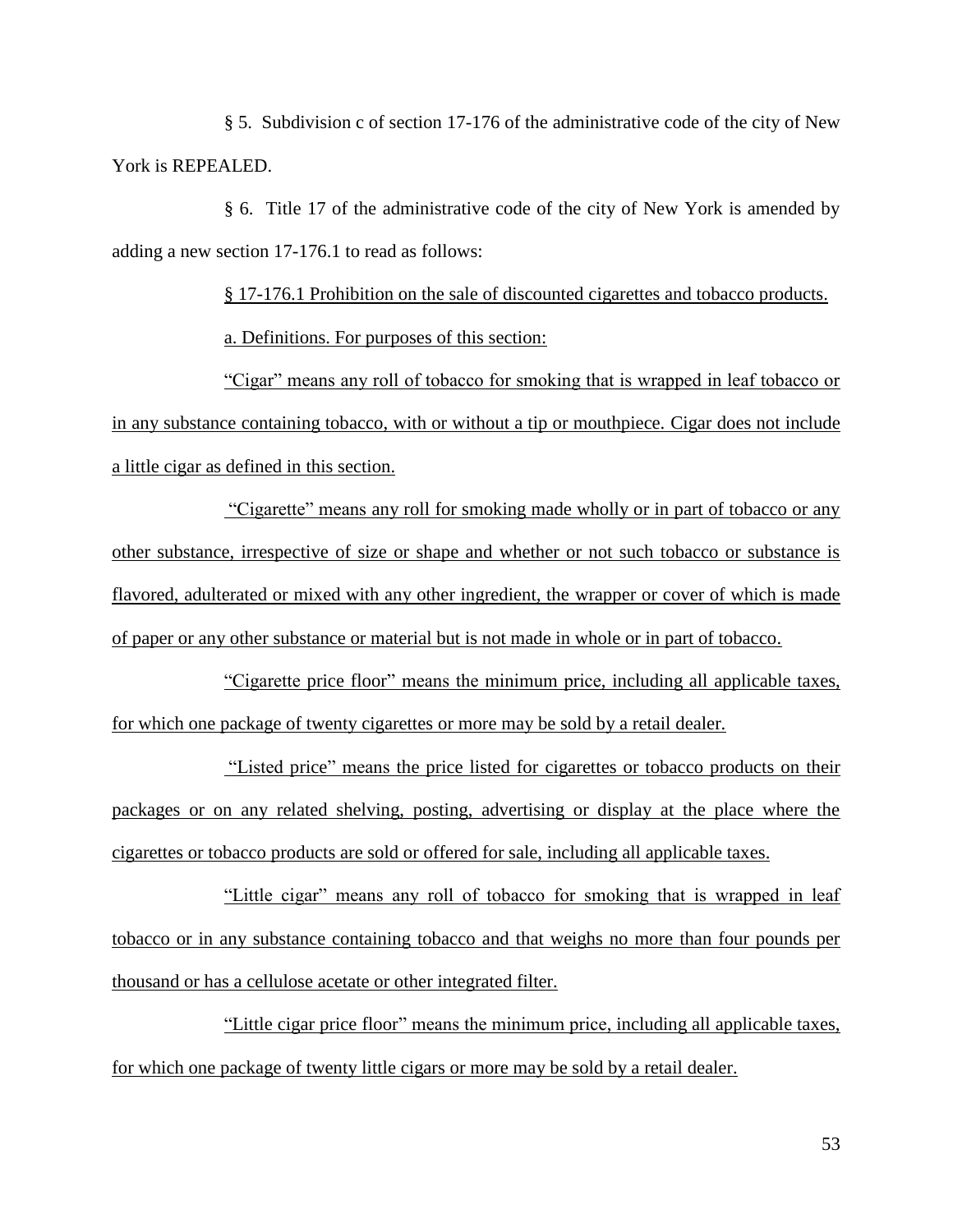§ 5. Subdivision c of section 17-176 of the administrative code of the city of New York is REPEALED.

§ 6. Title 17 of the administrative code of the city of New York is amended by adding a new section 17-176.1 to read as follows:

§ 17-176.1 Prohibition on the sale of discounted cigarettes and tobacco products.

a. Definitions. For purposes of this section:

"Cigar" means any roll of tobacco for smoking that is wrapped in leaf tobacco or in any substance containing tobacco, with or without a tip or mouthpiece. Cigar does not include a little cigar as defined in this section.

"Cigarette" means any roll for smoking made wholly or in part of tobacco or any other substance, irrespective of size or shape and whether or not such tobacco or substance is flavored, adulterated or mixed with any other ingredient, the wrapper or cover of which is made of paper or any other substance or material but is not made in whole or in part of tobacco.

"Cigarette price floor" means the minimum price, including all applicable taxes, for which one package of twenty cigarettes or more may be sold by a retail dealer.

"Listed price" means the price listed for cigarettes or tobacco products on their packages or on any related shelving, posting, advertising or display at the place where the cigarettes or tobacco products are sold or offered for sale, including all applicable taxes.

"Little cigar" means any roll of tobacco for smoking that is wrapped in leaf tobacco or in any substance containing tobacco and that weighs no more than four pounds per thousand or has a cellulose acetate or other integrated filter.

"Little cigar price floor" means the minimum price, including all applicable taxes, for which one package of twenty little cigars or more may be sold by a retail dealer.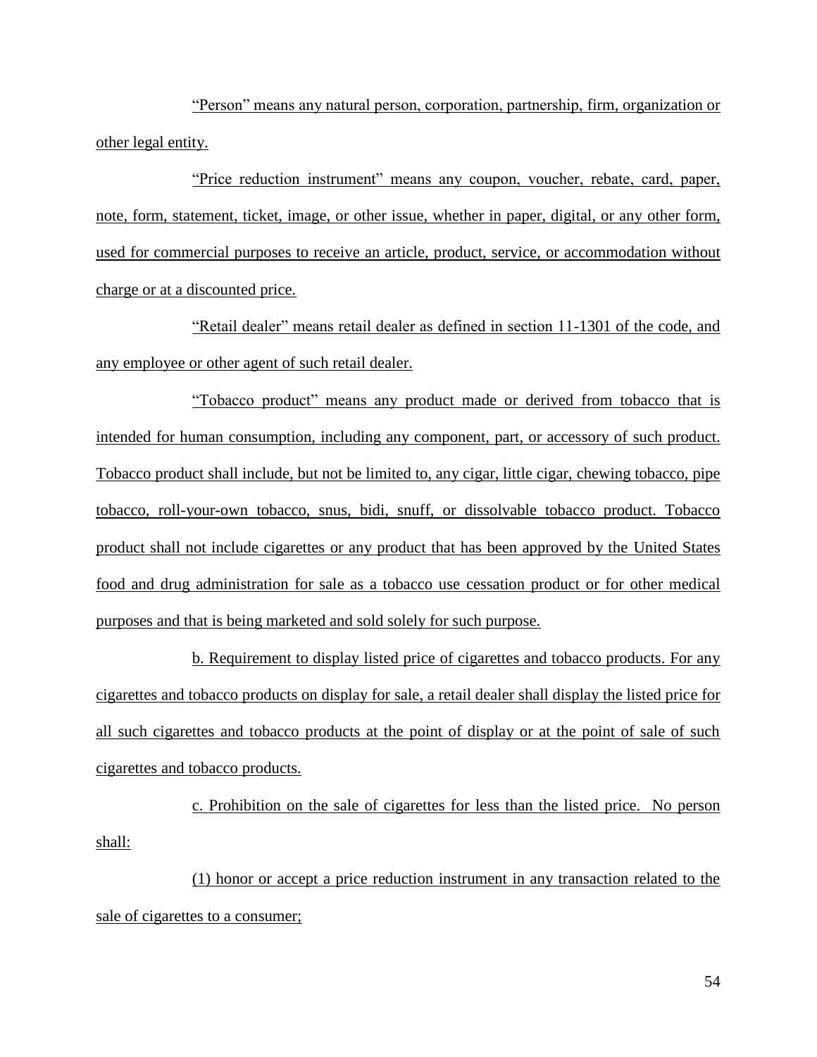"Person" means any natural person, corporation, partnership, firm, organization or other legal entity.

"Price reduction instrument" means any coupon, voucher, rebate, card, paper, note, form, statement, ticket, image, or other issue, whether in paper, digital, or any other form, used for commercial purposes to receive an article, product, service, or accommodation without charge or at a discounted price.

"Retail dealer" means retail dealer as defined in section 11-1301 of the code, and any employee or other agent of such retail dealer.

"Tobacco product" means any product made or derived from tobacco that is intended for human consumption, including any component, part, or accessory of such product. Tobacco product shall include, but not be limited to, any cigar, little cigar, chewing tobacco, pipe tobacco, roll-your-own tobacco, snus, bidi, snuff, or dissolvable tobacco product. Tobacco product shall not include cigarettes or any product that has been approved by the United States food and drug administration for sale as a tobacco use cessation product or for other medical purposes and that is being marketed and sold solely for such purpose.

b. Requirement to display listed price of cigarettes and tobacco products. For any cigarettes and tobacco products on display for sale, a retail dealer shall display the listed price for all such cigarettes and tobacco products at the point of display or at the point of sale of such cigarettes and tobacco products.

c. Prohibition on the sale of cigarettes for less than the listed price. No person shall:

(1) honor or accept a price reduction instrument in any transaction related to the sale of cigarettes to a consumer;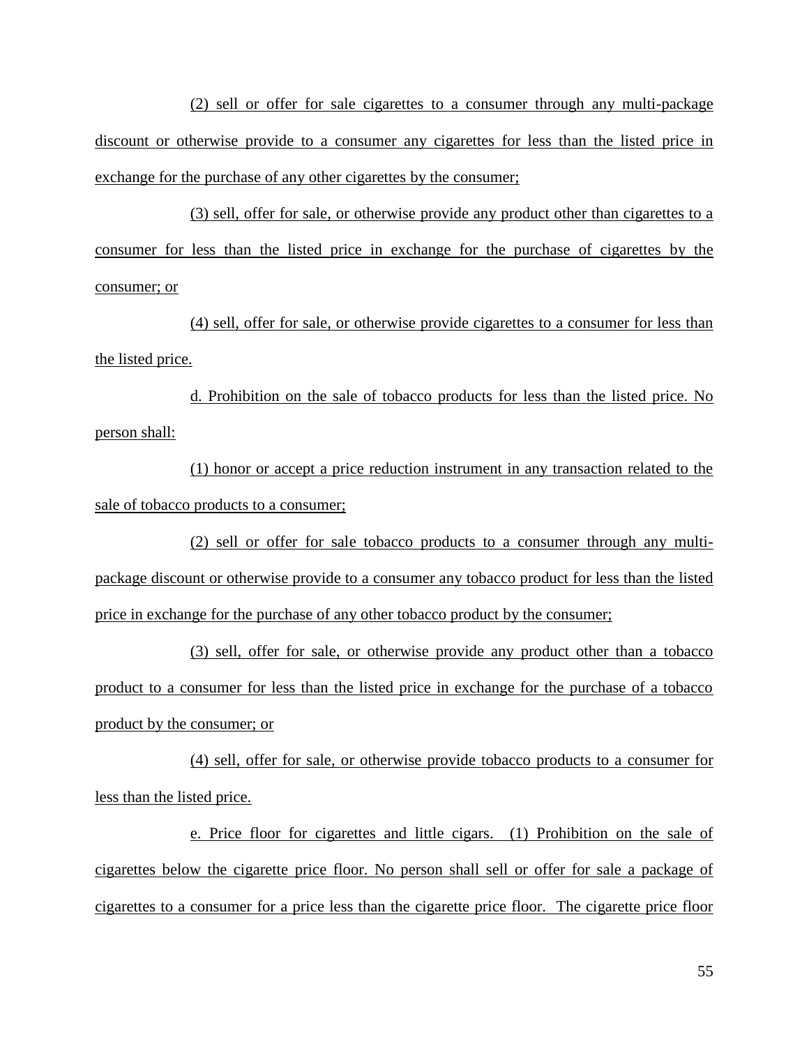(2) sell or offer for sale cigarettes to a consumer through any multi-package discount or otherwise provide to a consumer any cigarettes for less than the listed price in exchange for the purchase of any other cigarettes by the consumer;

(3) sell, offer for sale, or otherwise provide any product other than cigarettes to a consumer for less than the listed price in exchange for the purchase of cigarettes by the consumer; or

(4) sell, offer for sale, or otherwise provide cigarettes to a consumer for less than the listed price.

d. Prohibition on the sale of tobacco products for less than the listed price. No person shall:

(1) honor or accept a price reduction instrument in any transaction related to the sale of tobacco products to a consumer;

(2) sell or offer for sale tobacco products to a consumer through any multi-package discount or otherwise provide to a consumer any tobacco product for less than the listed price in exchange for the purchase of any other tobacco product by the consumer;

(3) sell, offer for sale, or otherwise provide any product other than a tobacco product to a consumer for less than the listed price in exchange for the purchase of a tobacco product by the consumer; or

(4) sell, offer for sale, or otherwise provide tobacco products to a consumer for less than the listed price.

e. Price floor for cigarettes and little cigars. (1) Prohibition on the sale of cigarettes below the cigarette price floor. No person shall sell or offer for sale a package of cigarettes to a consumer for a price less than the cigarette price floor. The cigarette price floor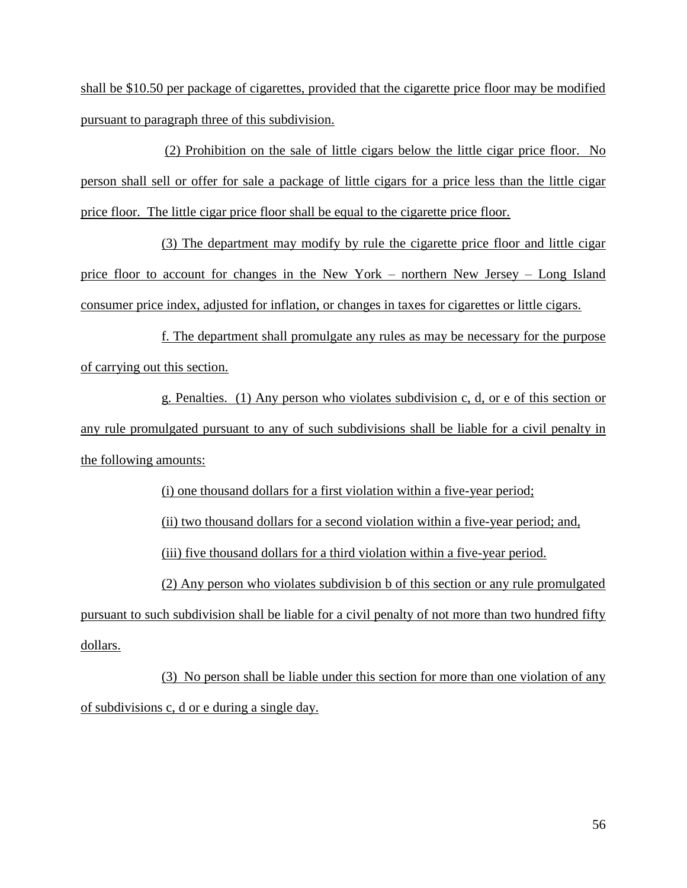shall be $10.50 per package of cigarettes, provided that the cigarette price floor may be modified pursuant to paragraph three of this subdivision.

(2) Prohibition on the sale of little cigars below the little cigar price floor. No person shall sell or offer for sale a package of little cigars for a price less than the little cigar price floor. The little cigar price floor shall be equal to the cigarette price floor.

(3) The department may modify by rule the cigarette price floor and little cigar price floor to account for changes in the New York – northern New Jersey – Long Island consumer price index, adjusted for inflation, or changes in taxes for cigarettes or little cigars.

f. The department shall promulgate any rules as may be necessary for the purpose of carrying out this section.

g. Penalties. (1) Any person who violates subdivision c, d, or e of this section or any rule promulgated pursuant to any of such subdivisions shall be liable for a civil penalty in the following amounts:

(i) one thousand dollars for a first violation within a five-year period;

(ii) two thousand dollars for a second violation within a five-year period; and,

(iii) five thousand dollars for a third violation within a five-year period.

(2) Any person who violates subdivision b of this section or any rule promulgated pursuant to such subdivision shall be liable for a civil penalty of not more than two hundred fifty dollars.

(3) No person shall be liable under this section for more than one violation of any of subdivisions c, d or e during a single day.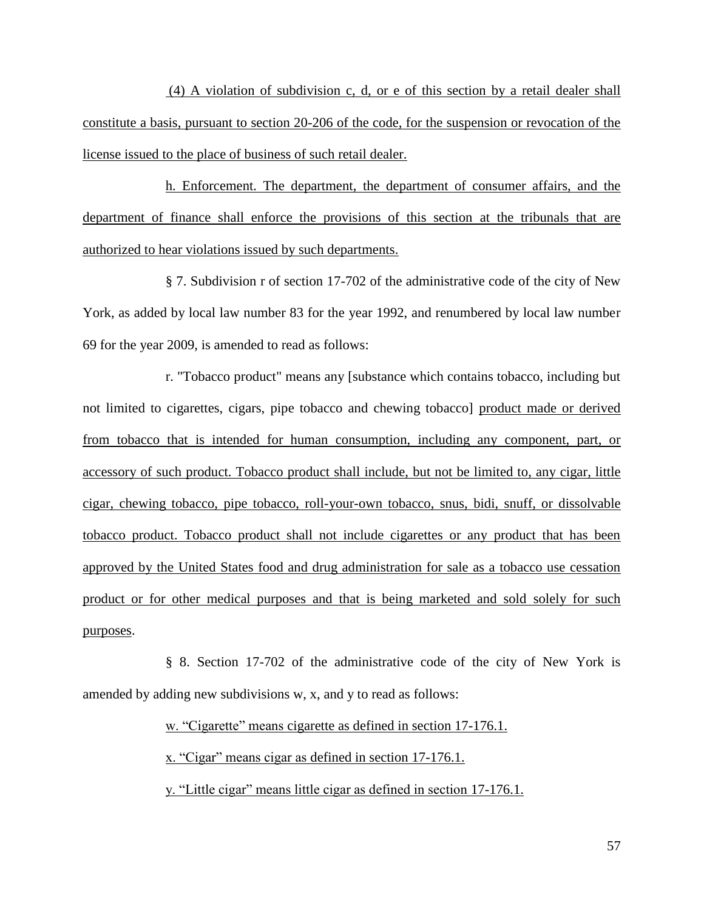(4) A violation of subdivision c, d, or e of this section by a retail dealer shall constitute a basis, pursuant to section 20-206 of the code, for the suspension or revocation of the license issued to the place of business of such retail dealer.

h. Enforcement. The department, the department of consumer affairs, and the department of finance shall enforce the provisions of this section at the tribunals that are authorized to hear violations issued by such departments.

§ 7. Subdivision r of section 17-702 of the administrative code of the city of New York, as added by local law number 83 for the year 1992, and renumbered by local law number 69 for the year 2009, is amended to read as follows:

r. "Tobacco product" means any [substance which contains tobacco, including but not limited to cigarettes, cigars, pipe tobacco and chewing tobacco] product made or derived from tobacco that is intended for human consumption, including any component, part, or accessory of such product. Tobacco product shall include, but not be limited to, any cigar, little cigar, chewing tobacco, pipe tobacco, roll-your-own tobacco, snus, bidi, snuff, or dissolvable tobacco product. Tobacco product shall not include cigarettes or any product that has been approved by the United States food and drug administration for sale as a tobacco use cessation product or for other medical purposes and that is being marketed and sold solely for such purposes.

§ 8. Section 17-702 of the administrative code of the city of New York is amended by adding new subdivisions w, x, and y to read as follows:

w. "Cigarette" means cigarette as defined in section 17-176.1.

x. "Cigar" means cigar as defined in section 17-176.1.

y. "Little cigar" means little cigar as defined in section 17-176.1.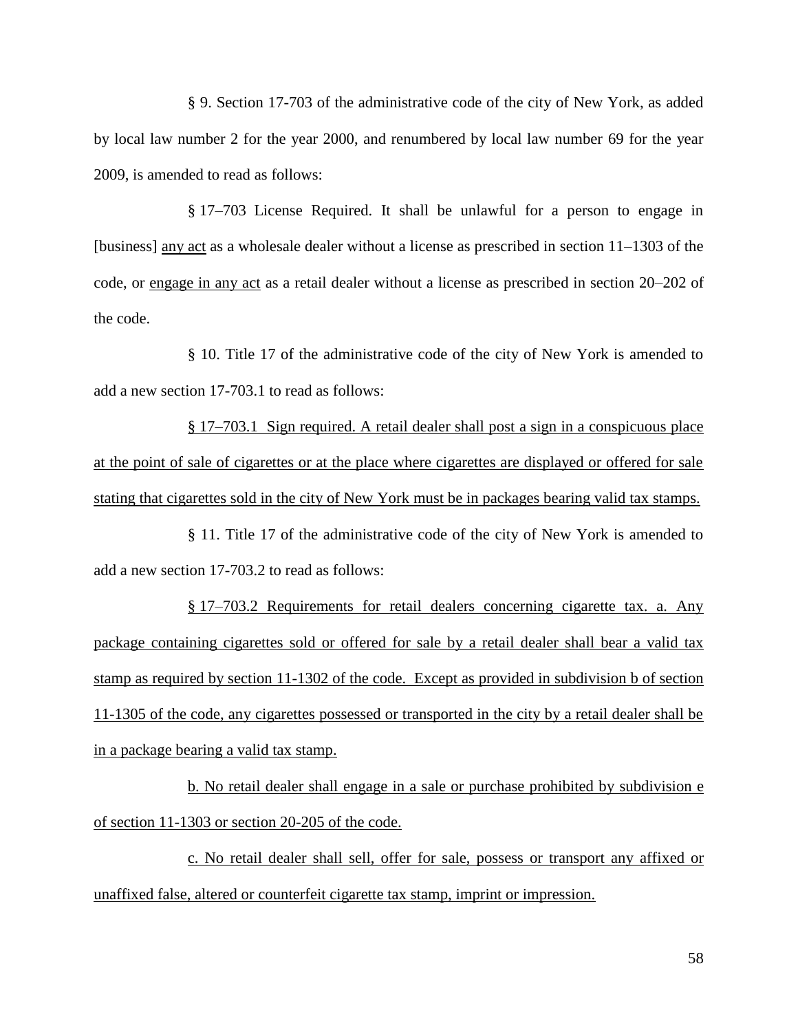§ 9. Section 17-703 of the administrative code of the city of New York, as added by local law number 2 for the year 2000, and renumbered by local law number 69 for the year 2009, is amended to read as follows:

§ 17–703 License Required. It shall be unlawful for a person to engage in [business] <u>any act</u> as a wholesale dealer without a license as prescribed in section 11–1303 of the code, or <u>engage in any act</u> as a retail dealer without a license as prescribed in section 20–202 of the code.

§ 10. Title 17 of the administrative code of the city of New York is amended to add a new section 17-703.1 to read as follows:

<u>§ 17–703.1 Sign required. A retail dealer shall post a sign in a conspicuous place at the point of sale of cigarettes or at the place where cigarettes are displayed or offered for sale stating that cigarettes sold in the city of New York must be in packages bearing valid tax stamps.</u>

§ 11. Title 17 of the administrative code of the city of New York is amended to add a new section 17-703.2 to read as follows:

<u>§ 17–703.2 Requirements for retail dealers concerning cigarette tax. a. Any package containing cigarettes sold or offered for sale by a retail dealer shall bear a valid tax stamp as required by section 11-1302 of the code. Except as provided in subdivision b of section 11-1305 of the code, any cigarettes possessed or transported in the city by a retail dealer shall be in a package bearing a valid tax stamp.</u>

<u>b. No retail dealer shall engage in a sale or purchase prohibited by subdivision e of section 11-1303 or section 20-205 of the code.</u>

<u>c. No retail dealer shall sell, offer for sale, possess or transport any affixed or unaffixed false, altered or counterfeit cigarette tax stamp, imprint or impression.</u>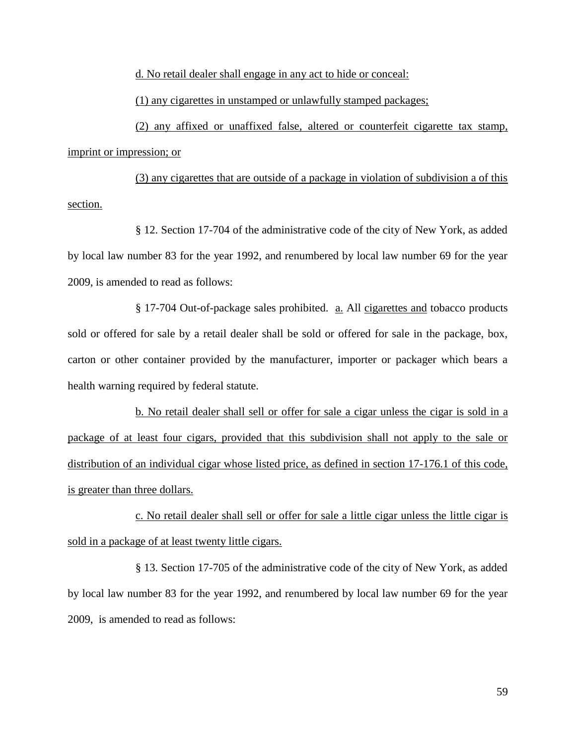d. No retail dealer shall engage in any act to hide or conceal:

(1) any cigarettes in unstamped or unlawfully stamped packages;

(2) any affixed or unaffixed false, altered or counterfeit cigarette tax stamp, imprint or impression; or

(3) any cigarettes that are outside of a package in violation of subdivision a of this section.

§ 12. Section 17-704 of the administrative code of the city of New York, as added by local law number 83 for the year 1992, and renumbered by local law number 69 for the year 2009, is amended to read as follows:

§ 17-704 Out-of-package sales prohibited. a. All cigarettes and tobacco products sold or offered for sale by a retail dealer shall be sold or offered for sale in the package, box, carton or other container provided by the manufacturer, importer or packager which bears a health warning required by federal statute.

b. No retail dealer shall sell or offer for sale a cigar unless the cigar is sold in a package of at least four cigars, provided that this subdivision shall not apply to the sale or distribution of an individual cigar whose listed price, as defined in section 17-176.1 of this code, is greater than three dollars.

c. No retail dealer shall sell or offer for sale a little cigar unless the little cigar is sold in a package of at least twenty little cigars.

§ 13. Section 17-705 of the administrative code of the city of New York, as added by local law number 83 for the year 1992, and renumbered by local law number 69 for the year 2009, is amended to read as follows: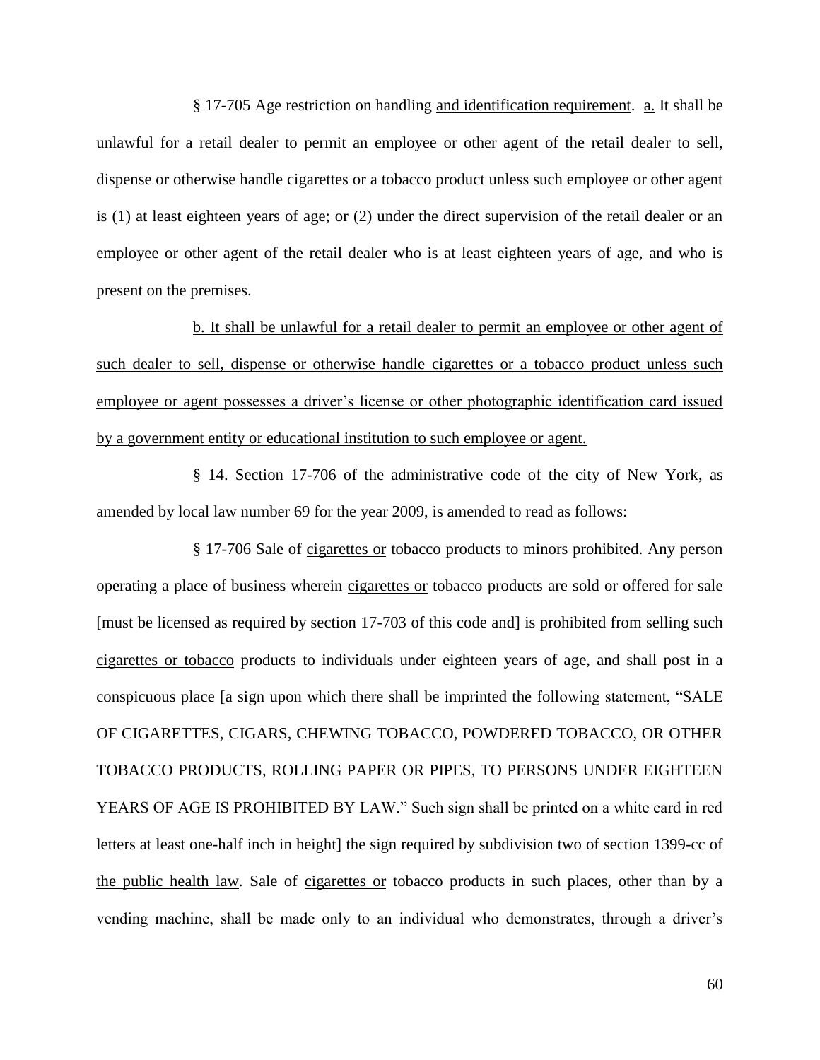§ 17-705 Age restriction on handling <u>and identification requirement</u>. <u>a.</u> It shall be unlawful for a retail dealer to permit an employee or other agent of the retail dealer to sell, dispense or otherwise handle <u>cigarettes or</u> a tobacco product unless such employee or other agent is (1) at least eighteen years of age; or (2) under the direct supervision of the retail dealer or an employee or other agent of the retail dealer who is at least eighteen years of age, and who is present on the premises.

<u>b. It shall be unlawful for a retail dealer to permit an employee or other agent of such dealer to sell, dispense or otherwise handle cigarettes or a tobacco product unless such employee or agent possesses a driver's license or other photographic identification card issued by a government entity or educational institution to such employee or agent.</u>

§ 14. Section 17-706 of the administrative code of the city of New York, as amended by local law number 69 for the year 2009, is amended to read as follows:

§ 17-706 Sale of <u>cigarettes or</u> tobacco products to minors prohibited. Any person operating a place of business wherein <u>cigarettes or</u> tobacco products are sold or offered for sale [must be licensed as required by section 17-703 of this code and] is prohibited from selling such <u>cigarettes or tobacco</u> products to individuals under eighteen years of age, and shall post in a conspicuous place [a sign upon which there shall be imprinted the following statement, "SALE OF CIGARETTES, CIGARS, CHEWING TOBACCO, POWDERED TOBACCO, OR OTHER TOBACCO PRODUCTS, ROLLING PAPER OR PIPES, TO PERSONS UNDER EIGHTEEN YEARS OF AGE IS PROHIBITED BY LAW." Such sign shall be printed on a white card in red letters at least one-half inch in height] <u>the sign required by subdivision two of section 1399-cc of the public health law</u>. Sale of <u>cigarettes or</u> tobacco products in such places, other than by a vending machine, shall be made only to an individual who demonstrates, through a driver's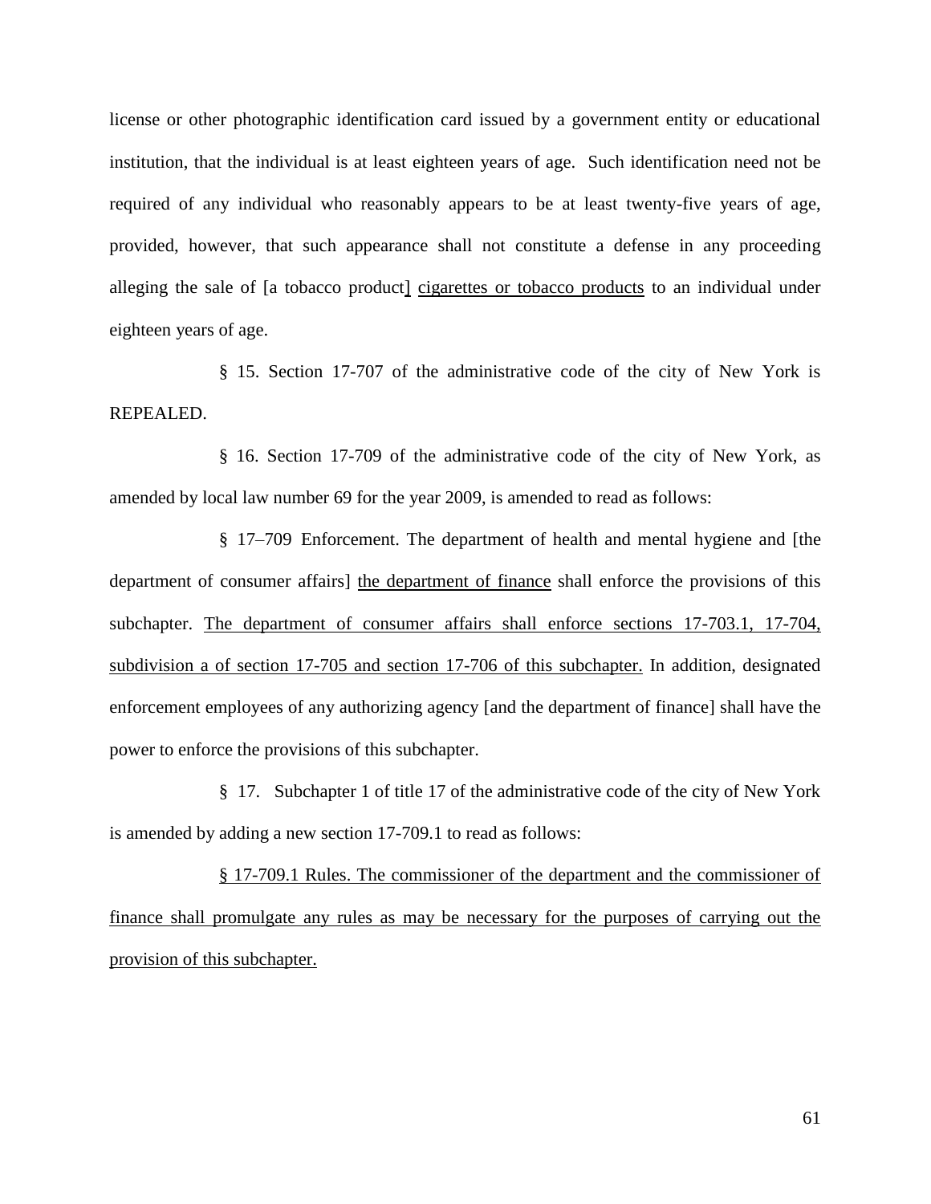license or other photographic identification card issued by a government entity or educational institution, that the individual is at least eighteen years of age. Such identification need not be required of any individual who reasonably appears to be at least twenty-five years of age, provided, however, that such appearance shall not constitute a defense in any proceeding alleging the sale of [a tobacco product] cigarettes or tobacco products to an individual under eighteen years of age.

§ 15. Section 17-707 of the administrative code of the city of New York is REPEALED.

§ 16. Section 17-709 of the administrative code of the city of New York, as amended by local law number 69 for the year 2009, is amended to read as follows:

§ 17–709 Enforcement. The department of health and mental hygiene and [the department of consumer affairs] the department of finance shall enforce the provisions of this subchapter. The department of consumer affairs shall enforce sections 17-703.1, 17-704, subdivision a of section 17-705 and section 17-706 of this subchapter. In addition, designated enforcement employees of any authorizing agency [and the department of finance] shall have the power to enforce the provisions of this subchapter.

§ 17. Subchapter 1 of title 17 of the administrative code of the city of New York is amended by adding a new section 17-709.1 to read as follows:

§ 17-709.1 Rules. The commissioner of the department and the commissioner of finance shall promulgate any rules as may be necessary for the purposes of carrying out the provision of this subchapter.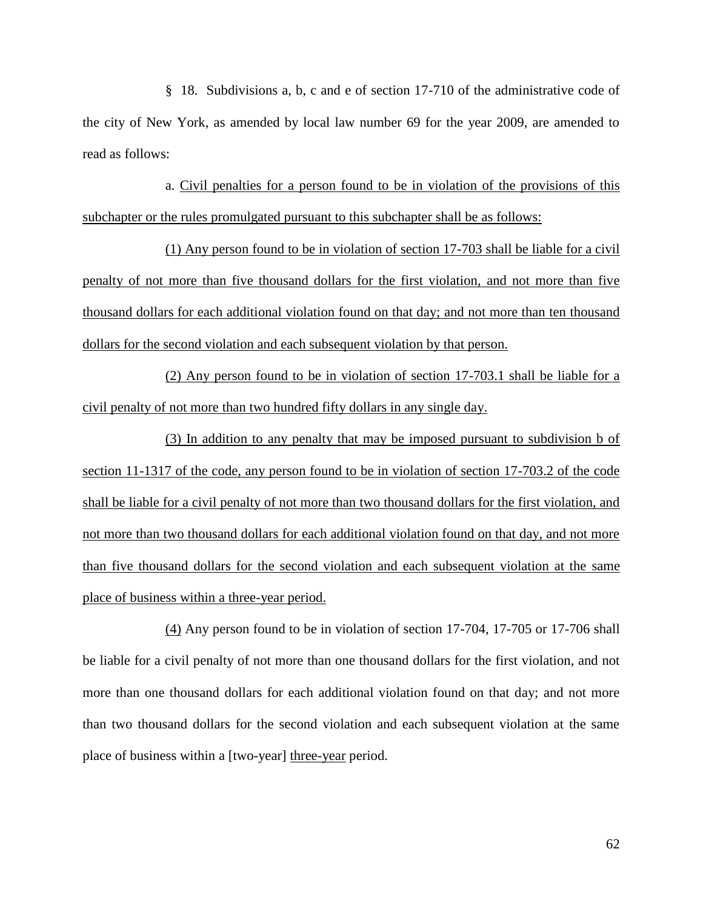§ 18. Subdivisions a, b, c and e of section 17-710 of the administrative code of the city of New York, as amended by local law number 69 for the year 2009, are amended to read as follows:

a. <u>Civil penalties for a person found to be in violation of the provisions of this subchapter or the rules promulgated pursuant to this subchapter shall be as follows:</u>

<u>(1) Any person found to be in violation of section 17-703 shall be liable for a civil penalty of not more than five thousand dollars for the first violation, and not more than five thousand dollars for each additional violation found on that day; and not more than ten thousand dollars for the second violation and each subsequent violation by that person.</u>

<u>(2) Any person found to be in violation of section 17-703.1 shall be liable for a civil penalty of not more than two hundred fifty dollars in any single day.</u>

<u>(3) In addition to any penalty that may be imposed pursuant to subdivision b of section 11-1317 of the code, any person found to be in violation of section 17-703.2 of the code shall be liable for a civil penalty of not more than two thousand dollars for the first violation, and not more than two thousand dollars for each additional violation found on that day, and not more than five thousand dollars for the second violation and each subsequent violation at the same place of business within a three-year period.</u>

<u>(4)</u> Any person found to be in violation of section 17-704, 17-705 or 17-706 shall be liable for a civil penalty of not more than one thousand dollars for the first violation, and not more than one thousand dollars for each additional violation found on that day; and not more than two thousand dollars for the second violation and each subsequent violation at the same place of business within a [two-year] <u>three-year</u> period.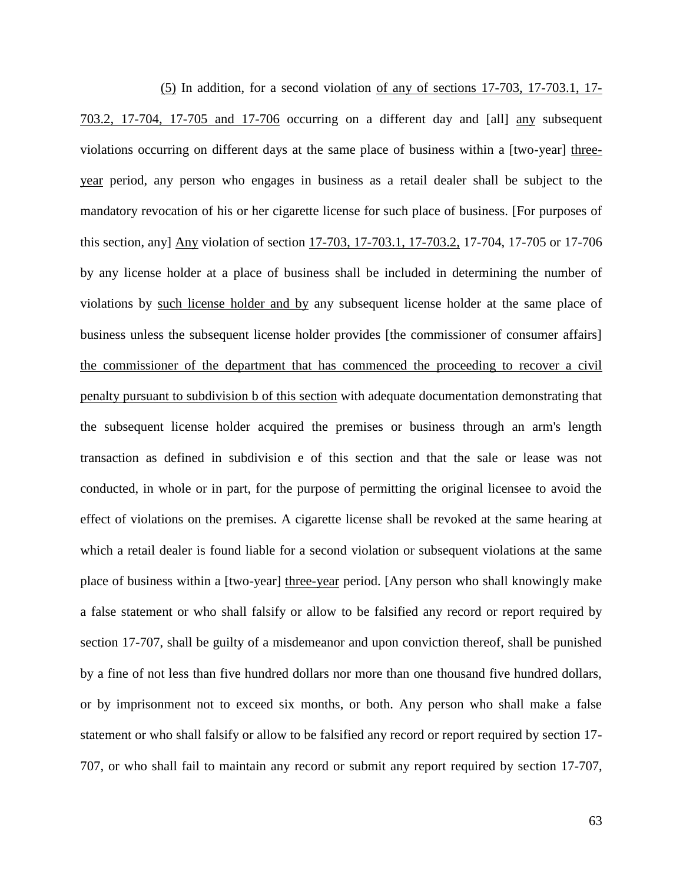<u>(5)</u> In addition, for a second violation <u>of any of sections 17-703, 17-703.1, 17-703.2, 17-704, 17-705 and 17-706</u> occurring on a different day and [all] <u>any</u> subsequent violations occurring on different days at the same place of business within a [two-year] <u>three-year</u> period, any person who engages in business as a retail dealer shall be subject to the mandatory revocation of his or her cigarette license for such place of business. [For purposes of this section, any] <u>Any</u> violation of section <u>17-703, 17-703.1, 17-703.2,</u> 17-704, 17-705 or 17-706 by any license holder at a place of business shall be included in determining the number of violations by <u>such license holder and by</u> any subsequent license holder at the same place of business unless the subsequent license holder provides [the commissioner of consumer affairs] <u>the commissioner of the department that has commenced the proceeding to recover a civil penalty pursuant to subdivision b of this section</u> with adequate documentation demonstrating that the subsequent license holder acquired the premises or business through an arm's length transaction as defined in subdivision e of this section and that the sale or lease was not conducted, in whole or in part, for the purpose of permitting the original licensee to avoid the effect of violations on the premises. A cigarette license shall be revoked at the same hearing at which a retail dealer is found liable for a second violation or subsequent violations at the same place of business within a [two-year] <u>three-year</u> period. [Any person who shall knowingly make a false statement or who shall falsify or allow to be falsified any record or report required by section 17-707, shall be guilty of a misdemeanor and upon conviction thereof, shall be punished by a fine of not less than five hundred dollars nor more than one thousand five hundred dollars, or by imprisonment not to exceed six months, or both. Any person who shall make a false statement or who shall falsify or allow to be falsified any record or report required by section 17-707, or who shall fail to maintain any record or submit any report required by section 17-707,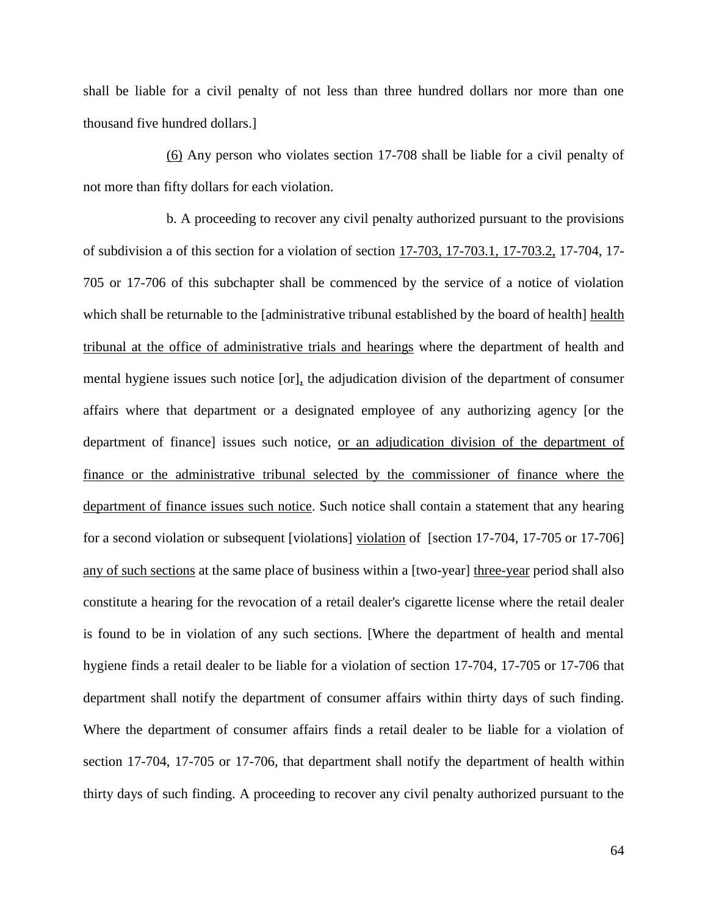shall be liable for a civil penalty of not less than three hundred dollars nor more than one thousand five hundred dollars.]

<u>(6)</u> Any person who violates section 17-708 shall be liable for a civil penalty of not more than fifty dollars for each violation.

b. A proceeding to recover any civil penalty authorized pursuant to the provisions of subdivision a of this section for a violation of section <u>17-703, 17-703.1, 17-703.2,</u> 17-704, 17-705 or 17-706 of this subchapter shall be commenced by the service of a notice of violation which shall be returnable to the [administrative tribunal established by the board of health] <u>health tribunal at the office of administrative trials and hearings</u> where the department of health and mental hygiene issues such notice [or]<u>,</u> the adjudication division of the department of consumer affairs where that department or a designated employee of any authorizing agency [or the department of finance] issues such notice, <u>or an adjudication division of the department of finance or the administrative tribunal selected by the commissioner of finance where the department of finance issues such notice</u>. Such notice shall contain a statement that any hearing for a second violation or subsequent [violations] <u>violation</u> of [section 17-704, 17-705 or 17-706] <u>any of such sections</u> at the same place of business within a [two-year] <u>three-year</u> period shall also constitute a hearing for the revocation of a retail dealer's cigarette license where the retail dealer is found to be in violation of any such sections. [Where the department of health and mental hygiene finds a retail dealer to be liable for a violation of section 17-704, 17-705 or 17-706 that department shall notify the department of consumer affairs within thirty days of such finding. Where the department of consumer affairs finds a retail dealer to be liable for a violation of section 17-704, 17-705 or 17-706, that department shall notify the department of health within thirty days of such finding. A proceeding to recover any civil penalty authorized pursuant to the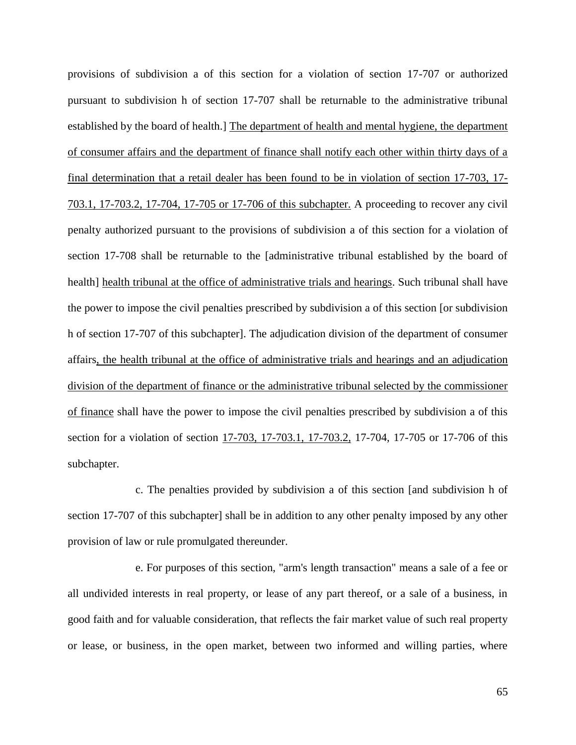provisions of subdivision a of this section for a violation of section 17-707 or authorized pursuant to subdivision h of section 17-707 shall be returnable to the administrative tribunal established by the board of health.] <u>The department of health and mental hygiene, the department of consumer affairs and the department of finance shall notify each other within thirty days of a final determination that a retail dealer has been found to be in violation of section 17-703, 17-703.1, 17-703.2, 17-704, 17-705 or 17-706 of this subchapter.</u> A proceeding to recover any civil penalty authorized pursuant to the provisions of subdivision a of this section for a violation of section 17-708 shall be returnable to the [administrative tribunal established by the board of health] <u>health tribunal at the office of administrative trials and hearings</u>. Such tribunal shall have the power to impose the civil penalties prescribed by subdivision a of this section [or subdivision h of section 17-707 of this subchapter]. The adjudication division of the department of consumer affairs<u>, the health tribunal at the office of administrative trials and hearings and an adjudication division of the department of finance or the administrative tribunal selected by the commissioner of finance</u> shall have the power to impose the civil penalties prescribed by subdivision a of this section for a violation of section <u>17-703, 17-703.1, 17-703.2,</u> 17-704, 17-705 or 17-706 of this subchapter.

c. The penalties provided by subdivision a of this section [and subdivision h of section 17-707 of this subchapter] shall be in addition to any other penalty imposed by any other provision of law or rule promulgated thereunder.

e. For purposes of this section, "arm's length transaction" means a sale of a fee or all undivided interests in real property, or lease of any part thereof, or a sale of a business, in good faith and for valuable consideration, that reflects the fair market value of such real property or lease, or business, in the open market, between two informed and willing parties, where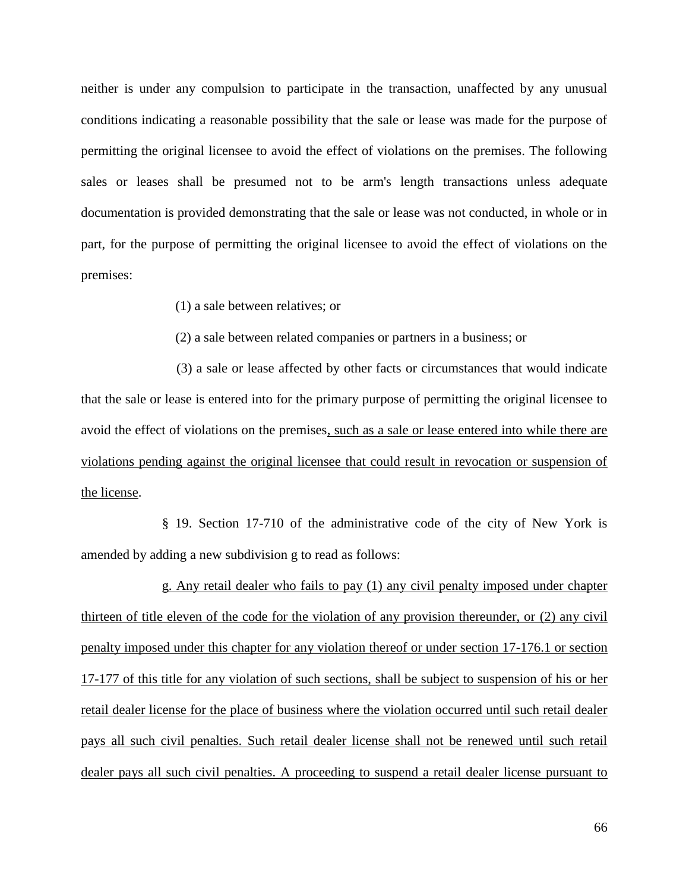neither is under any compulsion to participate in the transaction, unaffected by any unusual conditions indicating a reasonable possibility that the sale or lease was made for the purpose of permitting the original licensee to avoid the effect of violations on the premises. The following sales or leases shall be presumed not to be arm's length transactions unless adequate documentation is provided demonstrating that the sale or lease was not conducted, in whole or in part, for the purpose of permitting the original licensee to avoid the effect of violations on the premises:

(1) a sale between relatives; or

(2) a sale between related companies or partners in a business; or

(3) a sale or lease affected by other facts or circumstances that would indicate that the sale or lease is entered into for the primary purpose of permitting the original licensee to avoid the effect of violations on the premises<u>, such as a sale or lease entered into while there are violations pending against the original licensee that could result in revocation or suspension of the license</u>.

§ 19. Section 17-710 of the administrative code of the city of New York is amended by adding a new subdivision g to read as follows:

<u>g. Any retail dealer who fails to pay (1) any civil penalty imposed under chapter thirteen of title eleven of the code for the violation of any provision thereunder, or (2) any civil penalty imposed under this chapter for any violation thereof or under section 17-176.1 or section 17-177 of this title for any violation of such sections, shall be subject to suspension of his or her retail dealer license for the place of business where the violation occurred until such retail dealer pays all such civil penalties. Such retail dealer license shall not be renewed until such retail dealer pays all such civil penalties. A proceeding to suspend a retail dealer license pursuant to</u>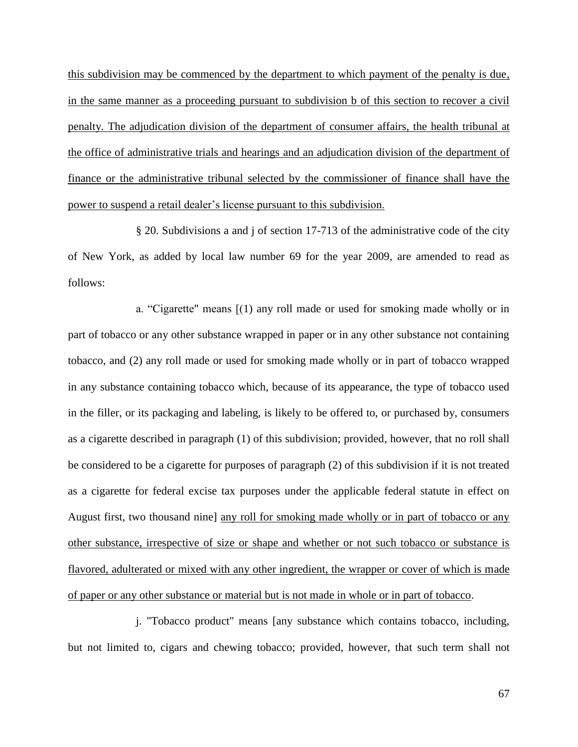this subdivision may be commenced by the department to which payment of the penalty is due, in the same manner as a proceeding pursuant to subdivision b of this section to recover a civil penalty. The adjudication division of the department of consumer affairs, the health tribunal at the office of administrative trials and hearings and an adjudication division of the department of finance or the administrative tribunal selected by the commissioner of finance shall have the power to suspend a retail dealer's license pursuant to this subdivision.

§ 20. Subdivisions a and j of section 17-713 of the administrative code of the city of New York, as added by local law number 69 for the year 2009, are amended to read as follows:

a. "Cigarette" means [(1) any roll made or used for smoking made wholly or in part of tobacco or any other substance wrapped in paper or in any other substance not containing tobacco, and (2) any roll made or used for smoking made wholly or in part of tobacco wrapped in any substance containing tobacco which, because of its appearance, the type of tobacco used in the filler, or its packaging and labeling, is likely to be offered to, or purchased by, consumers as a cigarette described in paragraph (1) of this subdivision; provided, however, that no roll shall be considered to be a cigarette for purposes of paragraph (2) of this subdivision if it is not treated as a cigarette for federal excise tax purposes under the applicable federal statute in effect on August first, two thousand nine] any roll for smoking made wholly or in part of tobacco or any other substance, irrespective of size or shape and whether or not such tobacco or substance is flavored, adulterated or mixed with any other ingredient, the wrapper or cover of which is made of paper or any other substance or material but is not made in whole or in part of tobacco.

j. "Tobacco product" means [any substance which contains tobacco, including, but not limited to, cigars and chewing tobacco; provided, however, that such term shall not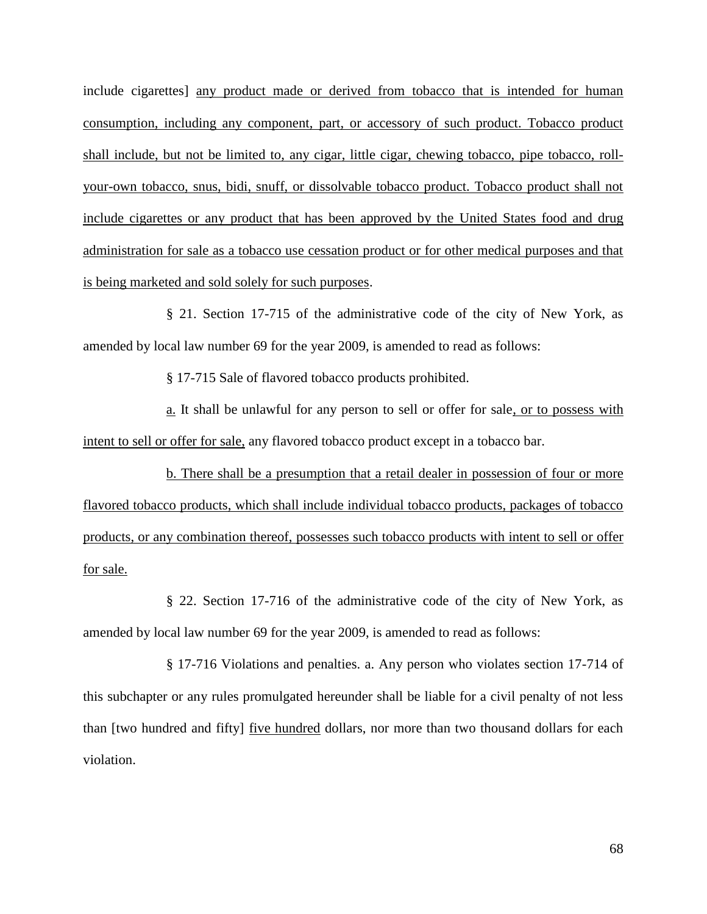include cigarettes] <u>any product made or derived from tobacco that is intended for human consumption, including any component, part, or accessory of such product. Tobacco product shall include, but not be limited to, any cigar, little cigar, chewing tobacco, pipe tobacco, roll-your-own tobacco, snus, bidi, snuff, or dissolvable tobacco product. Tobacco product shall not include cigarettes or any product that has been approved by the United States food and drug administration for sale as a tobacco use cessation product or for other medical purposes and that is being marketed and sold solely for such purposes</u>.

§ 21. Section 17-715 of the administrative code of the city of New York, as amended by local law number 69 for the year 2009, is amended to read as follows:

§ 17-715 Sale of flavored tobacco products prohibited.

<u>a.</u> It shall be unlawful for any person to sell or offer for sale<u>, or to possess with intent to sell or offer for sale,</u> any flavored tobacco product except in a tobacco bar.

<u>b. There shall be a presumption that a retail dealer in possession of four or more flavored tobacco products, which shall include individual tobacco products, packages of tobacco products, or any combination thereof, possesses such tobacco products with intent to sell or offer for sale.</u>

§ 22. Section 17-716 of the administrative code of the city of New York, as amended by local law number 69 for the year 2009, is amended to read as follows:

§ 17-716 Violations and penalties. a. Any person who violates section 17-714 of this subchapter or any rules promulgated hereunder shall be liable for a civil penalty of not less than [two hundred and fifty] <u>five hundred</u> dollars, nor more than two thousand dollars for each violation.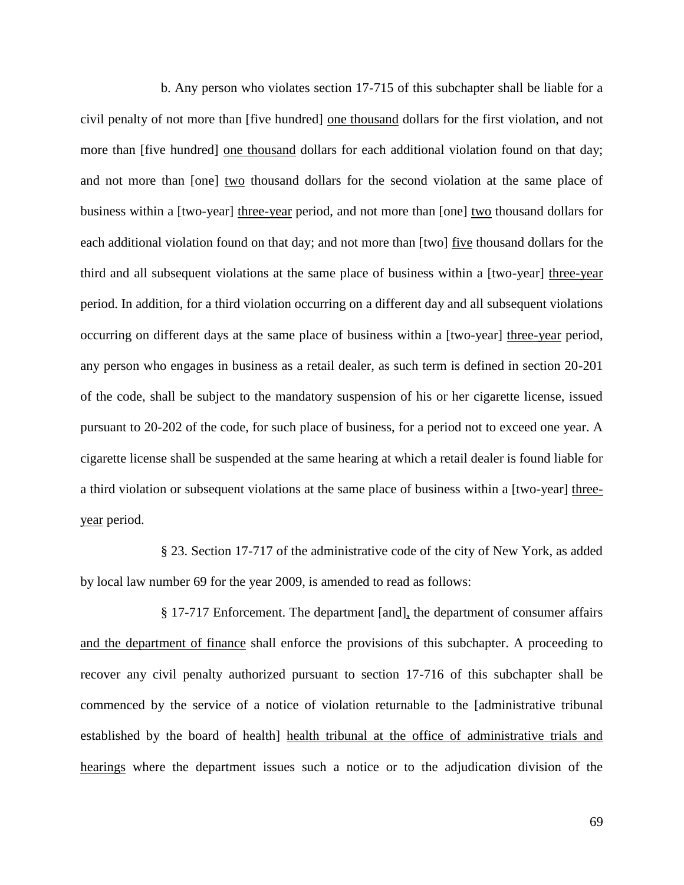b. Any person who violates section 17-715 of this subchapter shall be liable for a civil penalty of not more than [five hundred] <u>one thousand</u> dollars for the first violation, and not more than [five hundred] <u>one thousand</u> dollars for each additional violation found on that day; and not more than [one] <u>two</u> thousand dollars for the second violation at the same place of business within a [two-year] <u>three-year</u> period, and not more than [one] <u>two</u> thousand dollars for each additional violation found on that day; and not more than [two] <u>five</u> thousand dollars for the third and all subsequent violations at the same place of business within a [two-year] <u>three-year</u> period. In addition, for a third violation occurring on a different day and all subsequent violations occurring on different days at the same place of business within a [two-year] <u>three-year</u> period, any person who engages in business as a retail dealer, as such term is defined in section 20-201 of the code, shall be subject to the mandatory suspension of his or her cigarette license, issued pursuant to 20-202 of the code, for such place of business, for a period not to exceed one year. A cigarette license shall be suspended at the same hearing at which a retail dealer is found liable for a third violation or subsequent violations at the same place of business within a [two-year] <u>three-year</u> period.

§ 23. Section 17-717 of the administrative code of the city of New York, as added by local law number 69 for the year 2009, is amended to read as follows:

§ 17-717 Enforcement. The department [and]<u>,</u> the department of consumer affairs <u>and the department of finance</u> shall enforce the provisions of this subchapter. A proceeding to recover any civil penalty authorized pursuant to section 17-716 of this subchapter shall be commenced by the service of a notice of violation returnable to the [administrative tribunal established by the board of health] <u>health tribunal at the office of administrative trials and hearings</u> where the department issues such a notice or to the adjudication division of the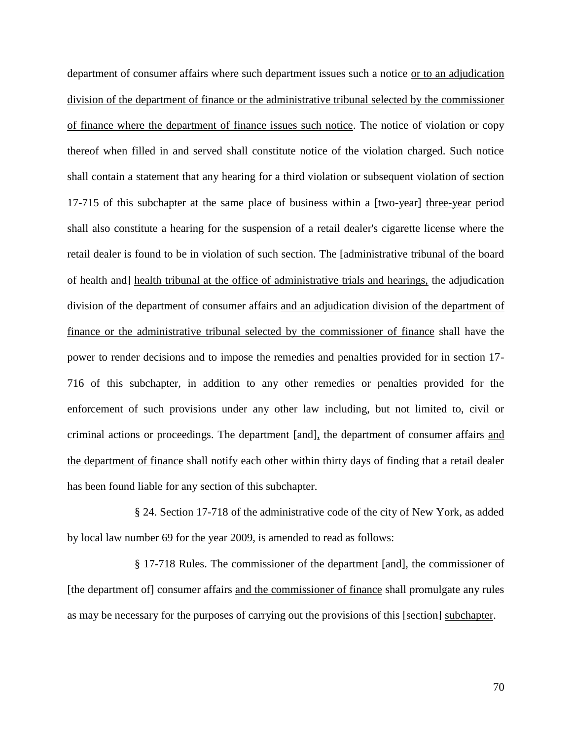department of consumer affairs where such department issues such a notice <u>or to an adjudication division of the department of finance or the administrative tribunal selected by the commissioner of finance where the department of finance issues such notice</u>. The notice of violation or copy thereof when filled in and served shall constitute notice of the violation charged. Such notice shall contain a statement that any hearing for a third violation or subsequent violation of section 17-715 of this subchapter at the same place of business within a [two-year] <u>three-year</u> period shall also constitute a hearing for the suspension of a retail dealer's cigarette license where the retail dealer is found to be in violation of such section. The [administrative tribunal of the board of health and] <u>health tribunal at the office of administrative trials and hearings,</u> the adjudication division of the department of consumer affairs <u>and an adjudication division of the department of finance or the administrative tribunal selected by the commissioner of finance</u> shall have the power to render decisions and to impose the remedies and penalties provided for in section 17-716 of this subchapter, in addition to any other remedies or penalties provided for the enforcement of such provisions under any other law including, but not limited to, civil or criminal actions or proceedings. The department [and]<u>,</u> the department of consumer affairs <u>and the department of finance</u> shall notify each other within thirty days of finding that a retail dealer has been found liable for any section of this subchapter.

§ 24. Section 17-718 of the administrative code of the city of New York, as added by local law number 69 for the year 2009, is amended to read as follows:

§ 17-718 Rules. The commissioner of the department [and]<u>,</u> the commissioner of [the department of] consumer affairs <u>and the commissioner of finance</u> shall promulgate any rules as may be necessary for the purposes of carrying out the provisions of this [section] <u>subchapter</u>.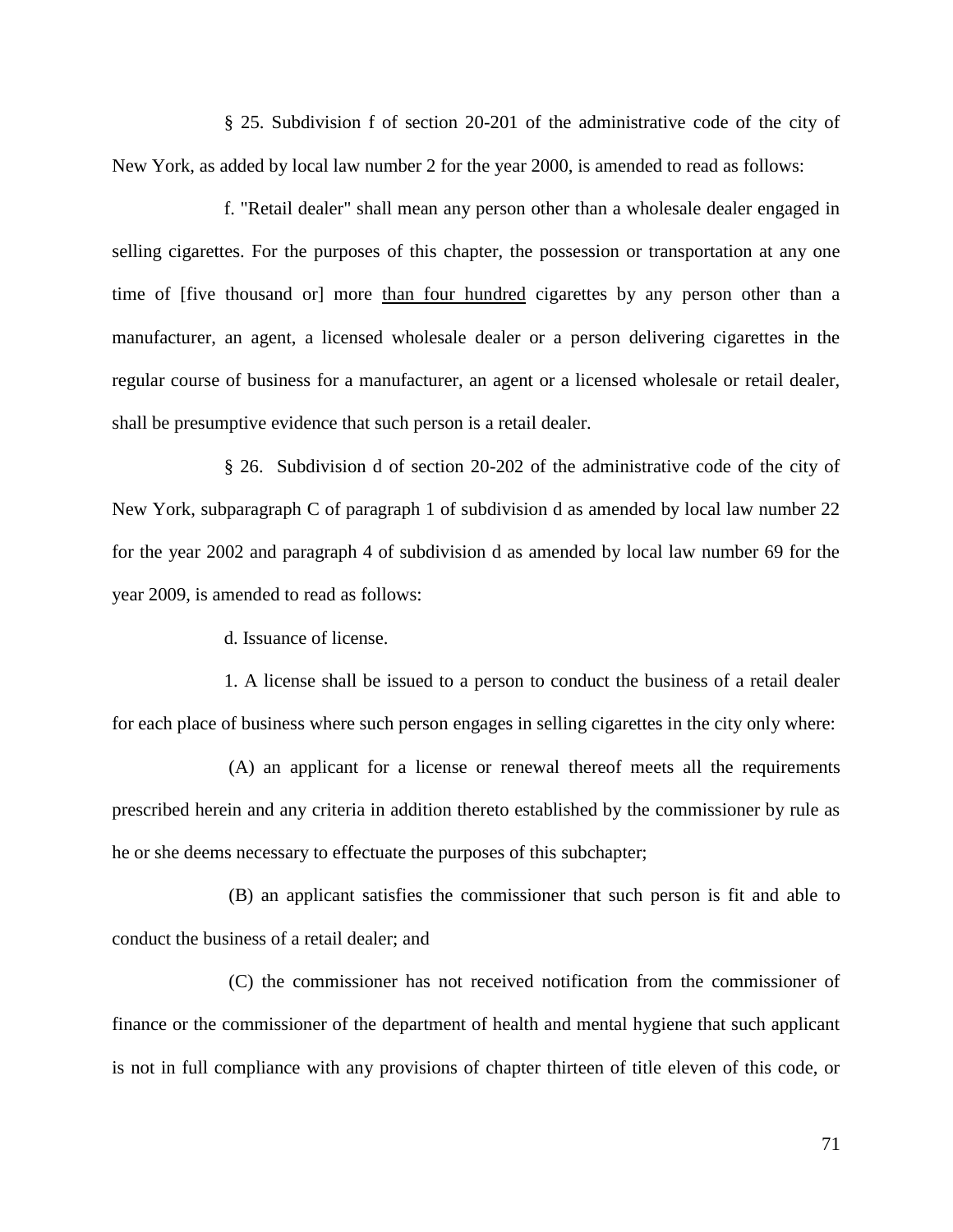§ 25. Subdivision f of section 20-201 of the administrative code of the city of New York, as added by local law number 2 for the year 2000, is amended to read as follows:

f. "Retail dealer" shall mean any person other than a wholesale dealer engaged in selling cigarettes. For the purposes of this chapter, the possession or transportation at any one time of [five thousand or] more <u>than four hundred</u> cigarettes by any person other than a manufacturer, an agent, a licensed wholesale dealer or a person delivering cigarettes in the regular course of business for a manufacturer, an agent or a licensed wholesale or retail dealer, shall be presumptive evidence that such person is a retail dealer.

§ 26. Subdivision d of section 20-202 of the administrative code of the city of New York, subparagraph C of paragraph 1 of subdivision d as amended by local law number 22 for the year 2002 and paragraph 4 of subdivision d as amended by local law number 69 for the year 2009, is amended to read as follows:

d. Issuance of license.

1. A license shall be issued to a person to conduct the business of a retail dealer for each place of business where such person engages in selling cigarettes in the city only where:

(A) an applicant for a license or renewal thereof meets all the requirements prescribed herein and any criteria in addition thereto established by the commissioner by rule as he or she deems necessary to effectuate the purposes of this subchapter;

(B) an applicant satisfies the commissioner that such person is fit and able to conduct the business of a retail dealer; and

(C) the commissioner has not received notification from the commissioner of finance or the commissioner of the department of health and mental hygiene that such applicant is not in full compliance with any provisions of chapter thirteen of title eleven of this code, or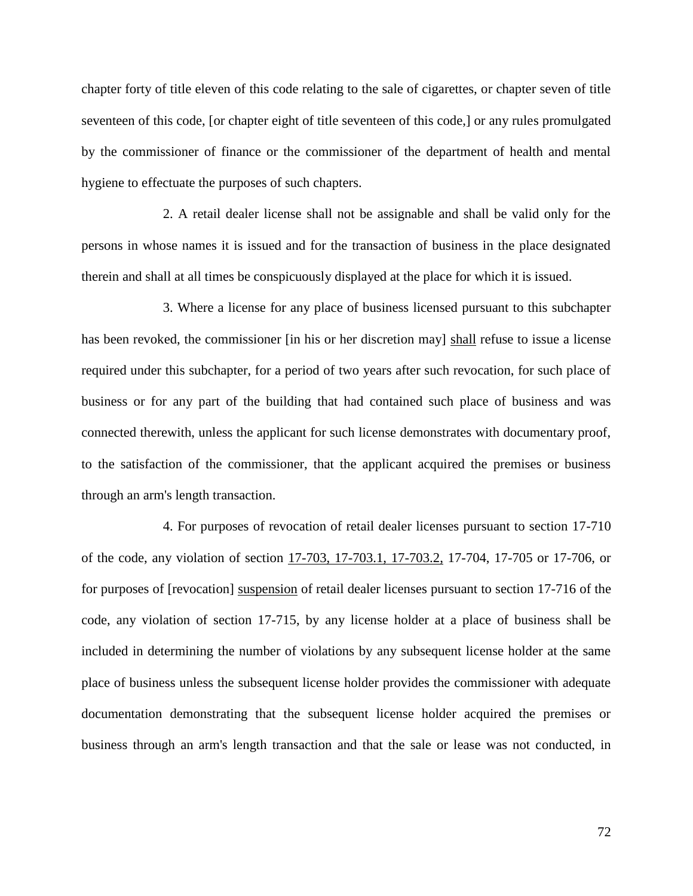chapter forty of title eleven of this code relating to the sale of cigarettes, or chapter seven of title seventeen of this code, [or chapter eight of title seventeen of this code,] or any rules promulgated by the commissioner of finance or the commissioner of the department of health and mental hygiene to effectuate the purposes of such chapters.

2. A retail dealer license shall not be assignable and shall be valid only for the persons in whose names it is issued and for the transaction of business in the place designated therein and shall at all times be conspicuously displayed at the place for which it is issued.

3. Where a license for any place of business licensed pursuant to this subchapter has been revoked, the commissioner [in his or her discretion may] <u>shall</u> refuse to issue a license required under this subchapter, for a period of two years after such revocation, for such place of business or for any part of the building that had contained such place of business and was connected therewith, unless the applicant for such license demonstrates with documentary proof, to the satisfaction of the commissioner, that the applicant acquired the premises or business through an arm's length transaction.

4. For purposes of revocation of retail dealer licenses pursuant to section 17-710 of the code, any violation of section <u>17-703, 17-703.1, 17-703.2,</u> 17-704, 17-705 or 17-706, or for purposes of [revocation] <u>suspension</u> of retail dealer licenses pursuant to section 17-716 of the code, any violation of section 17-715, by any license holder at a place of business shall be included in determining the number of violations by any subsequent license holder at the same place of business unless the subsequent license holder provides the commissioner with adequate documentation demonstrating that the subsequent license holder acquired the premises or business through an arm's length transaction and that the sale or lease was not conducted, in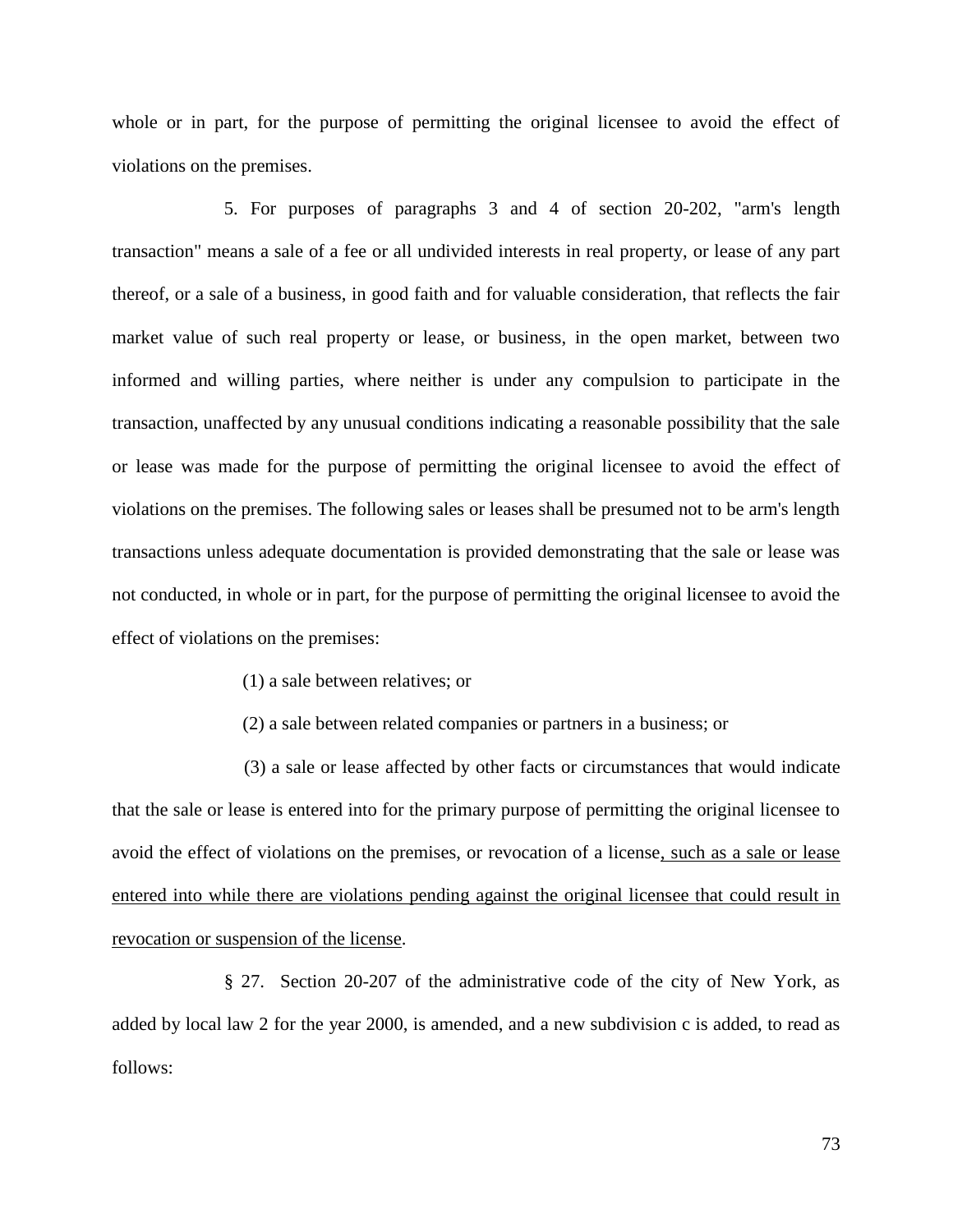whole or in part, for the purpose of permitting the original licensee to avoid the effect of violations on the premises.

5. For purposes of paragraphs 3 and 4 of section 20-202, "arm's length transaction" means a sale of a fee or all undivided interests in real property, or lease of any part thereof, or a sale of a business, in good faith and for valuable consideration, that reflects the fair market value of such real property or lease, or business, in the open market, between two informed and willing parties, where neither is under any compulsion to participate in the transaction, unaffected by any unusual conditions indicating a reasonable possibility that the sale or lease was made for the purpose of permitting the original licensee to avoid the effect of violations on the premises. The following sales or leases shall be presumed not to be arm's length transactions unless adequate documentation is provided demonstrating that the sale or lease was not conducted, in whole or in part, for the purpose of permitting the original licensee to avoid the effect of violations on the premises:

(1) a sale between relatives; or

(2) a sale between related companies or partners in a business; or

(3) a sale or lease affected by other facts or circumstances that would indicate that the sale or lease is entered into for the primary purpose of permitting the original licensee to avoid the effect of violations on the premises, or revocation of a license<u>, such as a sale or lease entered into while there are violations pending against the original licensee that could result in revocation or suspension of the license</u>.

§ 27. Section 20-207 of the administrative code of the city of New York, as added by local law 2 for the year 2000, is amended, and a new subdivision c is added, to read as follows: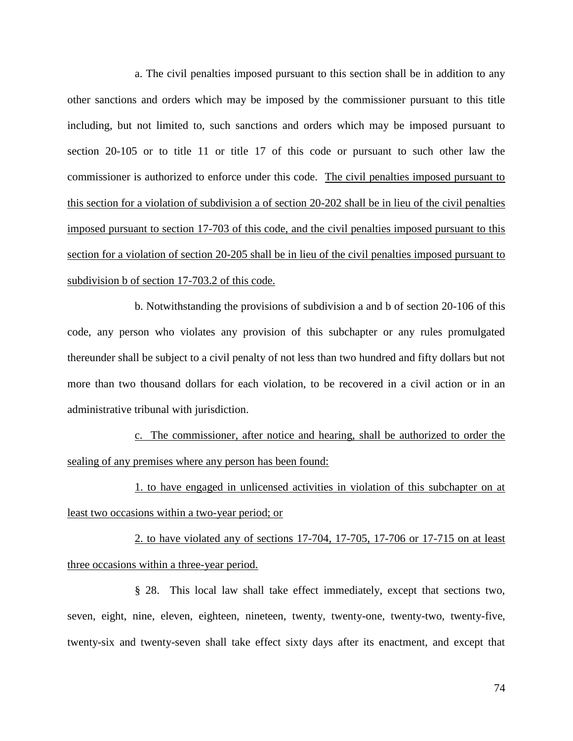a. The civil penalties imposed pursuant to this section shall be in addition to any other sanctions and orders which may be imposed by the commissioner pursuant to this title including, but not limited to, such sanctions and orders which may be imposed pursuant to section 20-105 or to title 11 or title 17 of this code or pursuant to such other law the commissioner is authorized to enforce under this code. <u>The civil penalties imposed pursuant to this section for a violation of subdivision a of section 20-202 shall be in lieu of the civil penalties imposed pursuant to section 17-703 of this code, and the civil penalties imposed pursuant to this section for a violation of section 20-205 shall be in lieu of the civil penalties imposed pursuant to subdivision b of section 17-703.2 of this code.</u>

b. Notwithstanding the provisions of subdivision a and b of section 20-106 of this code, any person who violates any provision of this subchapter or any rules promulgated thereunder shall be subject to a civil penalty of not less than two hundred and fifty dollars but not more than two thousand dollars for each violation, to be recovered in a civil action or in an administrative tribunal with jurisdiction.

<u>c. The commissioner, after notice and hearing, shall be authorized to order the sealing of any premises where any person has been found:</u>

<u>1. to have engaged in unlicensed activities in violation of this subchapter on at least two occasions within a two-year period; or</u>

<u>2. to have violated any of sections 17-704, 17-705, 17-706 or 17-715 on at least three occasions within a three-year period.</u>

§ 28. This local law shall take effect immediately, except that sections two, seven, eight, nine, eleven, eighteen, nineteen, twenty, twenty-one, twenty-two, twenty-five, twenty-six and twenty-seven shall take effect sixty days after its enactment, and except that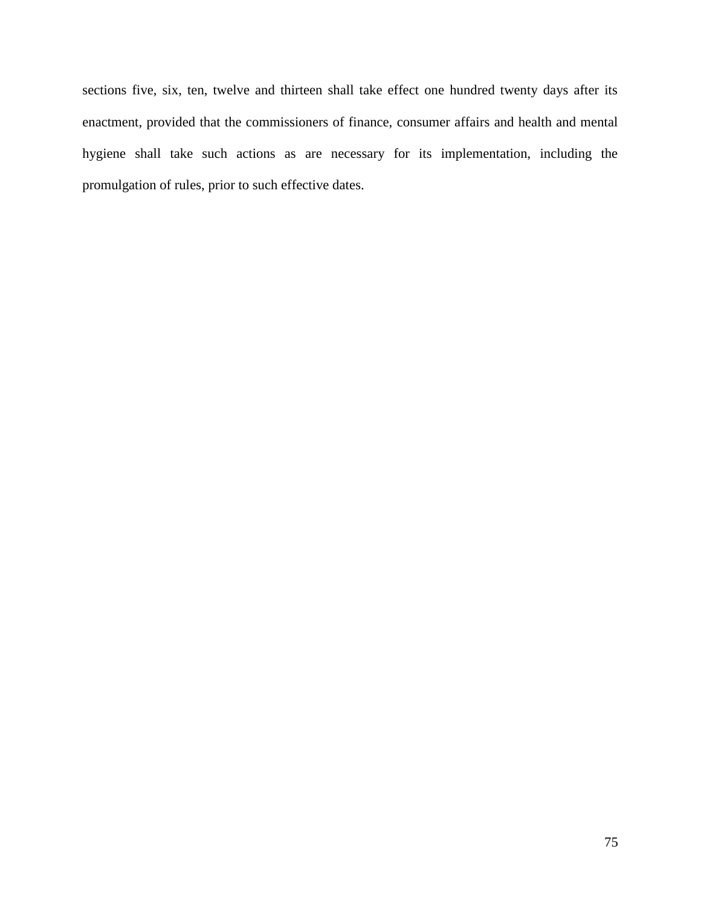sections five, six, ten, twelve and thirteen shall take effect one hundred twenty days after its enactment, provided that the commissioners of finance, consumer affairs and health and mental hygiene shall take such actions as are necessary for its implementation, including the promulgation of rules, prior to such effective dates.